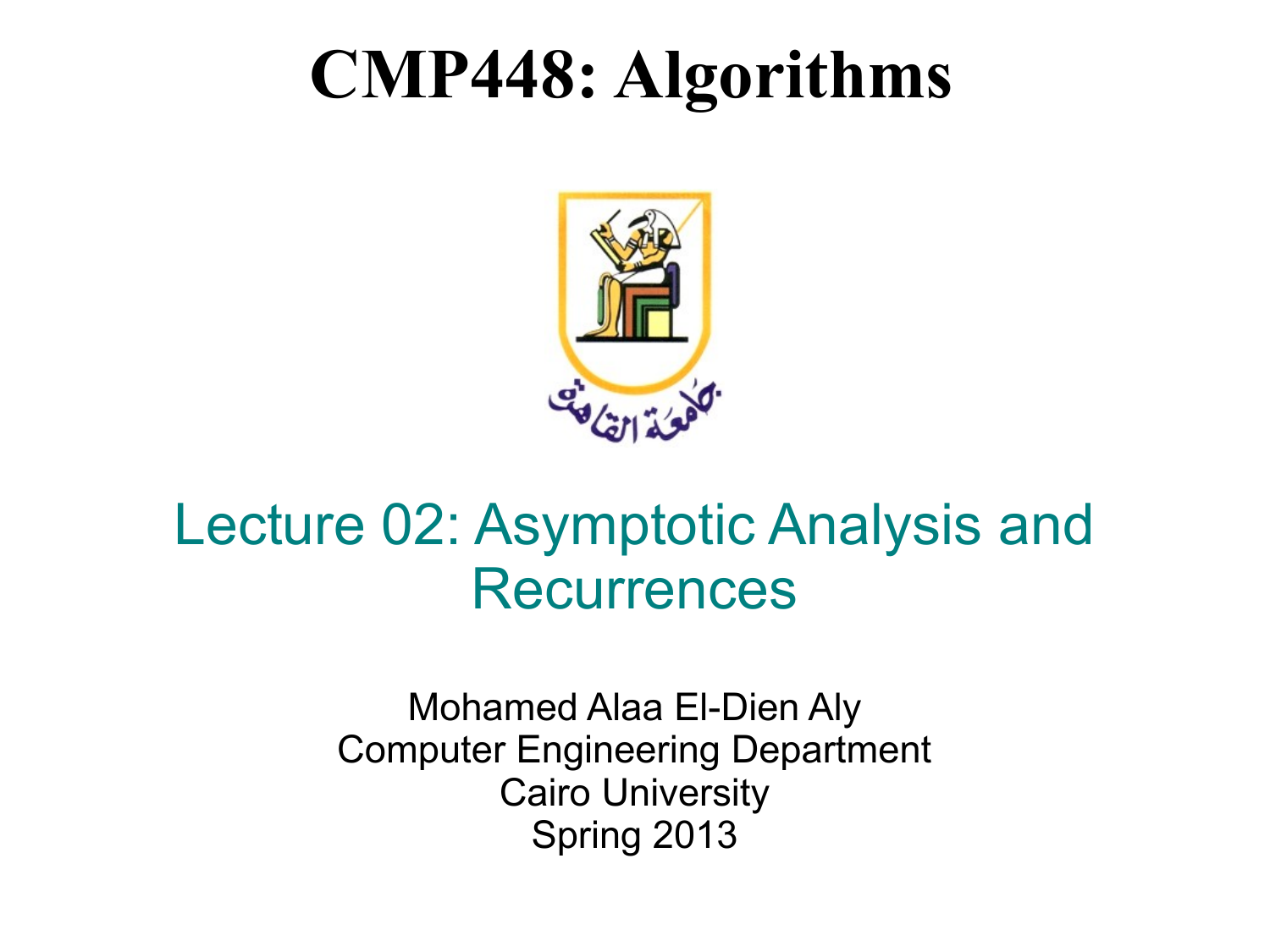# CMP448: Algorithms

جامعة القاهرة

## Lecture 02: Asymptotic Analysis and Recurrences

Mohamed Alaa El-Dien Aly
Computer Engineering Department
Cairo University
Spring 2013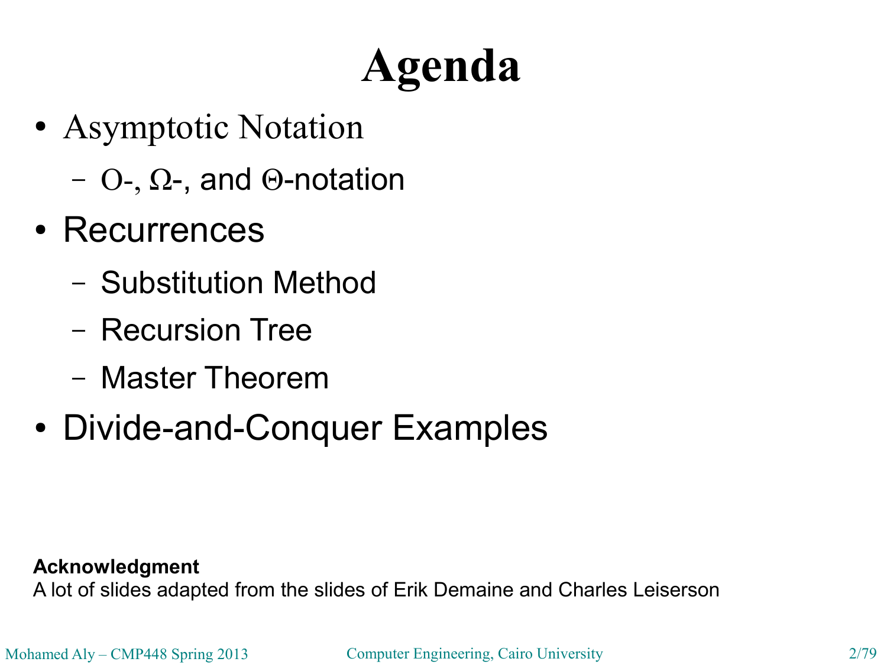# Agenda

- Asymptotic Notation
  - $O$-, $\Omega$-, and $\Theta$-notation
- Recurrences
  - Substitution Method
  - Recursion Tree
  - Master Theorem
- Divide-and-Conquer Examples

**Acknowledgment**
A lot of slides adapted from the slides of Erik Demaine and Charles Leiserson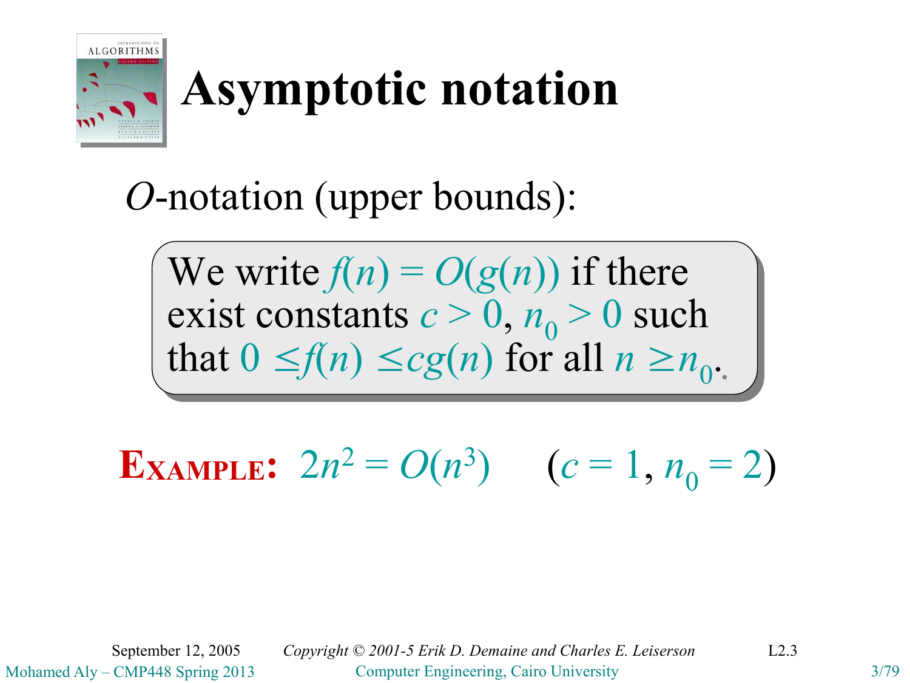# Asymptotic notation

*O*-notation (upper bounds):

> We write $f(n) = O(g(n))$ if there exist constants $c > 0$, $n_0 > 0$ such that $0 \leq f(n) \leq cg(n)$ for all $n \geq n_0$.

**EXAMPLE:** $2n^2 = O(n^3)$ $\quad (c = 1, n_0 = 2)$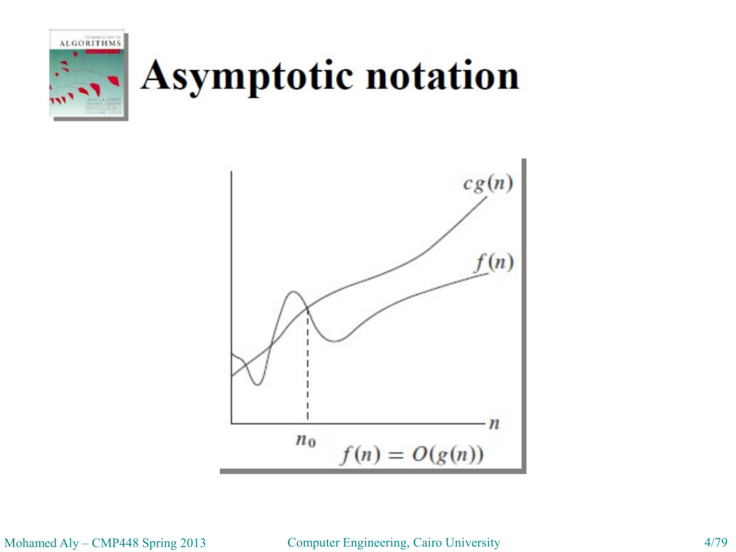# Asymptotic notation

$f(n) = O(g(n))$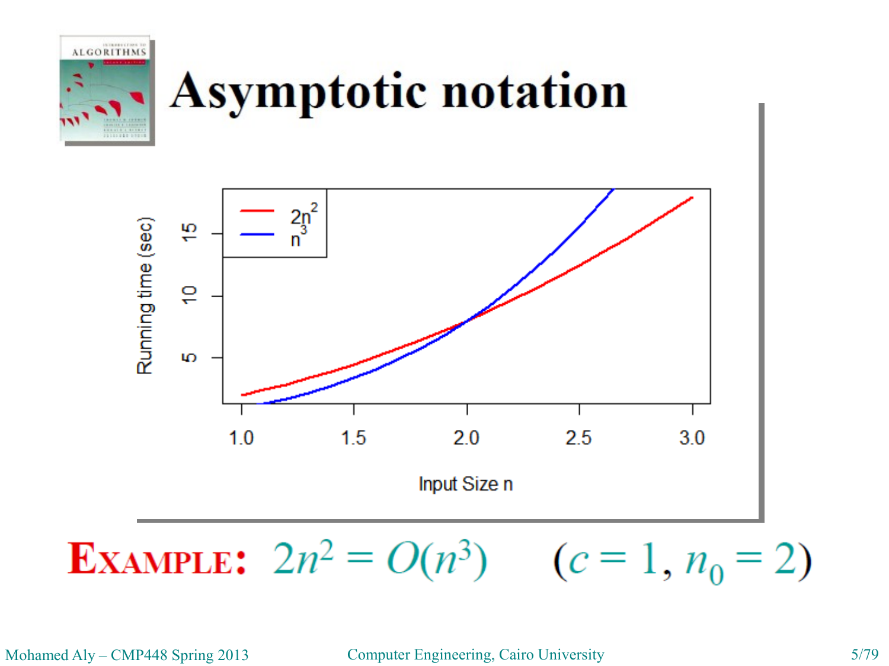# Asymptotic notation

**EXAMPLE:** $2n^2 = O(n^3)$ $\quad (c = 1, n_0 = 2)$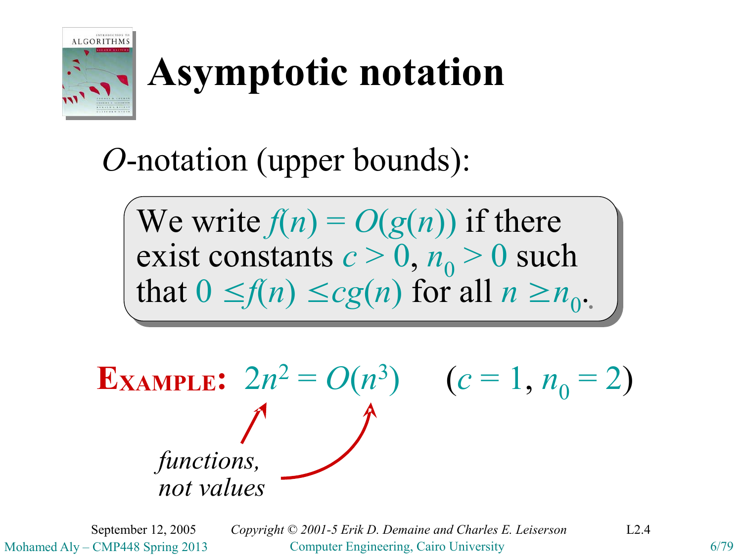# Asymptotic notation

*O*-notation (upper bounds):

> We write $f(n) = O(g(n))$ if there exist constants $c > 0$, $n_0 > 0$ such that $0 \leq f(n) \leq cg(n)$ for all $n \geq n_0$.

**EXAMPLE:** $2n^2 = O(n^3)$ $\quad (c = 1, n_0 = 2)$

*functions, not values*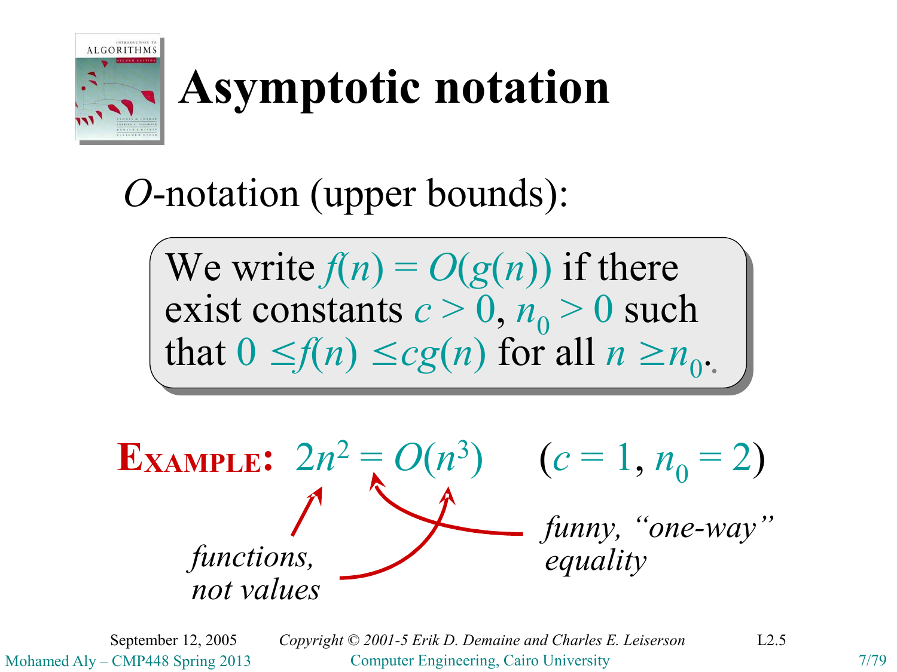# Asymptotic notation

*O*-notation (upper bounds):

> We write $f(n) = O(g(n))$ if there exist constants $c > 0$, $n_0 > 0$ such that $0 \leq f(n) \leq cg(n)$ for all $n \geq n_0$.

**EXAMPLE:** $2n^2 = O(n^3)$ $\quad (c = 1, n_0 = 2)$

*functions, not values*

*funny, "one-way" equality*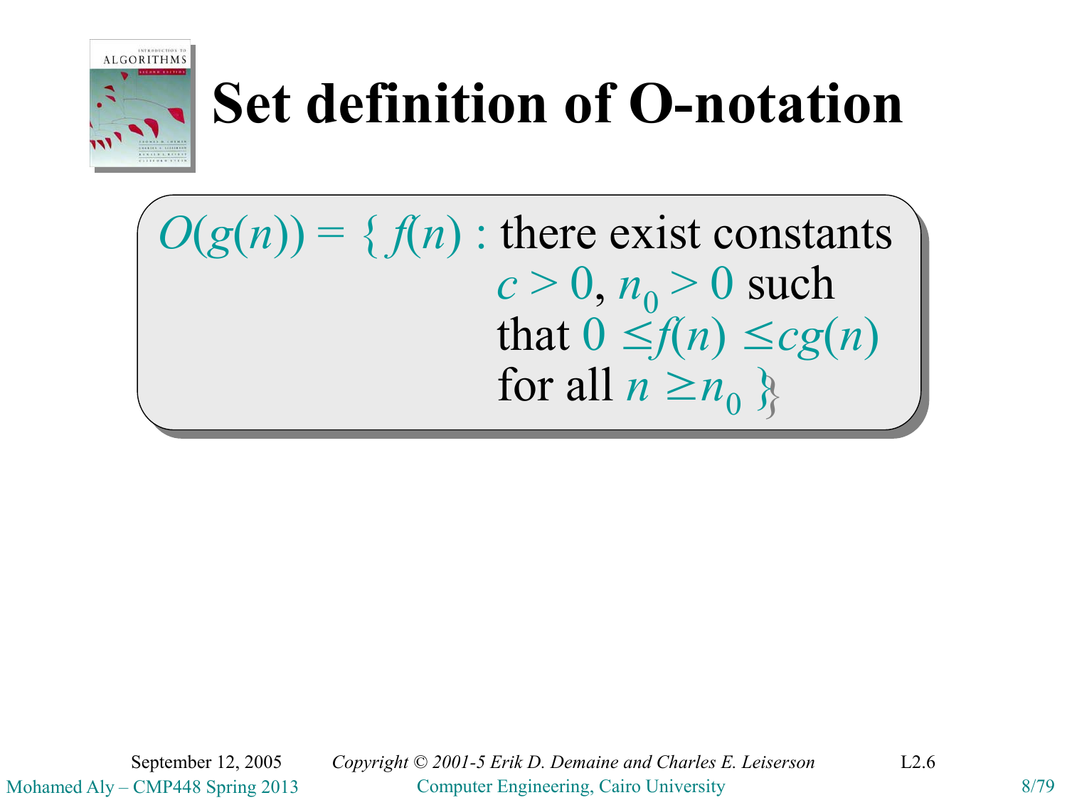# Set definition of O-notation

$O(g(n)) = \{ f(n)$ : there exist constants $c > 0$, $n_0 > 0$ such that $0 \leq f(n) \leq cg(n)$ for all $n \geq n_0$ $\}$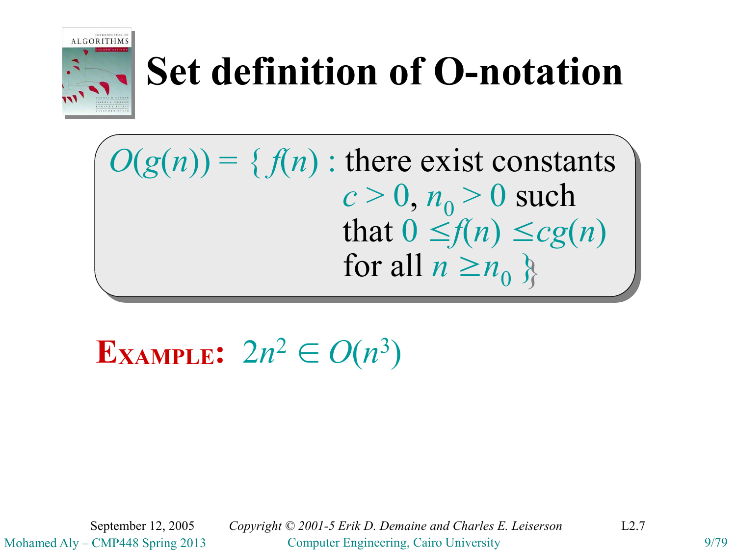# Set definition of O-notation

$O(g(n)) = \{ f(n) :$ there exist constants $c > 0$, $n_0 > 0$ such that $0 \leq f(n) \leq cg(n)$ for all $n \geq n_0 \}$

**EXAMPLE:** $2n^2 \in O(n^3)$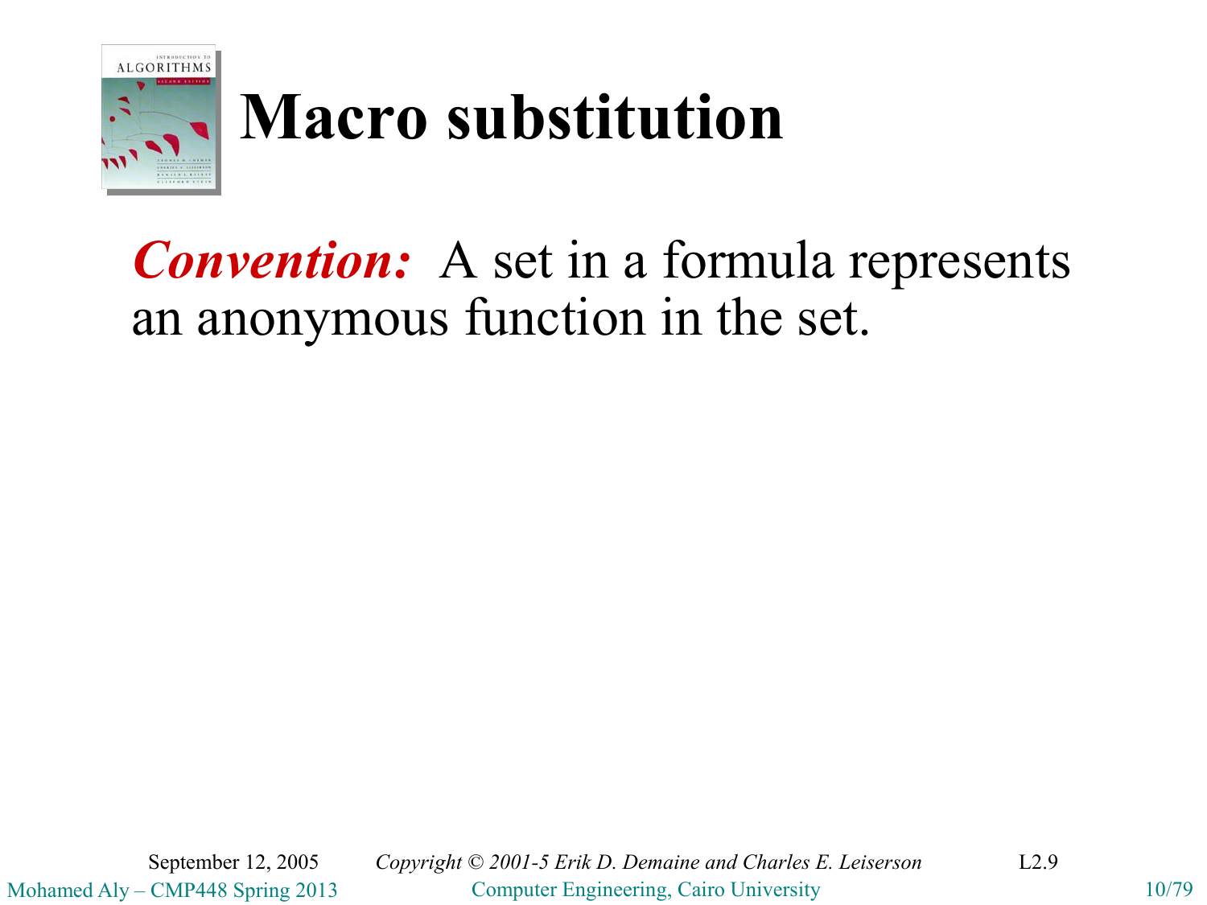# Macro substitution

***Convention:*** A set in a formula represents an anonymous function in the set.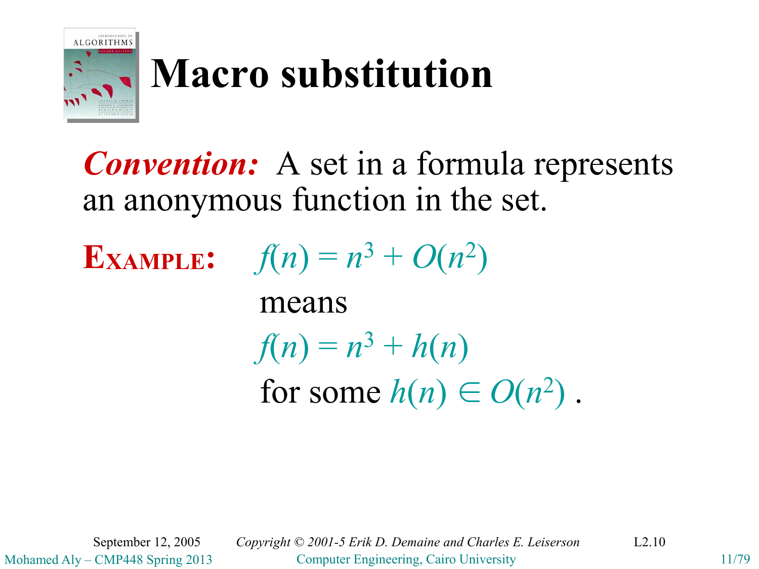# Macro substitution

***Convention:*** A set in a formula represents an anonymous function in the set.

**EXAMPLE:** $f(n) = n^3 + O(n^2)$

means

$f(n) = n^3 + h(n)$

for some $h(n) \in O(n^2)$ .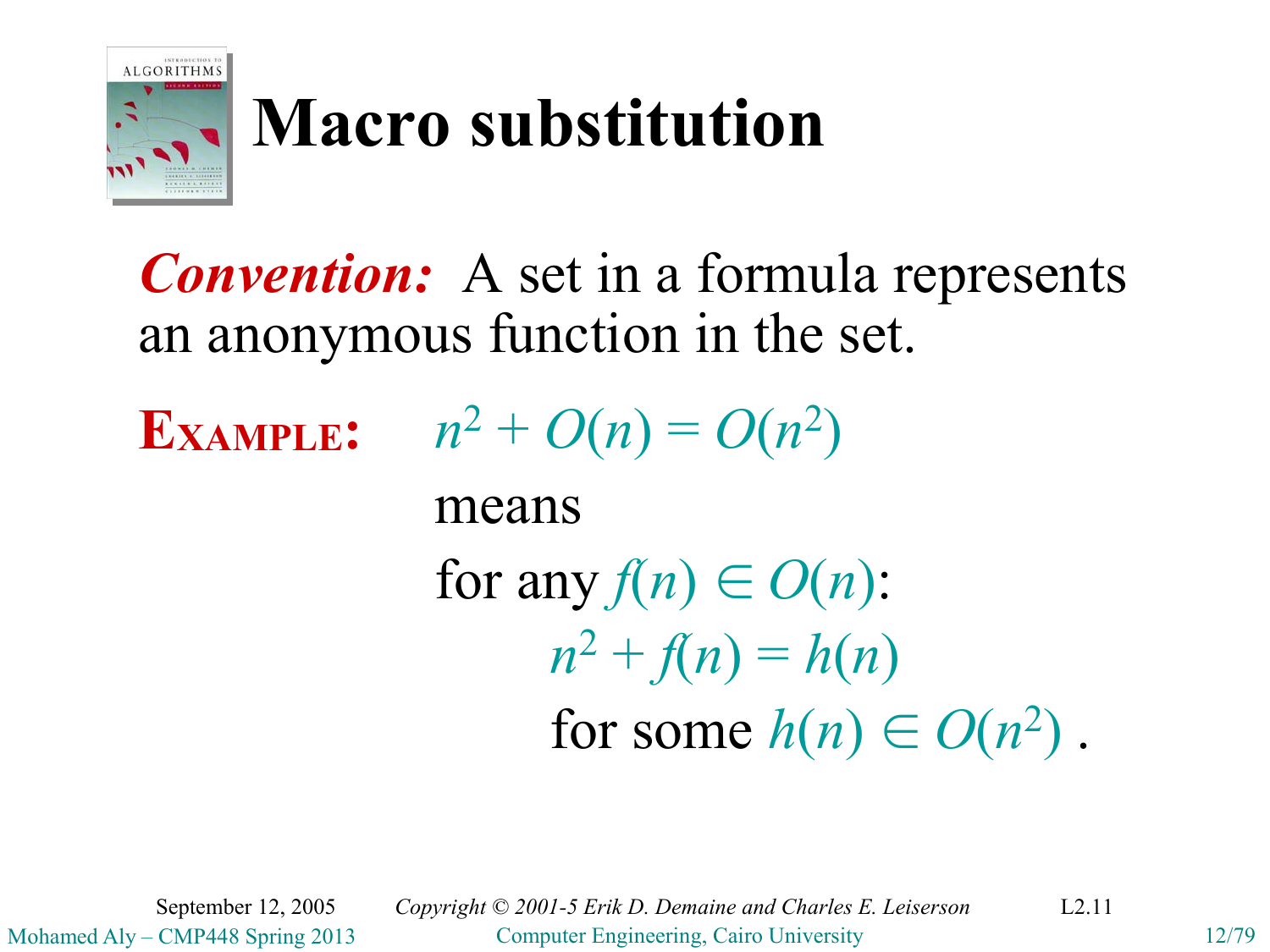# Macro substitution

***Convention:*** A set in a formula represents an anonymous function in the set.

**EXAMPLE:** $n^2 + O(n) = O(n^2)$

means

for any $f(n) \in O(n)$:

$$n^2 + f(n) = h(n)$$

for some $h(n) \in O(n^2)$ .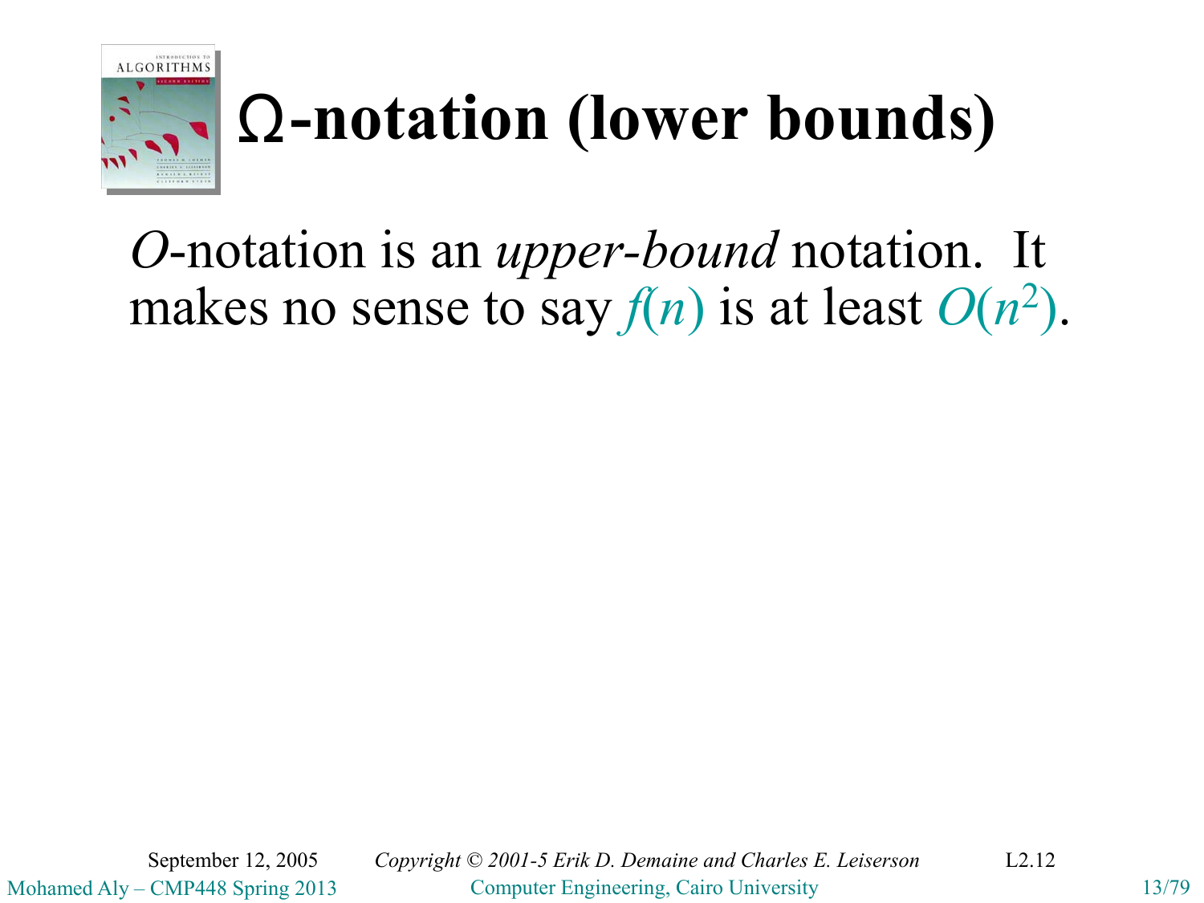# $\Omega$-notation (lower bounds)

$O$-notation is an *upper-bound* notation. It makes no sense to say $f(n)$ is at least $O(n^2)$.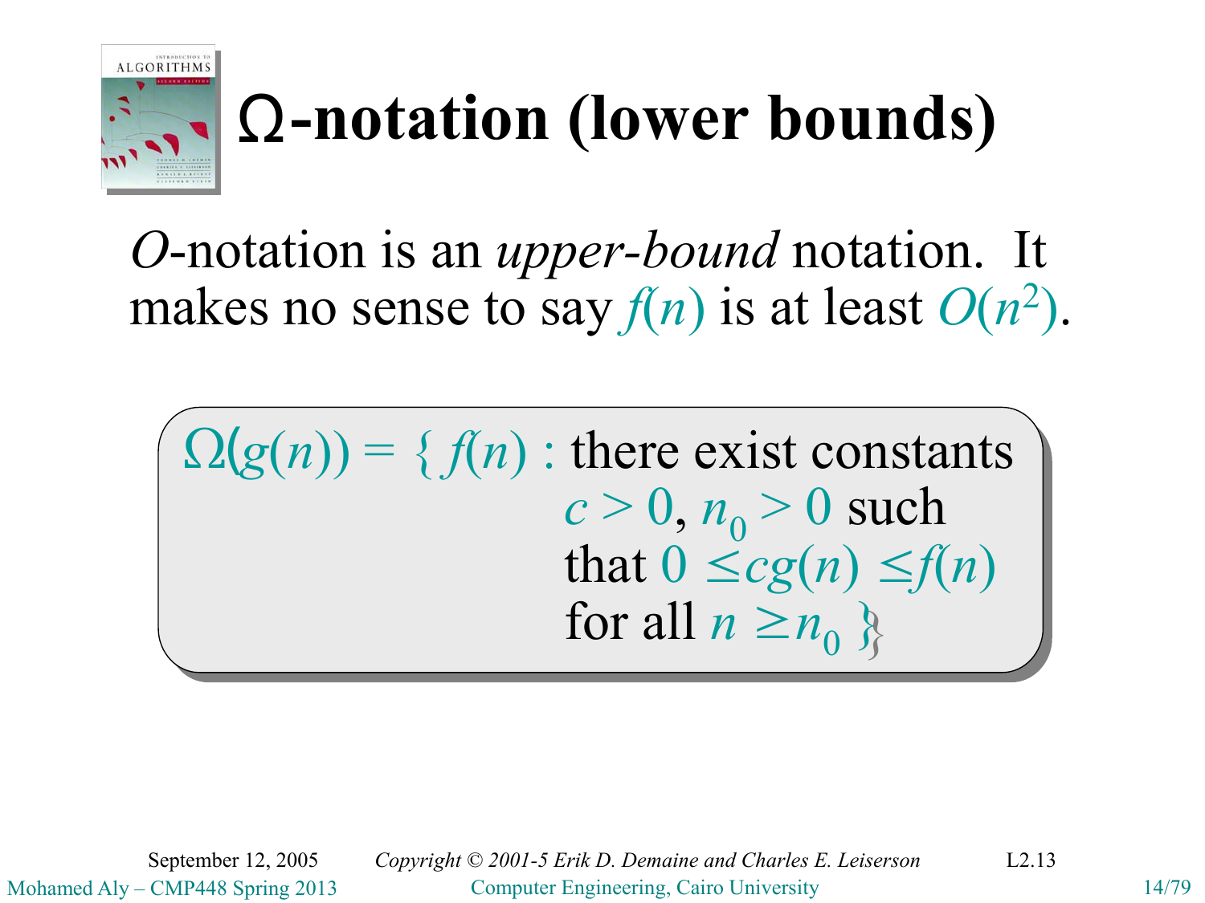# $\Omega$-notation (lower bounds)

*O*-notation is an *upper-bound* notation. It makes no sense to say $f(n)$ is at least $O(n^2)$.

$$\Omega(g(n)) = \{ f(n) : \text{there exist constants } c > 0, n_0 > 0 \text{ such that } 0 \le cg(n) \le f(n) \text{ for all } n \ge n_0 \}$$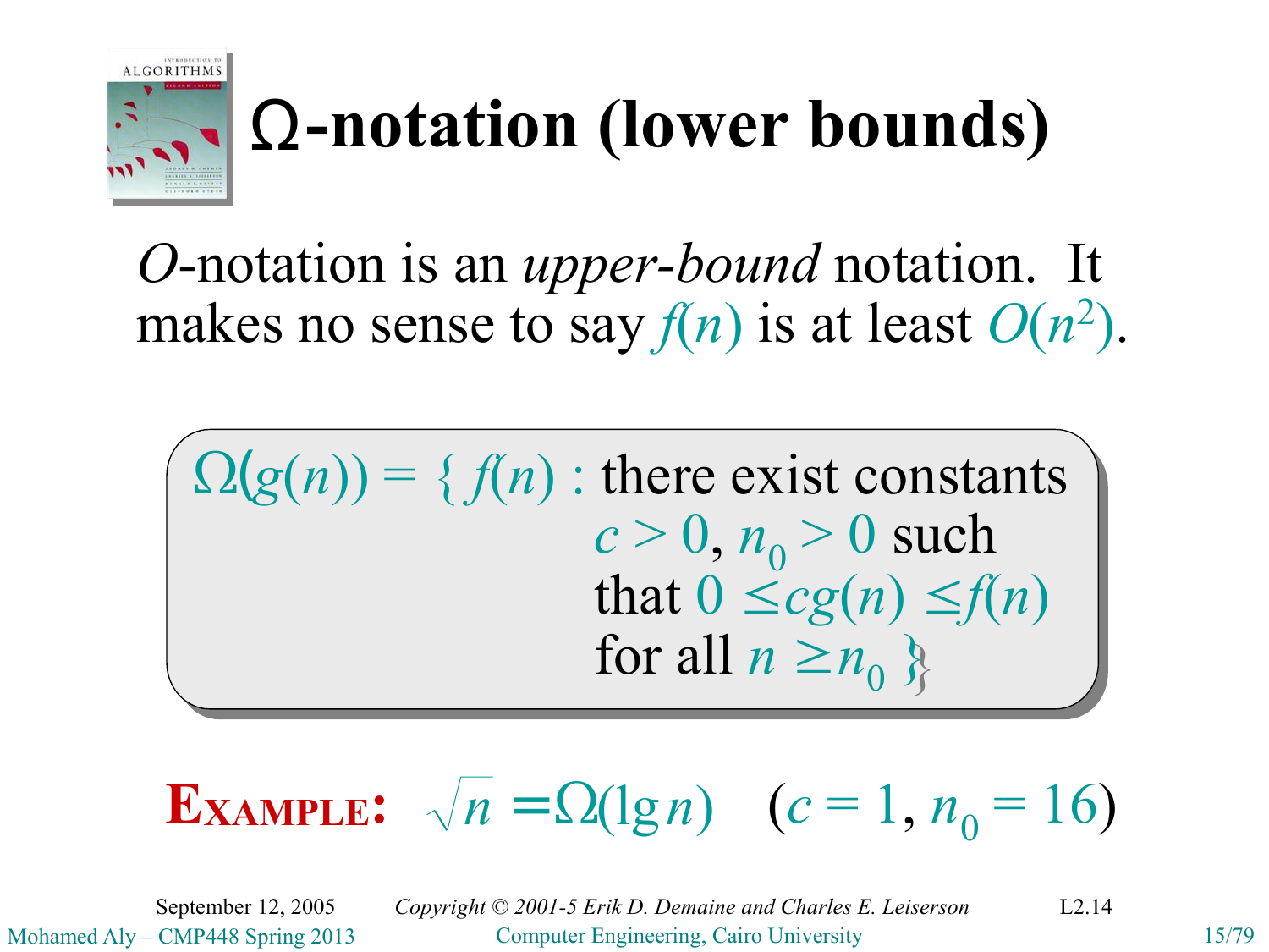# Ω-notation (lower bounds)

*O*-notation is an *upper-bound* notation. It makes no sense to say $f(n)$ is at least $O(n^2)$.

$\Omega(g(n)) = \{ f(n)$ : there exist constants $c > 0, n_0 > 0$ such that $0 \leq cg(n) \leq f(n)$ for all $n \geq n_0 \}$

**Example:** $\sqrt{n} = \Omega(\lg n)$ $(c = 1, n_0 = 16)$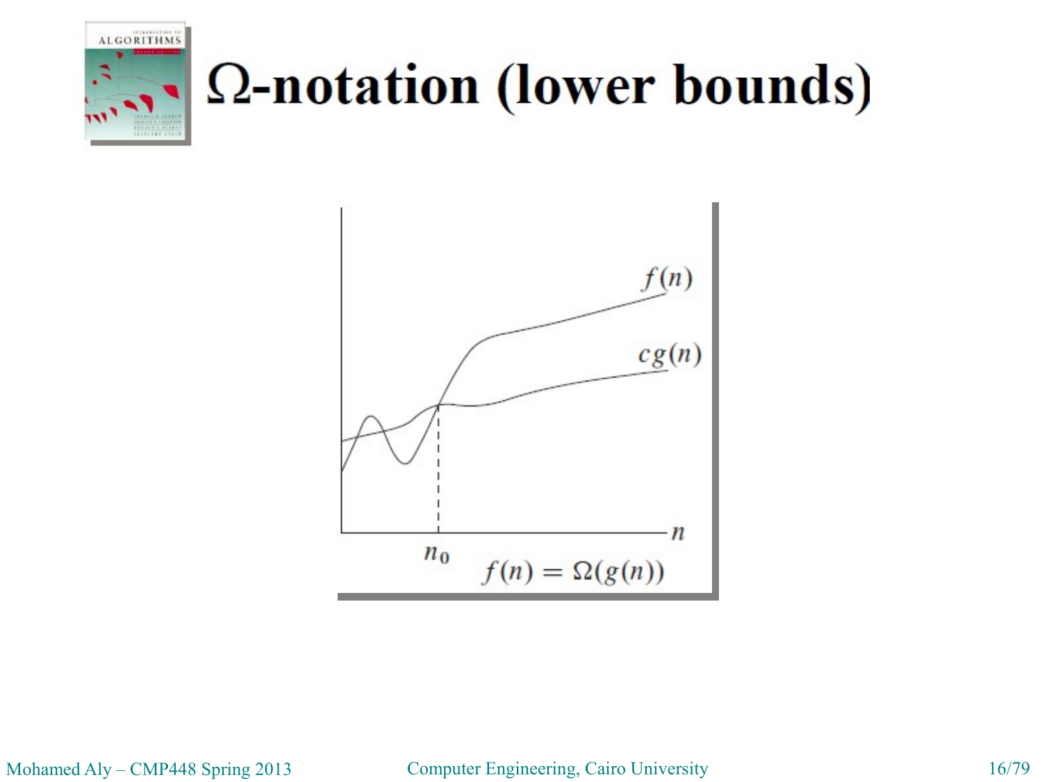# Ω-notation (lower bounds)

$f(n)$

$cg(n)$

$n$

$n_0$

$f(n) = \Omega(g(n))$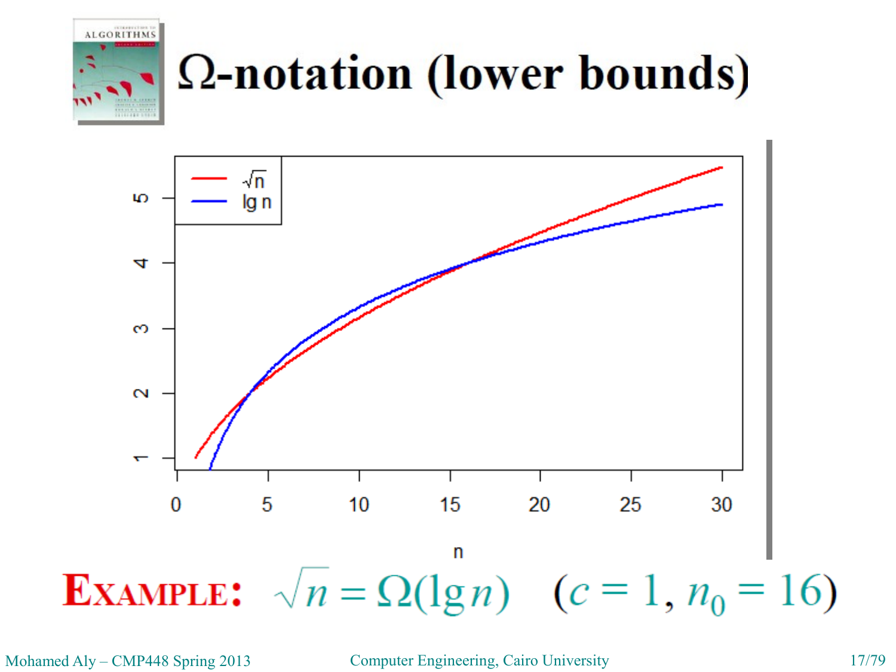# Ω-notation (lower bounds)

**EXAMPLE:** $\sqrt{n} = \Omega(\lg n) \quad (c = 1,\ n_0 = 16)$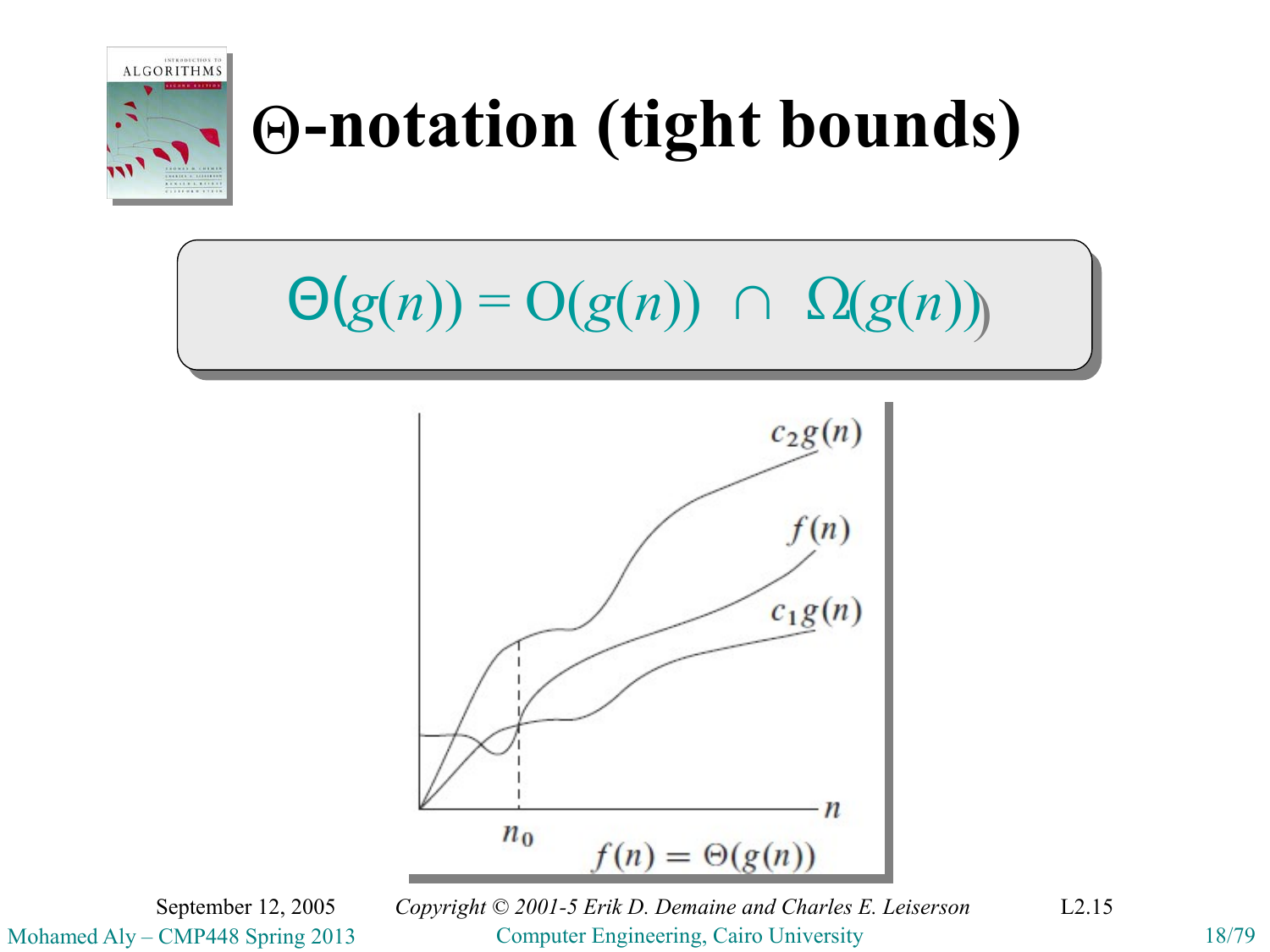# Θ-notation (tight bounds)

$$\Theta(g(n)) = O(g(n)) \cap \Omega(g(n))$$

$c_2 g(n)$

$f(n)$

$c_1 g(n)$

$n_0$ $n$

$f(n) = \Theta(g(n))$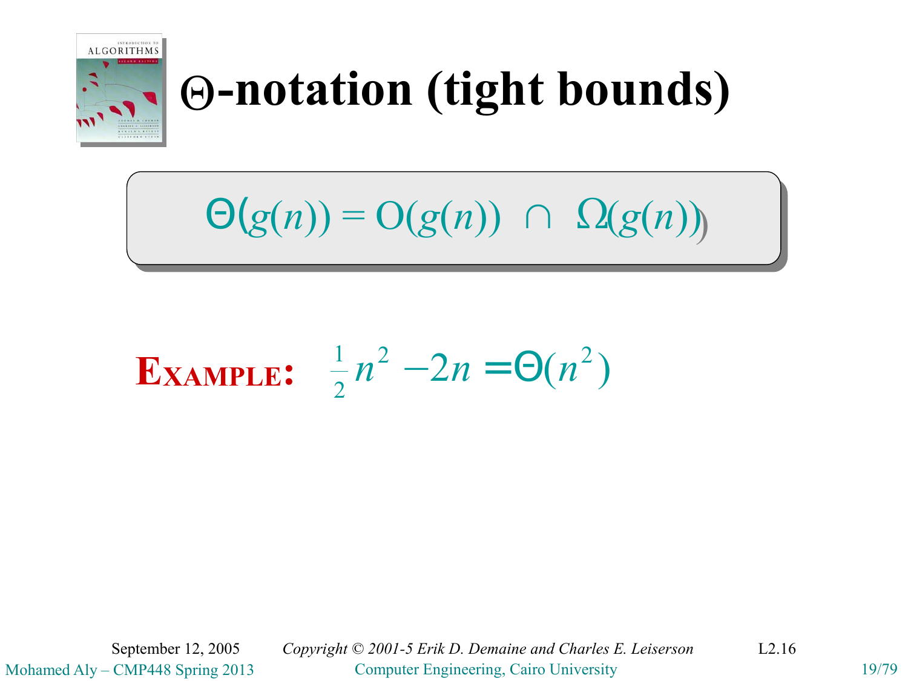# Θ-notation (tight bounds)

$$\Theta(g(n)) = O(g(n)) \cap \Omega(g(n))$$

**EXAMPLE:** $\frac{1}{2}n^2 - 2n = \Theta(n^2)$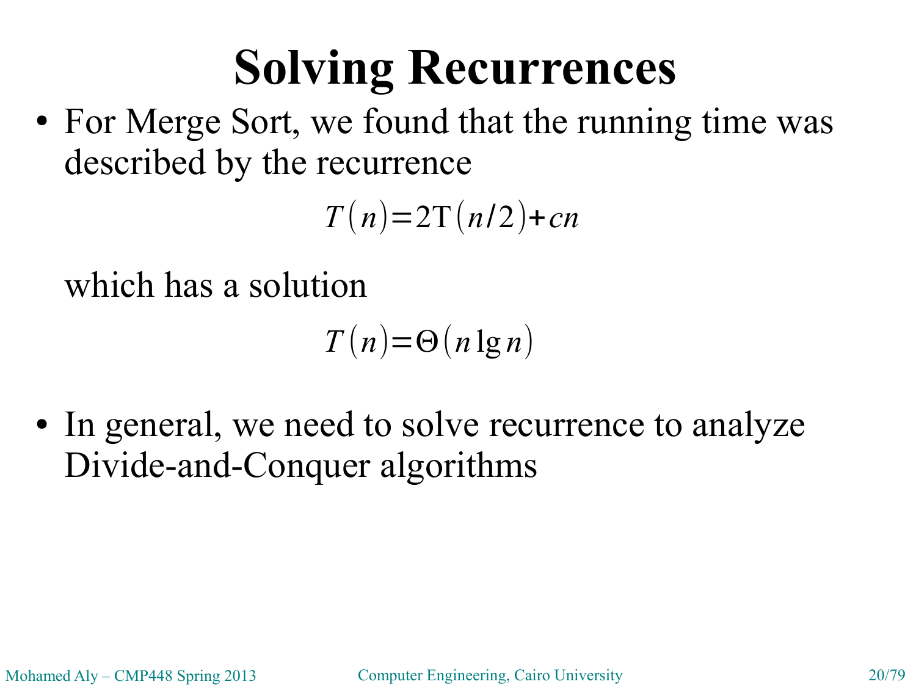# Solving Recurrences

- For Merge Sort, we found that the running time was described by the recurrence

  $$T(n) = 2T(n/2) + cn$$

  which has a solution

  $$T(n) = \Theta(n \lg n)$$

- In general, we need to solve recurrence to analyze Divide-and-Conquer algorithms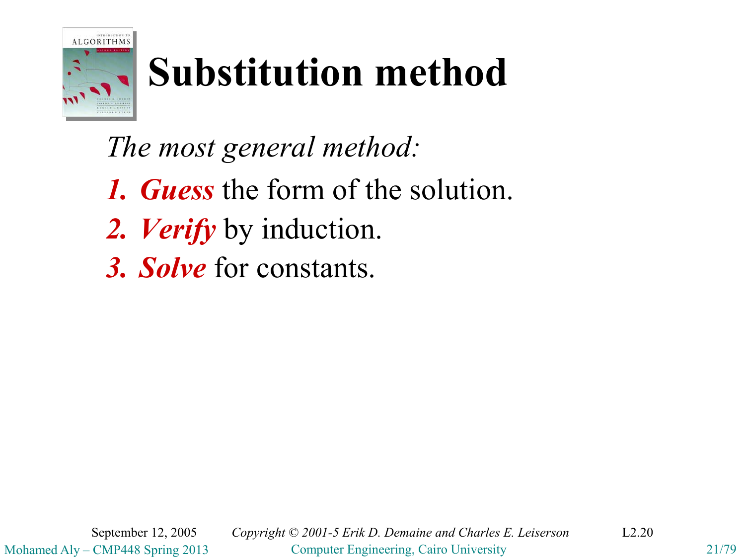# Substitution method

*The most general method:*

1. ***Guess*** the form of the solution.
2. ***Verify*** by induction.
3. ***Solve*** for constants.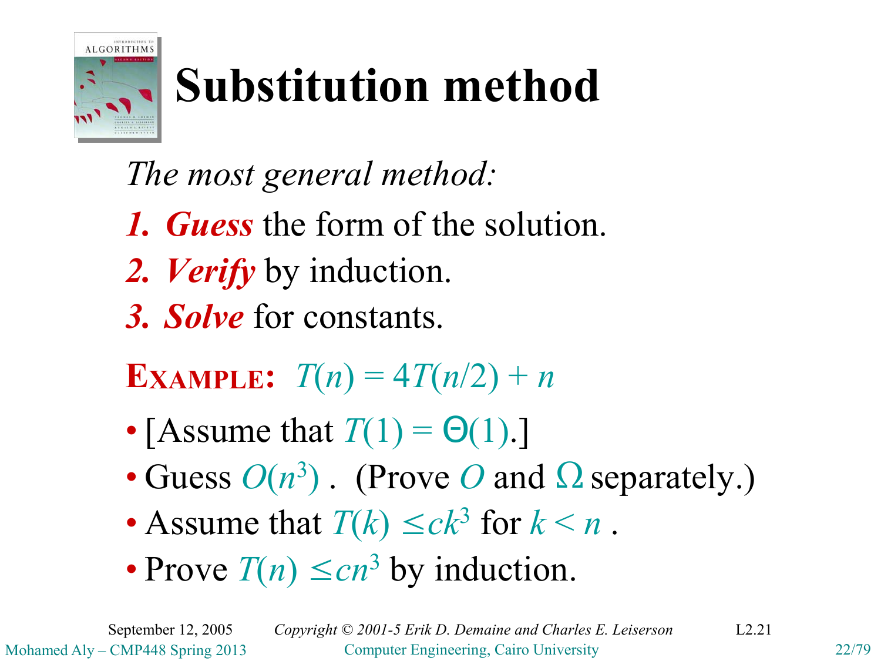# Substitution method

*The most general method:*

1. ***Guess*** the form of the solution.
2. ***Verify*** by induction.
3. ***Solve*** for constants.

**EXAMPLE:** $T(n) = 4T(n/2) + n$

- [Assume that $T(1) = \Theta(1)$.]
- Guess $O(n^3)$ . (Prove $O$ and $\Omega$ separately.)
- Assume that $T(k) \leq ck^3$ for $k < n$ .
- Prove $T(n) \leq cn^3$ by induction.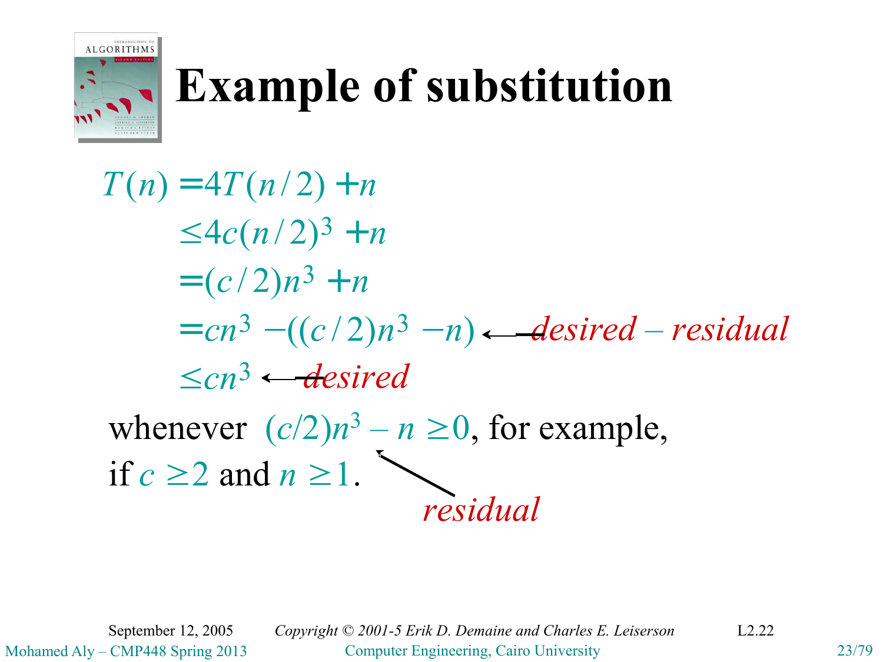# Example of substitution

$$
\begin{aligned}
T(n) &= 4T(n/2) + n \\
&\leq 4c(n/2)^3 + n \\
&= (c/2)n^3 + n \\
&= cn^3 - ((c/2)n^3 - n) \quad \leftarrow \textit{desired – residual} \\
&\leq cn^3 \quad \leftarrow \textit{desired}
\end{aligned}
$$

whenever $(c/2)n^3 - n \geq 0$, for example, if $c \geq 2$ and $n \geq 1$.

*residual* (refers to $(c/2)n^3 - n$)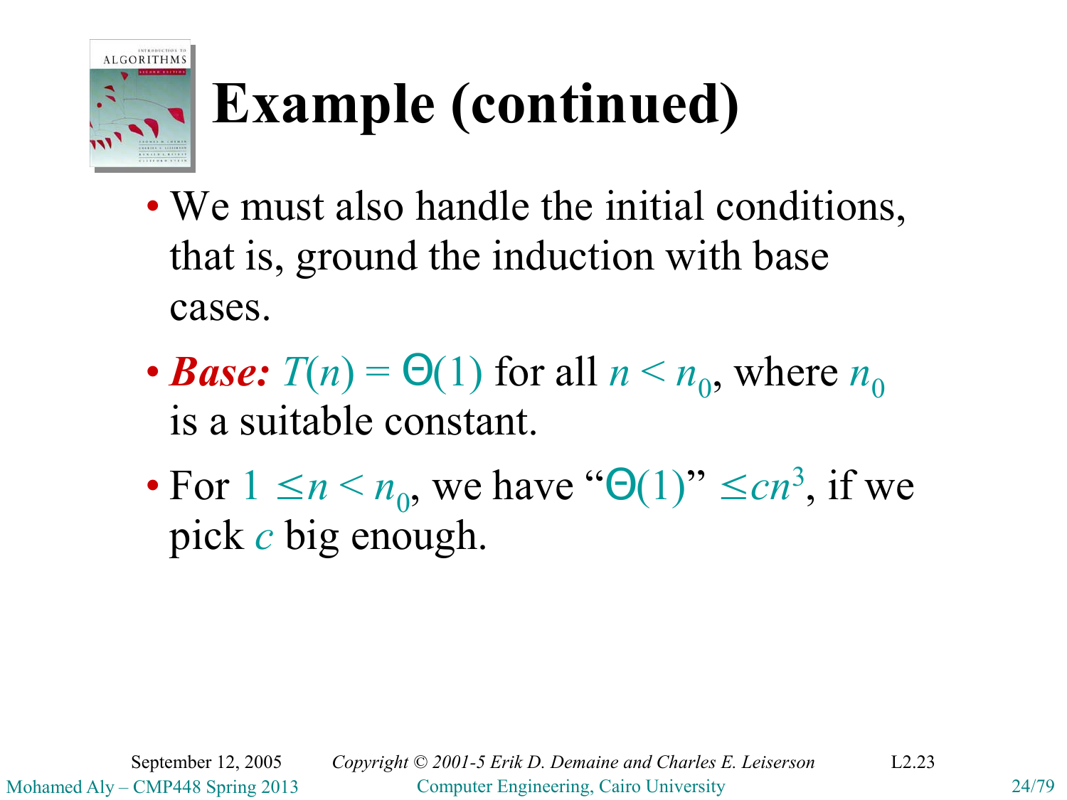# Example (continued)

- We must also handle the initial conditions, that is, ground the induction with base cases.
- ***Base:*** $T(n) = \Theta(1)$ for all $n < n_0$, where $n_0$ is a suitable constant.
- For $1 \leq n < n_0$, we have "$\Theta(1)$" $\leq cn^3$, if we pick $c$ big enough.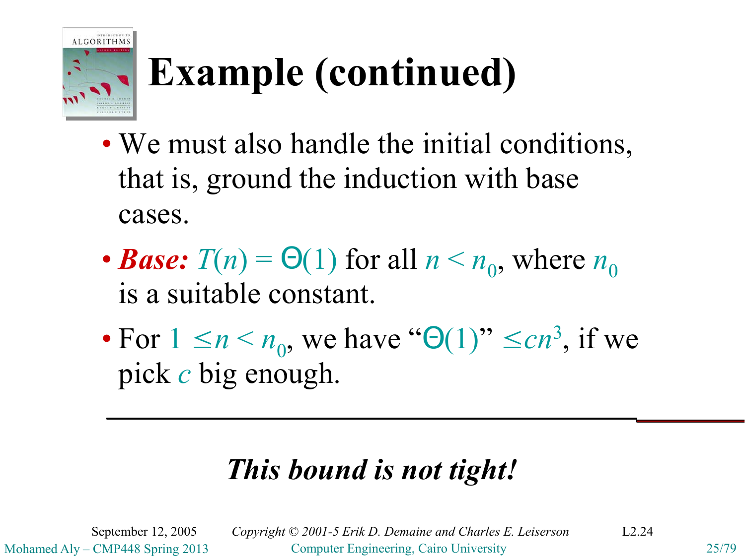# Example (continued)

- We must also handle the initial conditions, that is, ground the induction with base cases.
- ***Base:*** $T(n) = \Theta(1)$ for all $n < n_0$, where $n_0$ is a suitable constant.
- For $1 \le n < n_0$, we have "$\Theta(1)$" $\le cn^3$, if we pick $c$ big enough.

---

***This bound is not tight!***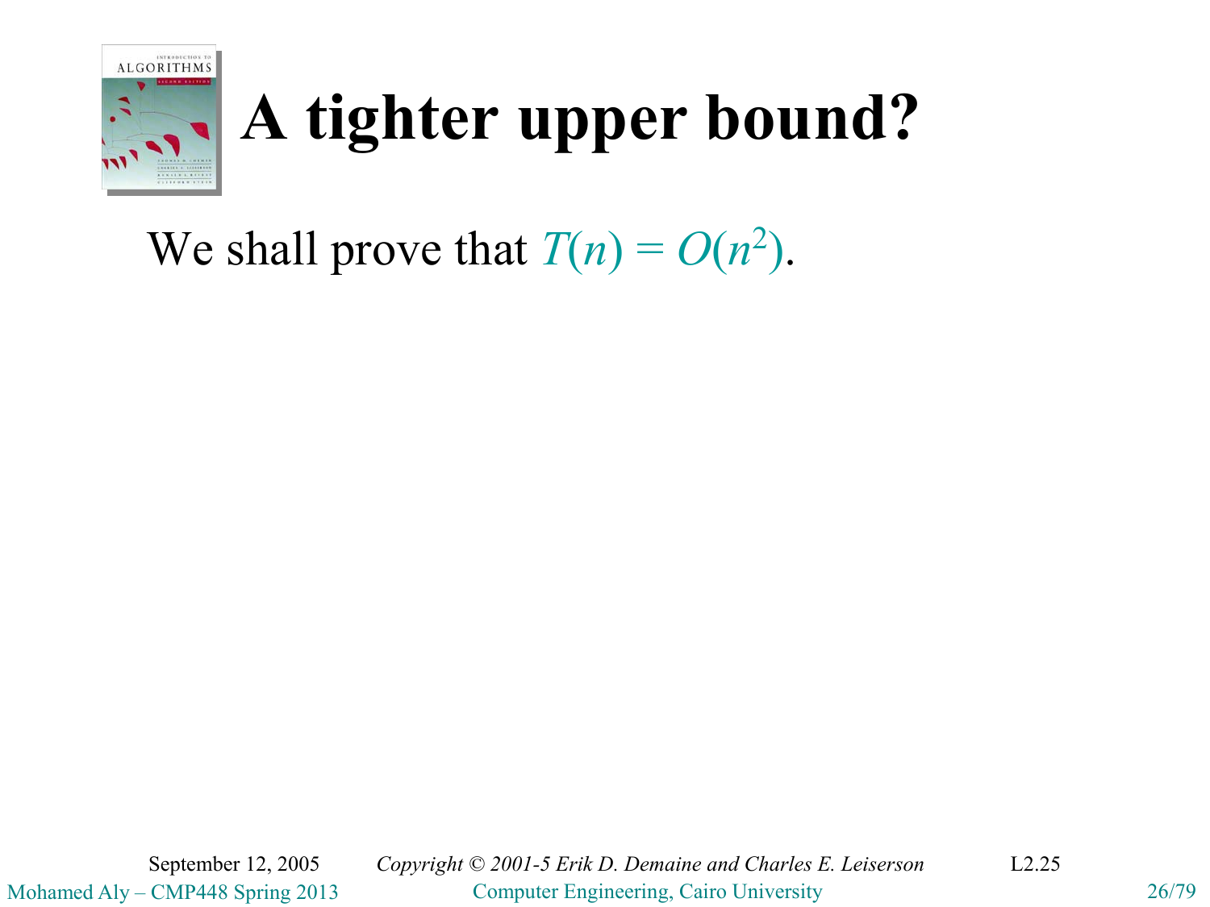# A tighter upper bound?

We shall prove that $T(n) = O(n^2)$.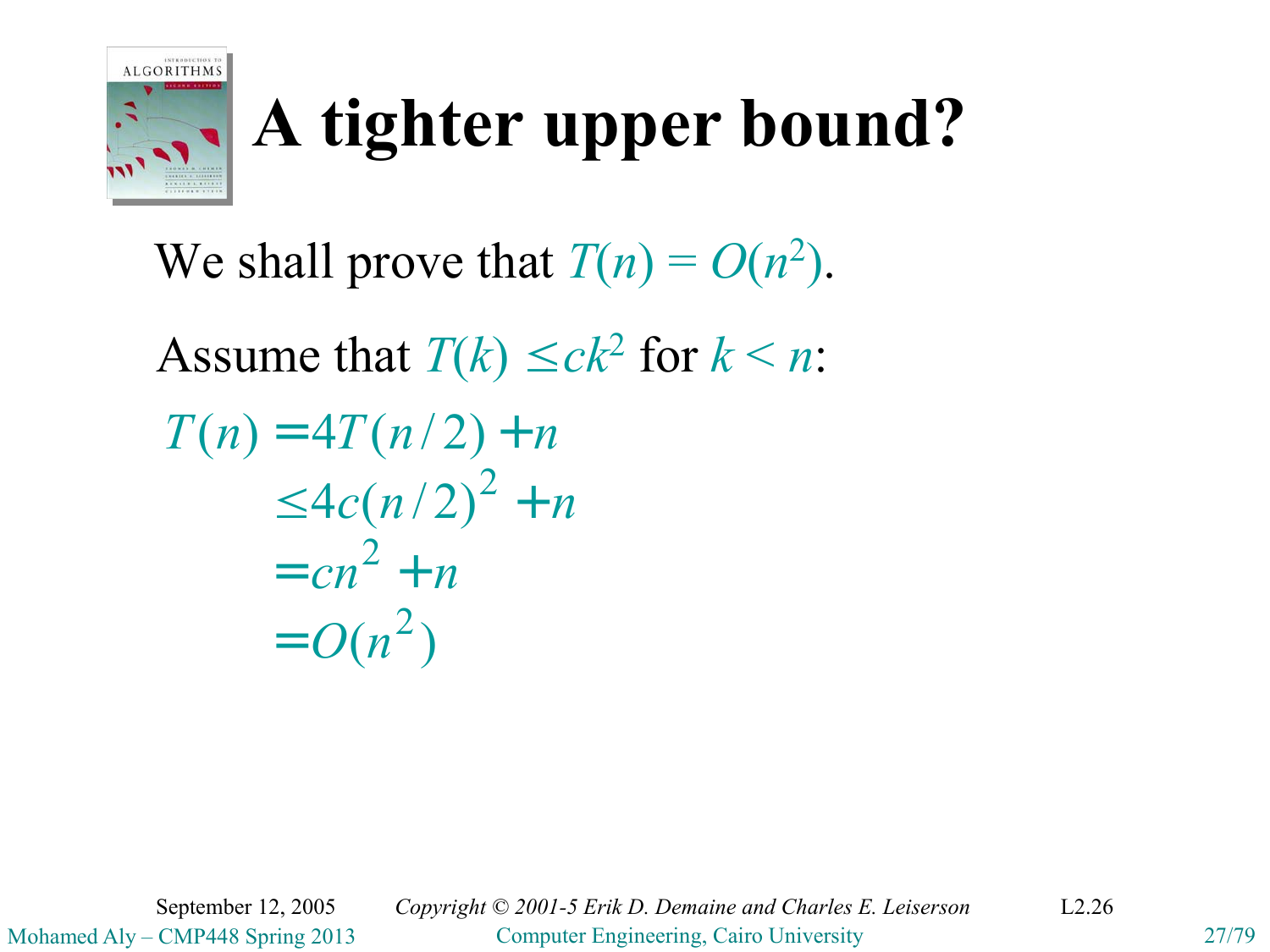# A tighter upper bound?

We shall prove that $T(n) = O(n^2)$.

Assume that $T(k) \le ck^2$ for $k < n$:

$$
\begin{aligned}
T(n) &= 4T(n/2) + n \\
&\le 4c(n/2)^2 + n \\
&= cn^2 + n \\
&= O(n^2)
\end{aligned}
$$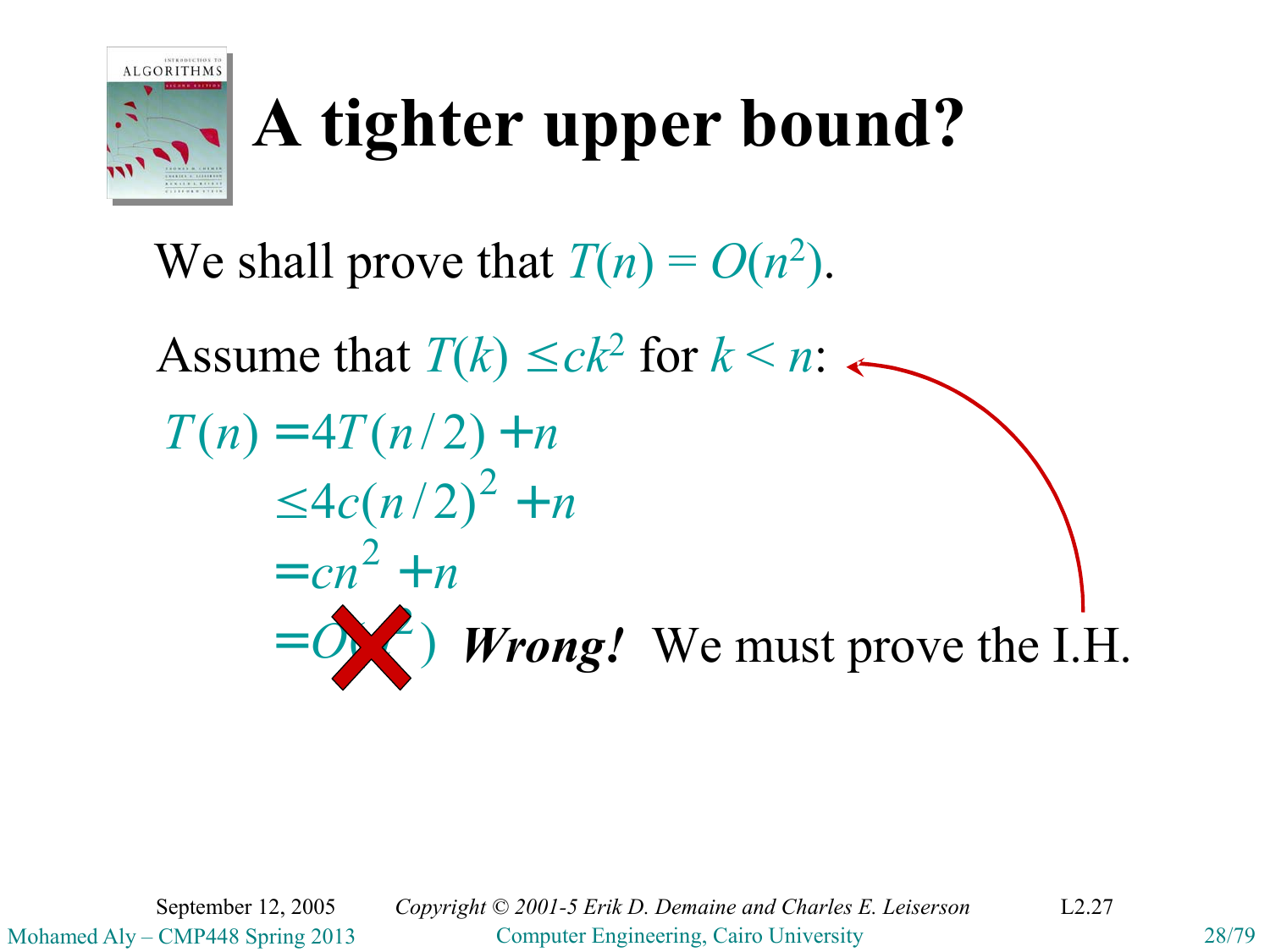# A tighter upper bound?

We shall prove that $T(n) = O(n^2)$.

Assume that $T(k) \leq ck^2$ for $k < n$:

$$
\begin{aligned}
T(n) &= 4T(n/2) + n \\
&\leq 4c(n/2)^2 + n \\
&= cn^2 + n \\
&= O(n^2)
\end{aligned}
$$

***Wrong!*** We must prove the I.H.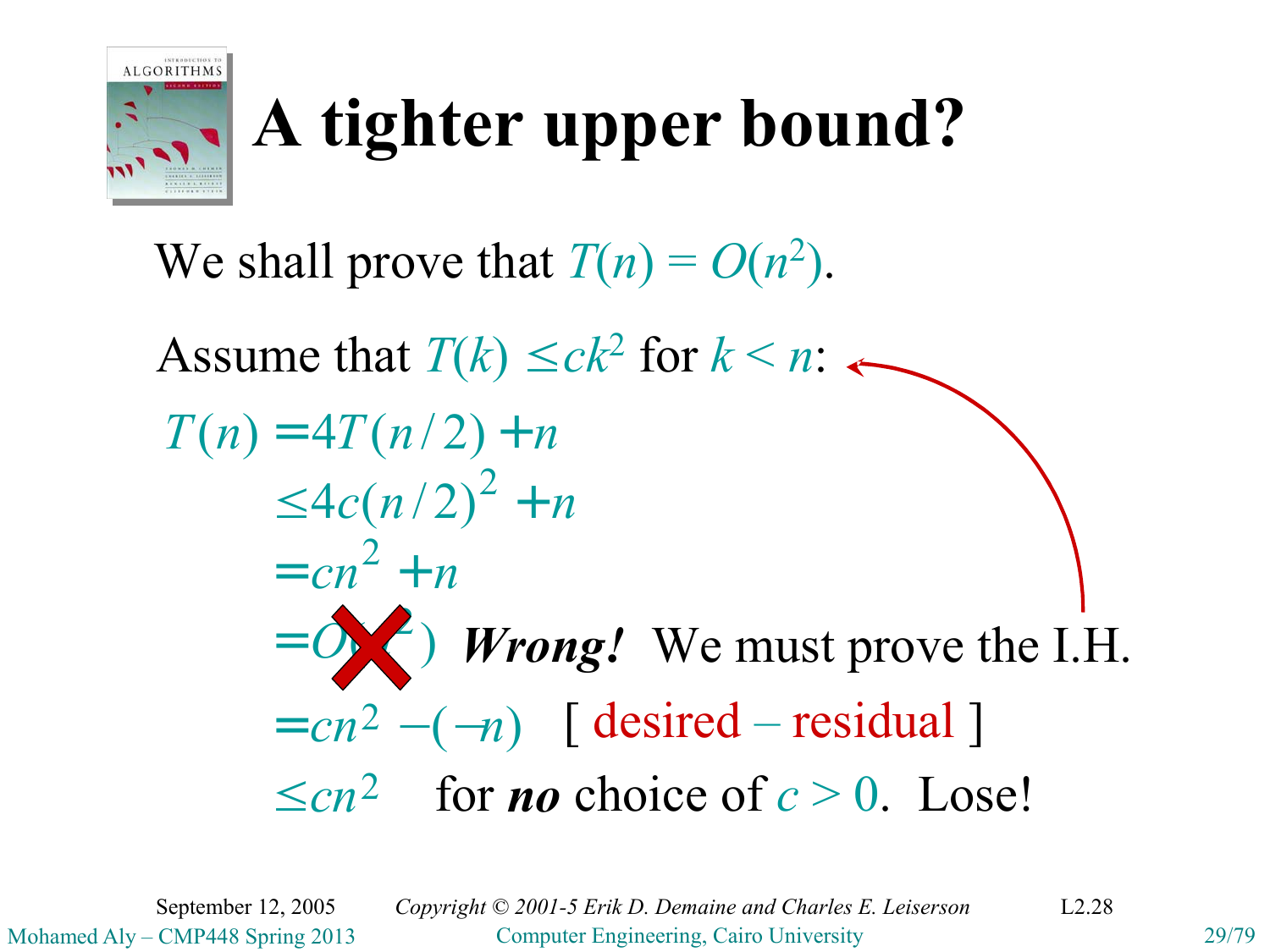# A tighter upper bound?

We shall prove that $T(n) = O(n^2)$.

Assume that $T(k) \le ck^2$ for $k < n$:

$$
\begin{aligned}
T(n) &= 4T(n/2) + n \\
&\le 4c(n/2)^2 + n \\
&= cn^2 + n \\
&= O(n^2) \quad \text{✗} \quad \textbf{\textit{Wrong!}} \text{ We must prove the I.H.} \\
&= cn^2 - (-n) \quad [\text{ desired} - \text{residual }] \\
&\le cn^2 \quad \text{for } \textbf{\textit{no}} \text{ choice of } c > 0. \text{ Lose!}
\end{aligned}
$$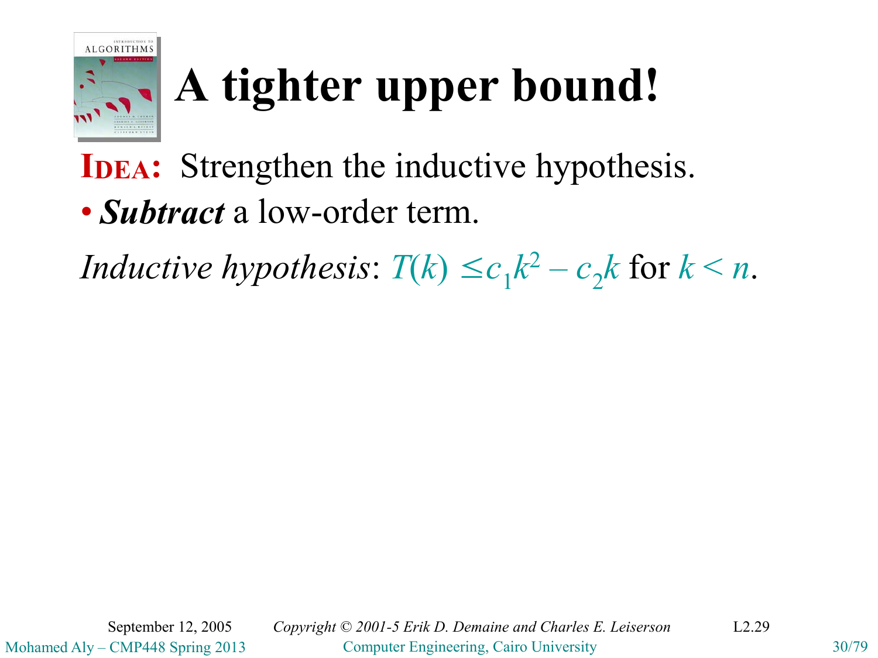# A tighter upper bound!

**IDEA:** Strengthen the inductive hypothesis.

- ***Subtract*** a low-order term.

*Inductive hypothesis*: $T(k) \le c_1 k^2 - c_2 k$ for $k < n$.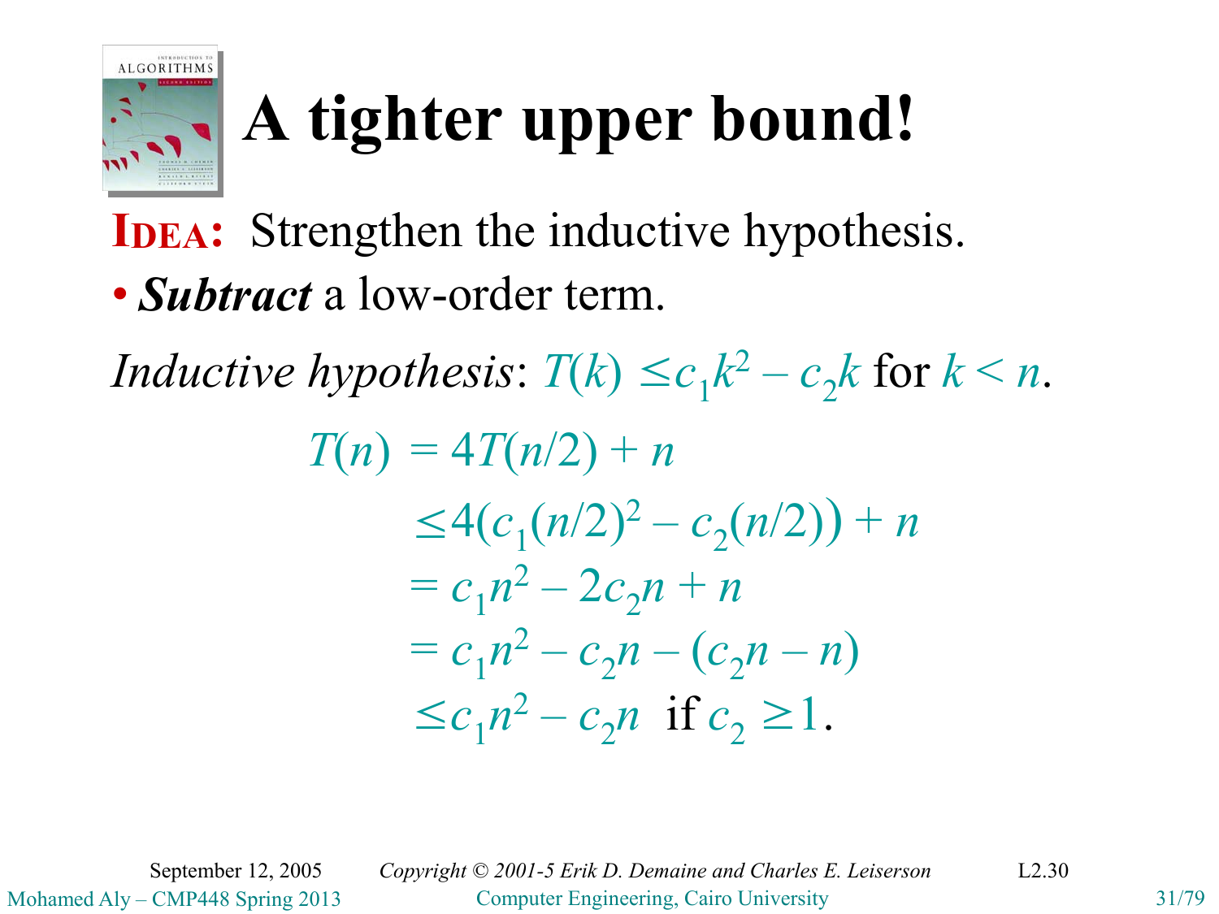# A tighter upper bound!

**IDEA:** Strengthen the inductive hypothesis.

- ***Subtract*** a low-order term.

*Inductive hypothesis*: $T(k) \le c_1 k^2 - c_2 k$ for $k < n$.

$$
\begin{aligned}
T(n) &= 4T(n/2) + n \\
&\le 4\left(c_1 (n/2)^2 - c_2 (n/2)\right) + n \\
&= c_1 n^2 - 2c_2 n + n \\
&= c_1 n^2 - c_2 n - (c_2 n - n) \\
&\le c_1 n^2 - c_2 n \quad \text{if } c_2 \ge 1.
\end{aligned}
$$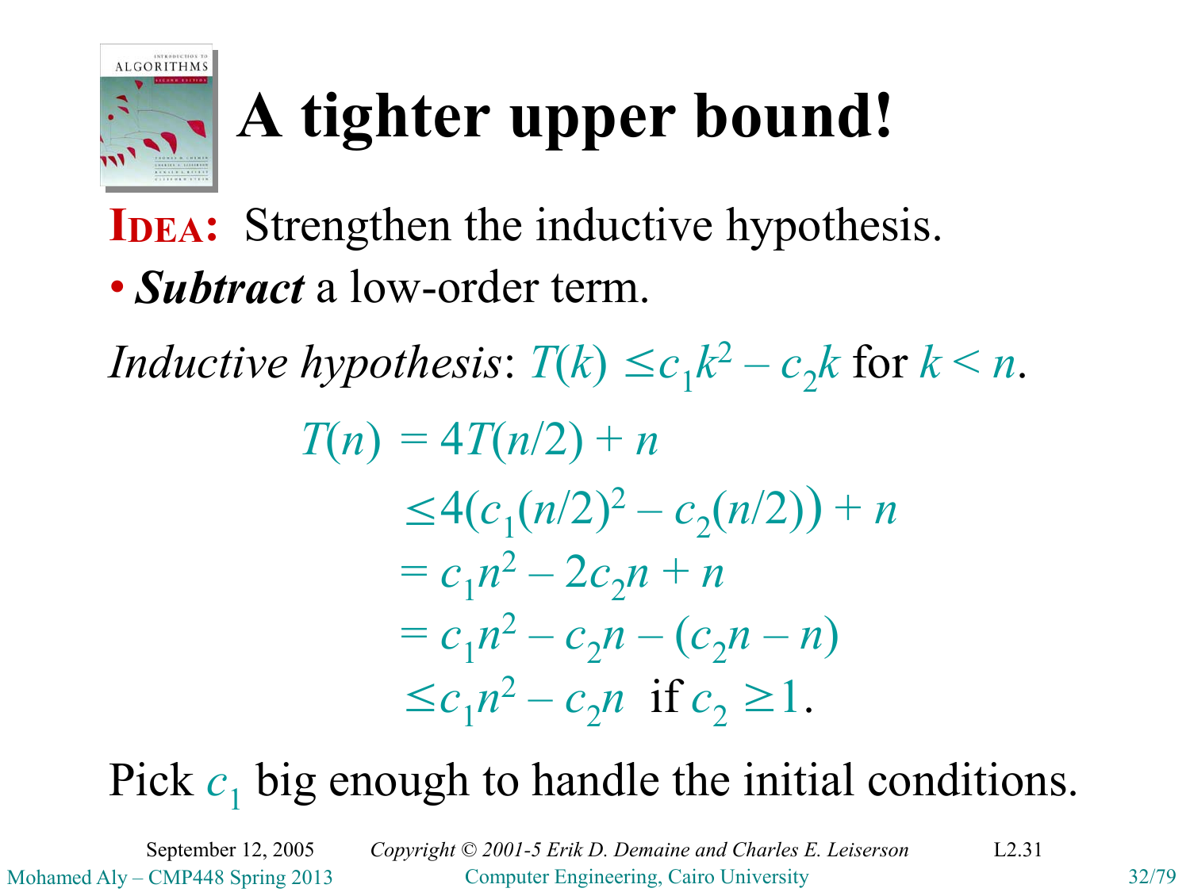# A tighter upper bound!

**IDEA:** Strengthen the inductive hypothesis.

- ***Subtract*** a low-order term.

*Inductive hypothesis*: $T(k) \le c_1 k^2 - c_2 k$ for $k < n$.

$$
\begin{aligned}
T(n) &= 4T(n/2) + n \\
&\le 4\big(c_1(n/2)^2 - c_2(n/2)\big) + n \\
&= c_1 n^2 - 2c_2 n + n \\
&= c_1 n^2 - c_2 n - (c_2 n - n) \\
&\le c_1 n^2 - c_2 n \;\text{ if } c_2 \ge 1.
\end{aligned}
$$

Pick $c_1$ big enough to handle the initial conditions.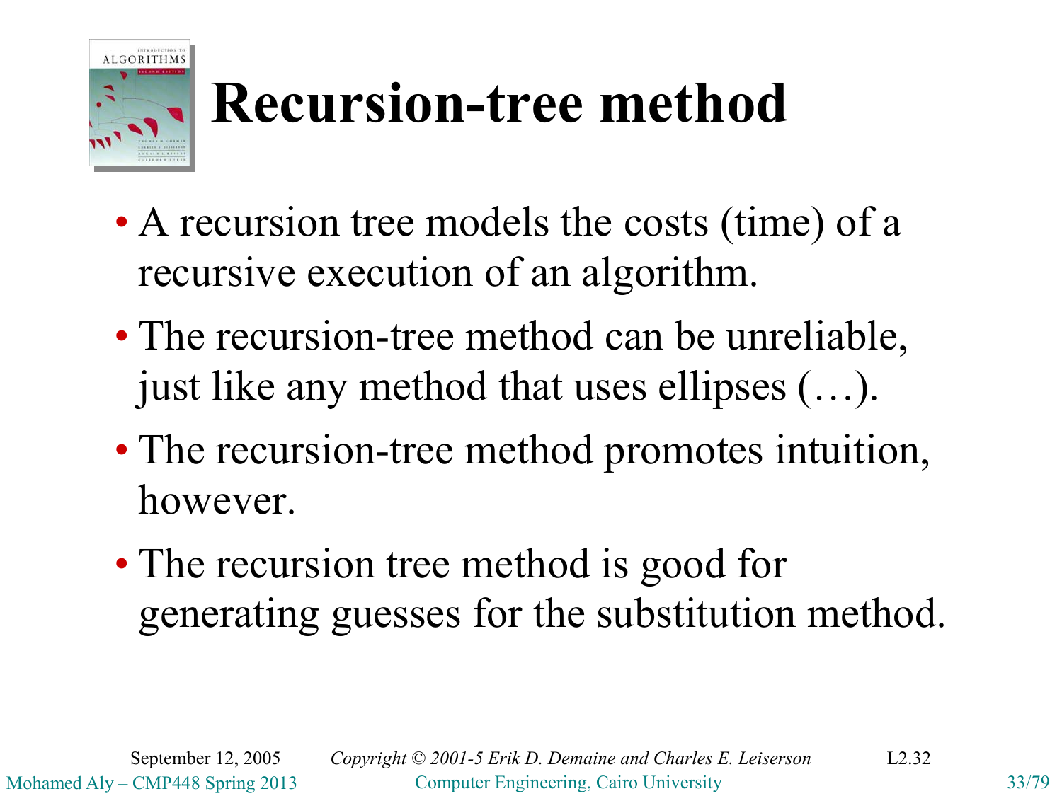# Recursion-tree method

- A recursion tree models the costs (time) of a recursive execution of an algorithm.
- The recursion-tree method can be unreliable, just like any method that uses ellipses (…).
- The recursion-tree method promotes intuition, however.
- The recursion tree method is good for generating guesses for the substitution method.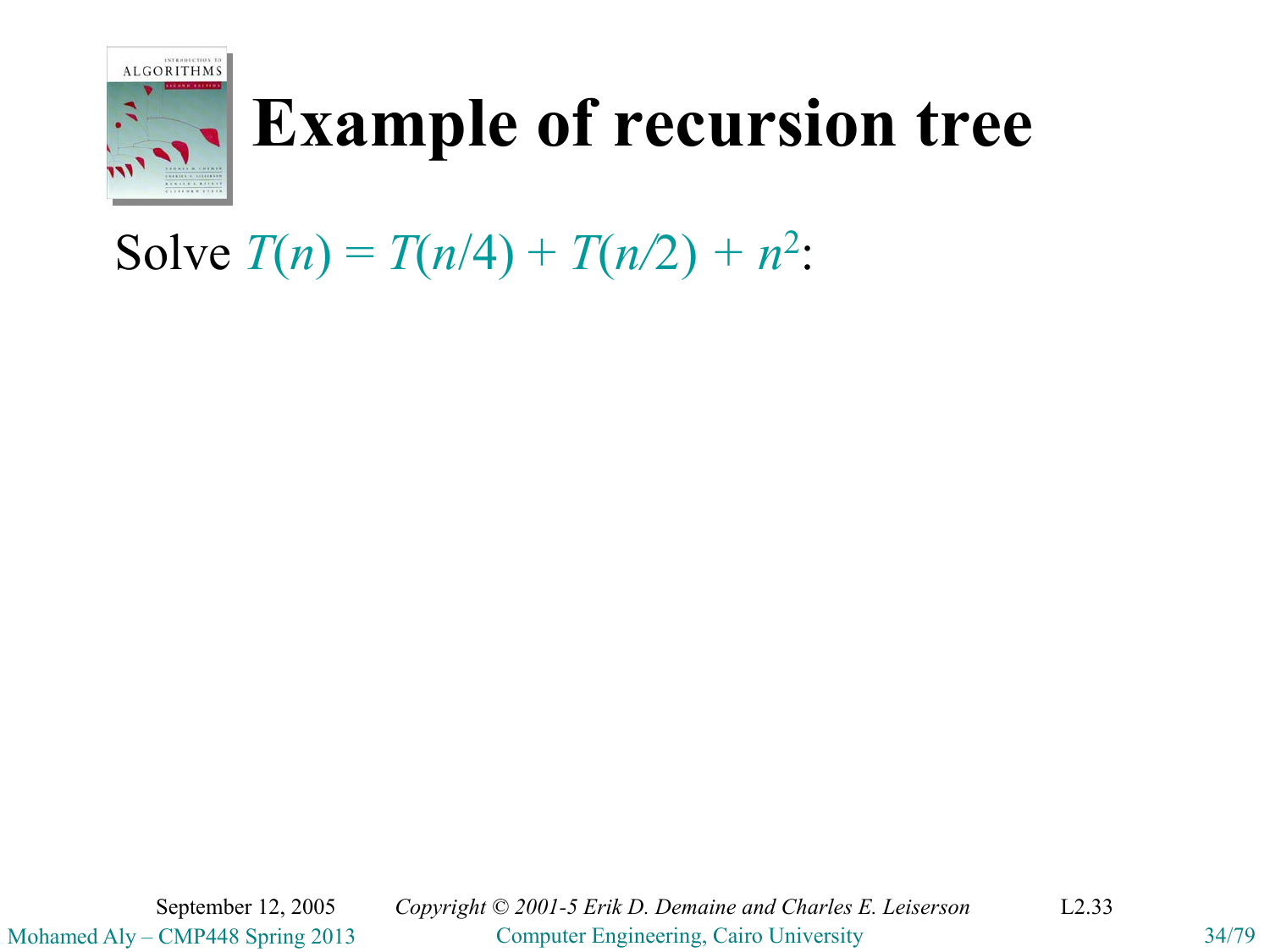# Example of recursion tree

Solve $T(n) = T(n/4) + T(n/2) + n^2$: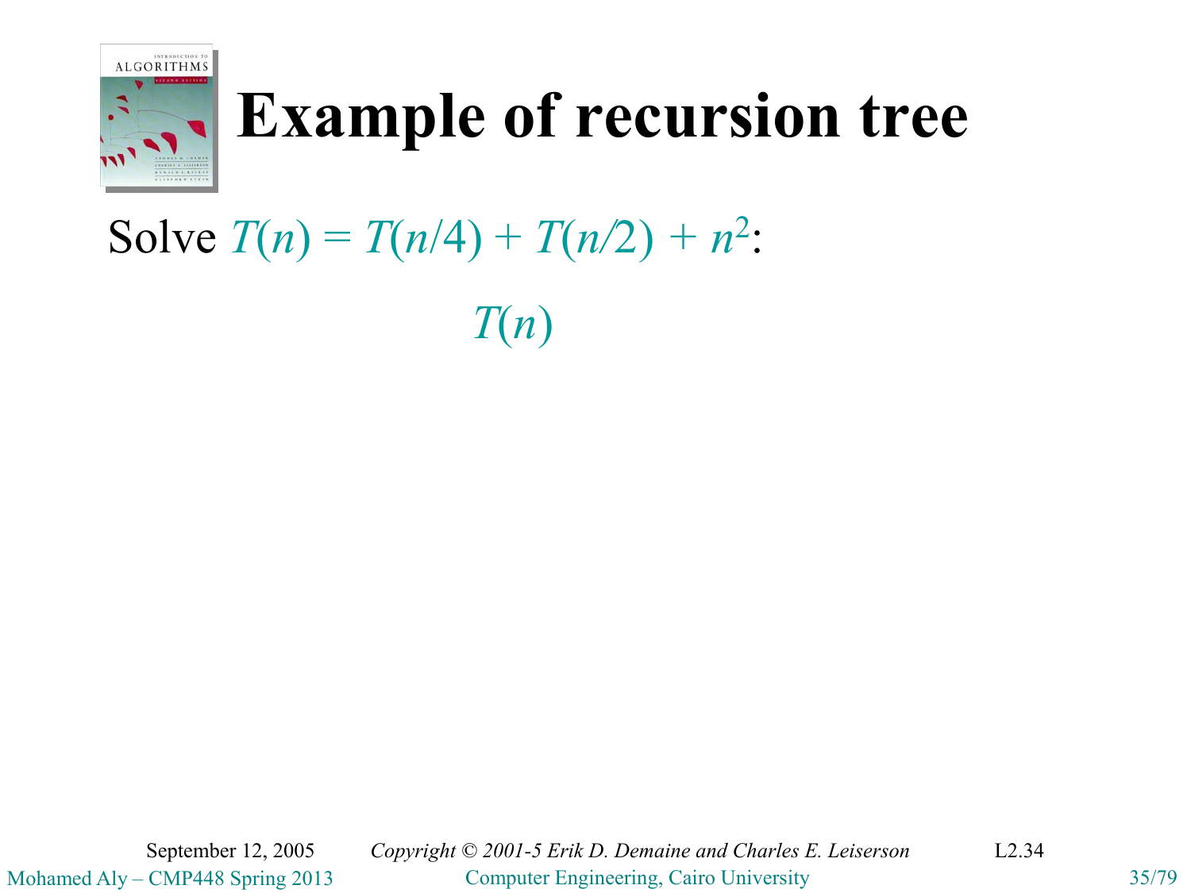# Example of recursion tree

Solve $T(n) = T(n/4) + T(n/2) + n^2$:

$$T(n)$$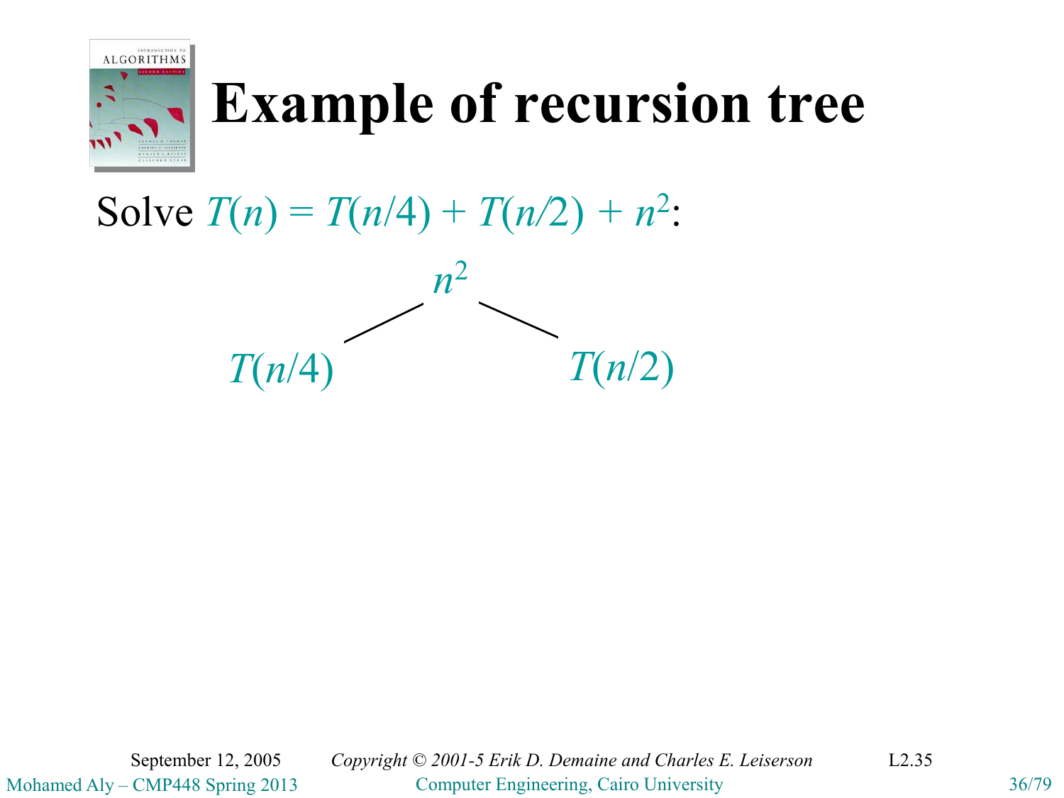# Example of recursion tree

Solve $T(n) = T(n/4) + T(n/2) + n^2$:

$$
\begin{array}{ccc}
 & n^2 & \\
\swarrow & & \searrow \\
T(n/4) & & T(n/2)
\end{array}
$$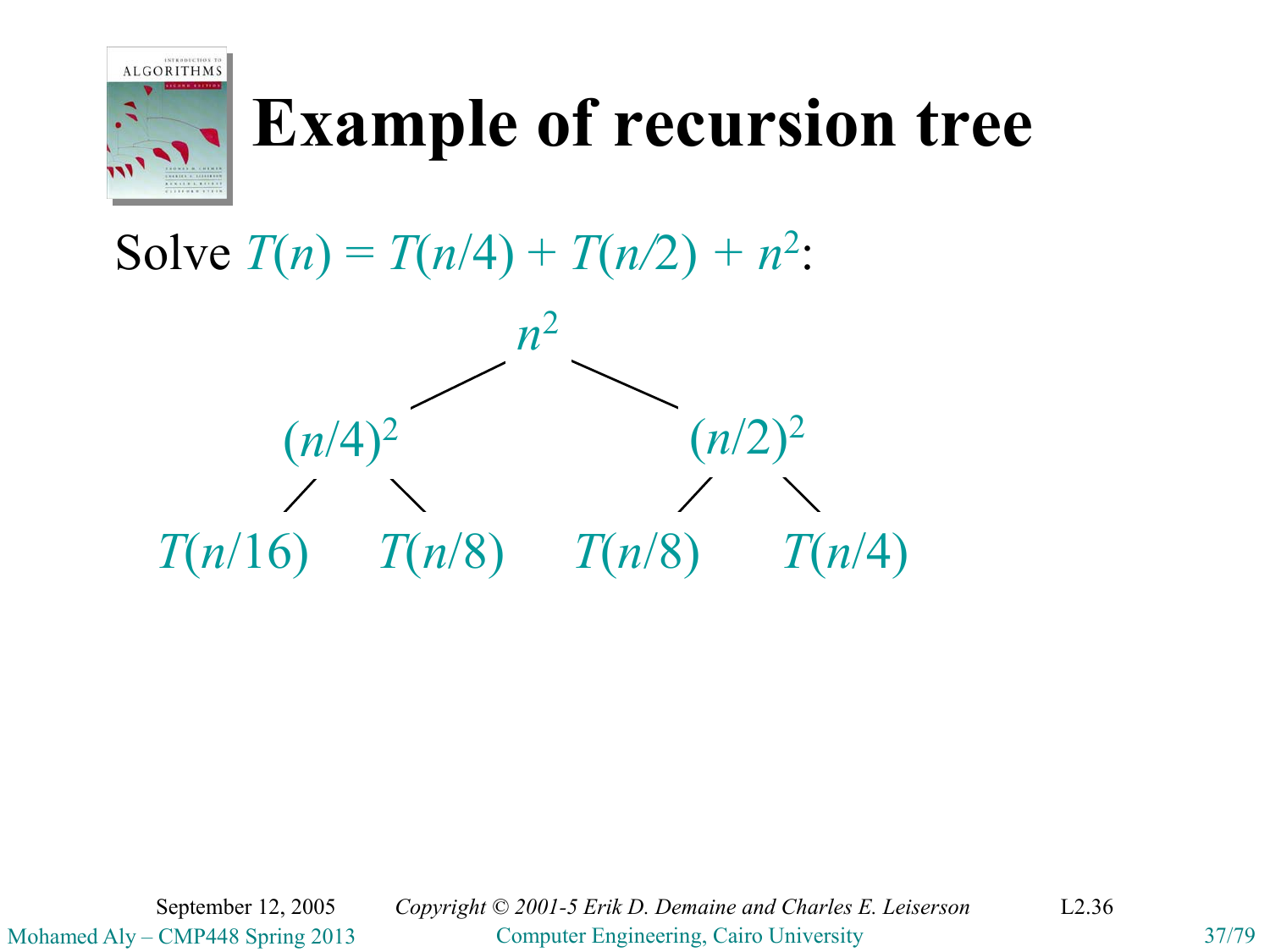# Example of recursion tree

Solve $T(n) = T(n/4) + T(n/2) + n^2$:

$$n^2$$

$$(n/4)^2 \qquad\qquad (n/2)^2$$

$$T(n/16) \quad T(n/8) \quad T(n/8) \quad T(n/4)$$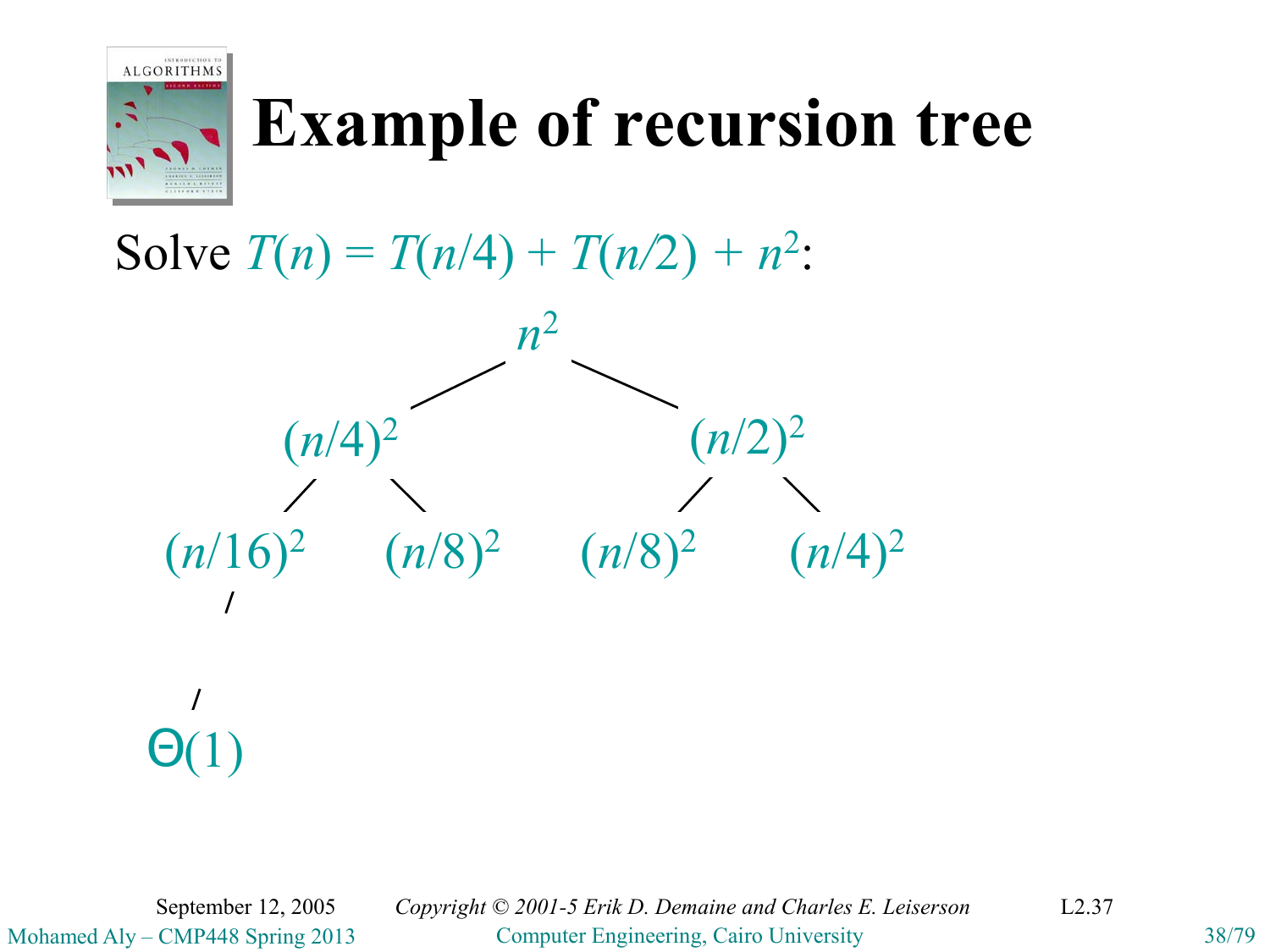# Example of recursion tree

Solve $T(n) = T(n/4) + T(n/2) + n^2$:

$$n^2$$

$$(n/4)^2 \qquad (n/2)^2$$

$$(n/16)^2 \quad (n/8)^2 \quad (n/8)^2 \quad (n/4)^2$$

$$\Theta(1)$$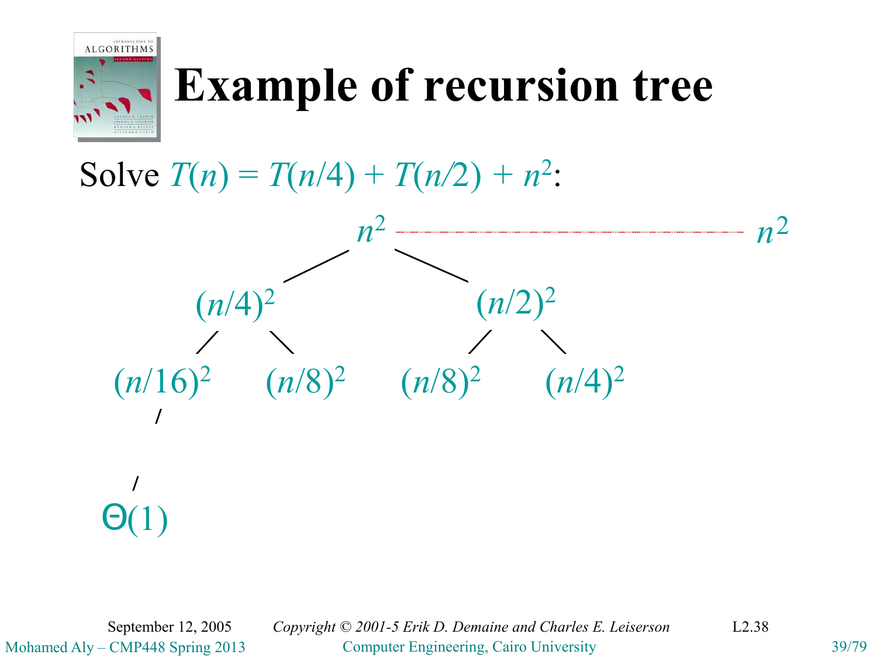# Example of recursion tree

Solve $T(n) = T(n/4) + T(n/2) + n^2$:

$n^2$ ........................................ $n^2$

$(n/4)^2$ $(n/2)^2$

$(n/16)^2$ $(n/8)^2$ $(n/8)^2$ $(n/4)^2$

$\Theta(1)$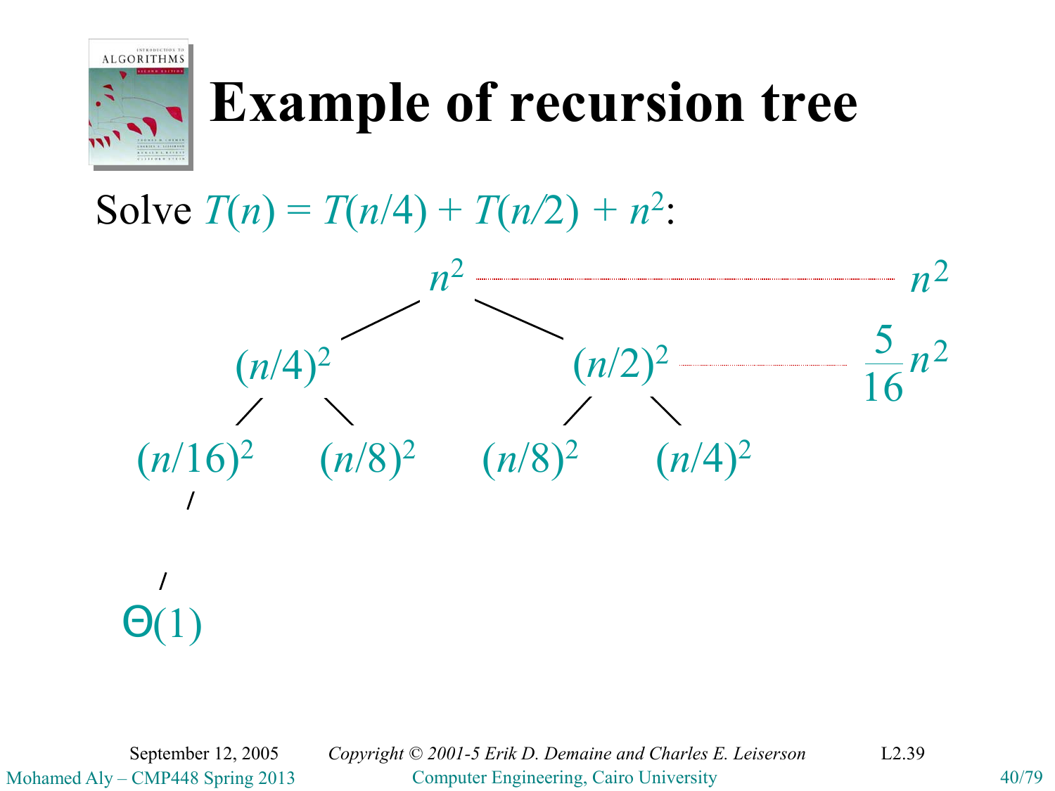# Example of recursion tree

Solve $T(n) = T(n/4) + T(n/2) + n^2$:

$n^2$ ........................................ $n^2$

$(n/4)^2$ $\quad$ $(n/2)^2$ ........................ $\frac{5}{16}n^2$

$(n/16)^2$ $\quad$ $(n/8)^2$ $\quad$ $(n/8)^2$ $\quad$ $(n/4)^2$

$\Theta(1)$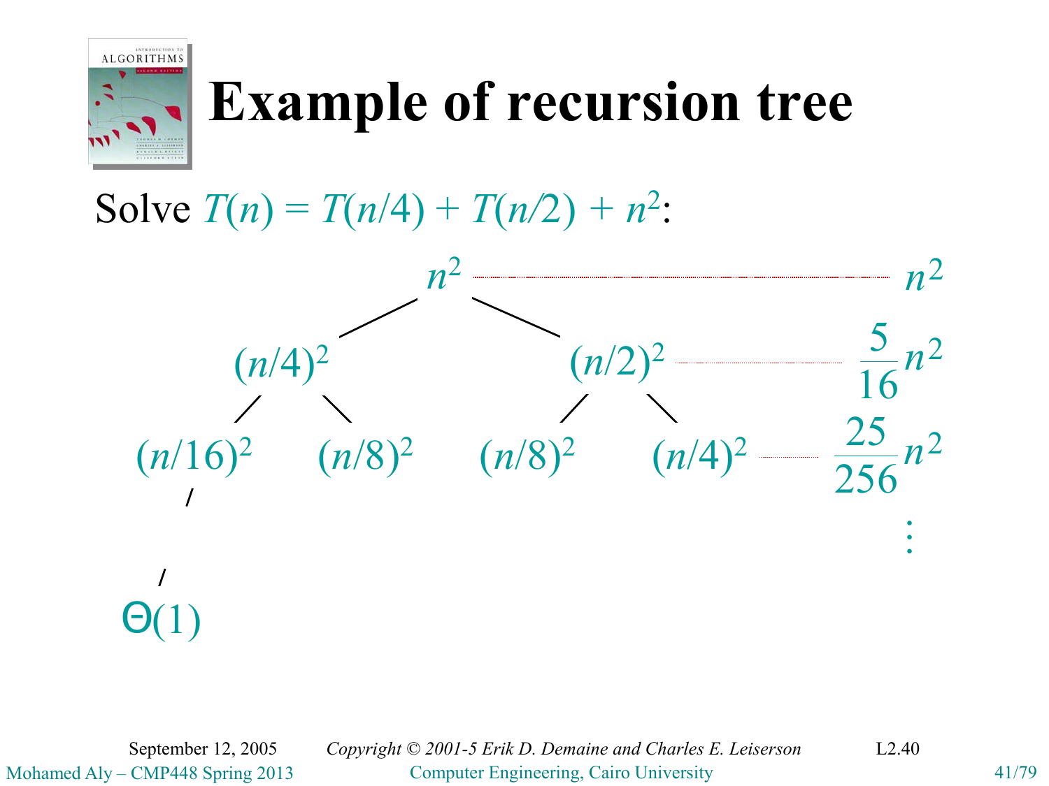# Example of recursion tree

Solve $T(n) = T(n/4) + T(n/2) + n^2$:

$$n^2 \quad \cdots\cdots \quad n^2$$

$$(n/4)^2 \qquad (n/2)^2 \quad \cdots\cdots \quad \frac{5}{16}n^2$$

$$(n/16)^2 \qquad (n/8)^2 \qquad (n/8)^2 \qquad (n/4)^2 \quad \cdots\cdots \quad \frac{25}{256}n^2$$

$$\vdots$$

$$\Theta(1)$$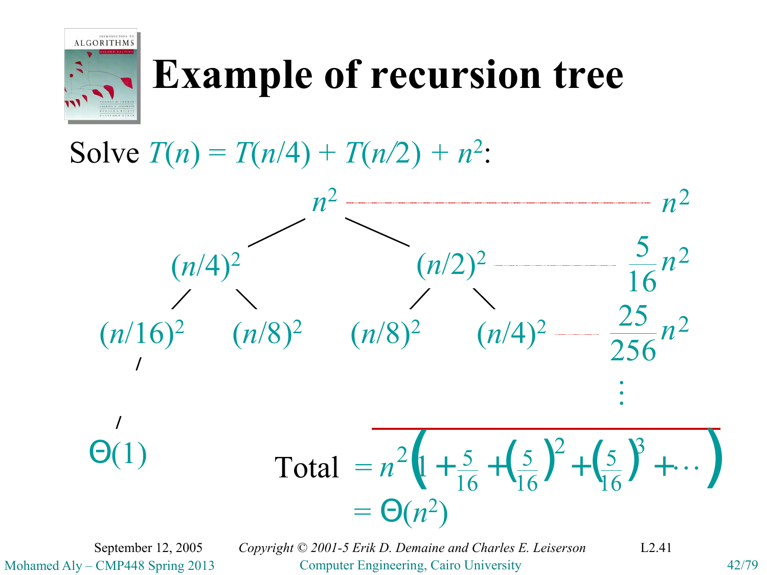# Example of recursion tree

Solve $T(n) = T(n/4) + T(n/2) + n^2$:

$n^2$ ........................................ $n^2$

$(n/4)^2$ $(n/2)^2$ ........................ $\frac{5}{16}n^2$

$(n/16)^2$ $(n/8)^2$ $(n/8)^2$ $(n/4)^2$ ........ $\frac{25}{256}n^2$

⋮

$\Theta(1)$

$$\text{Total} = n^2\left(1 + \frac{5}{16} + \left(\frac{5}{16}\right)^2 + \left(\frac{5}{16}\right)^3 + \cdots\right)$$

$$= \Theta(n^2)$$

September 12, 2005 *Copyright © 2001-5 Erik D. Demaine and Charles E. Leiserson* L2.41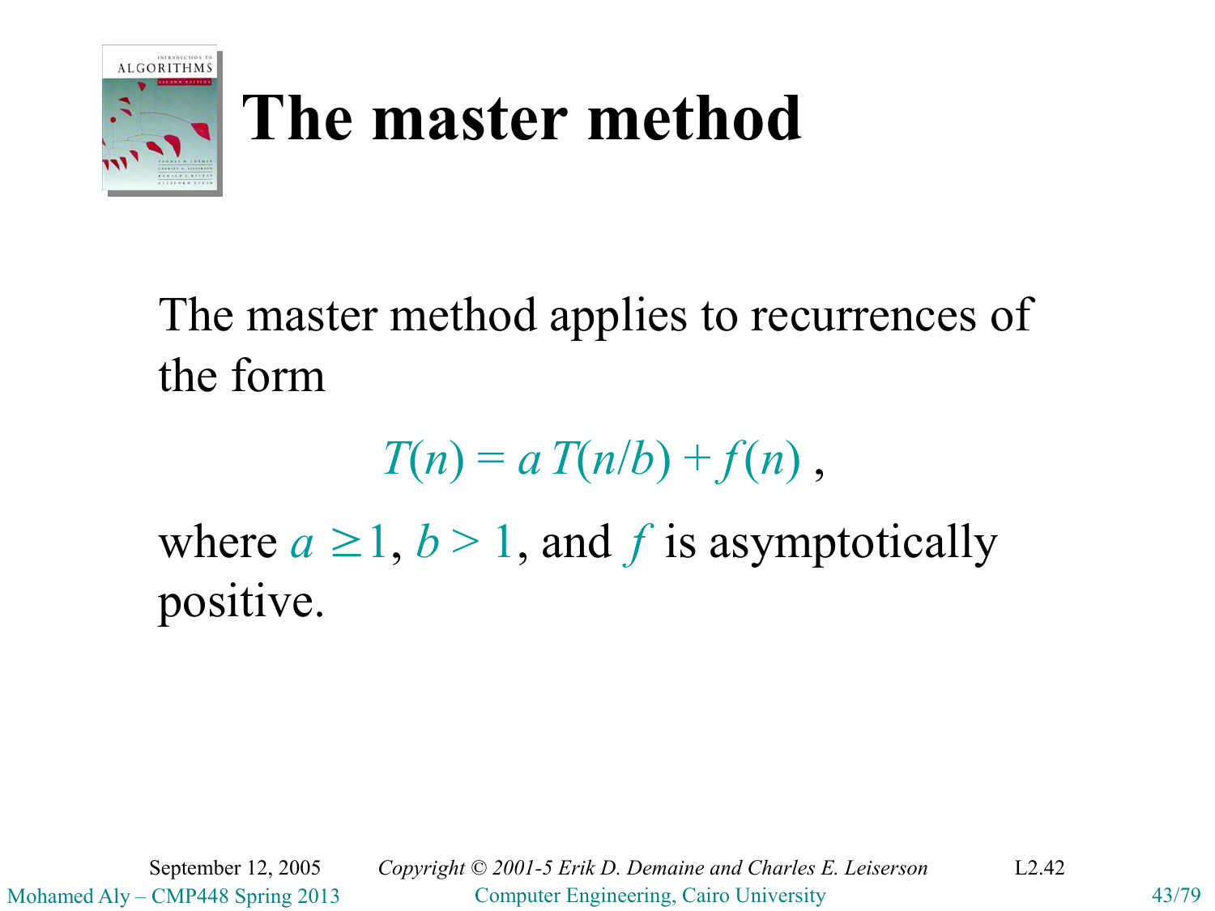# The master method

The master method applies to recurrences of the form

$$T(n) = a\,T(n/b) + f(n)\,,$$

where $a \geq 1$, $b > 1$, and $f$ is asymptotically positive.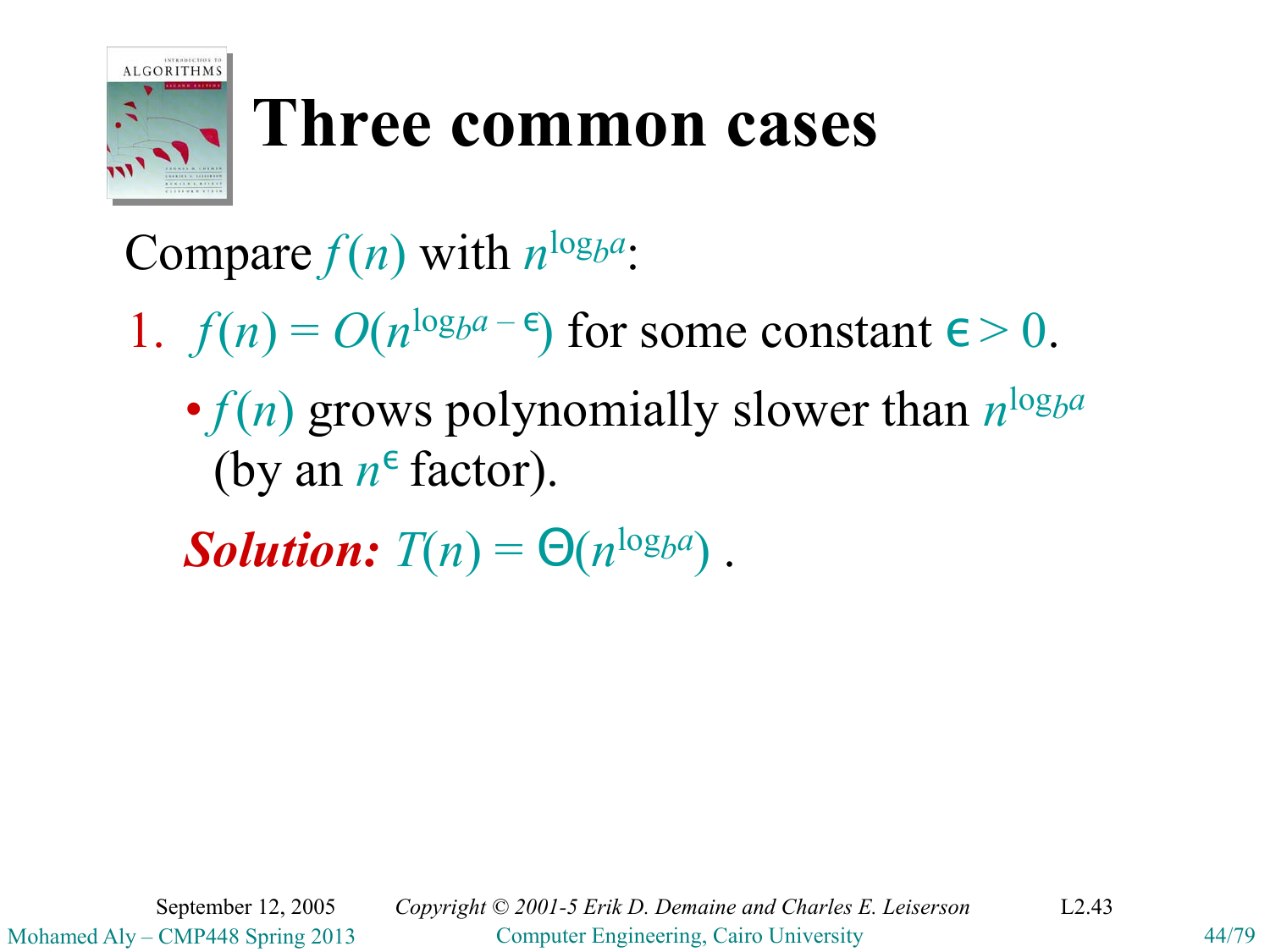# Three common cases

Compare $f(n)$ with $n^{\log_b a}$:

1. $f(n) = O(n^{\log_b a - \epsilon})$ for some constant $\epsilon > 0$.
   - $f(n)$ grows polynomially slower than $n^{\log_b a}$ (by an $n^{\epsilon}$ factor).

   ***Solution:*** $T(n) = \Theta(n^{\log_b a})$ .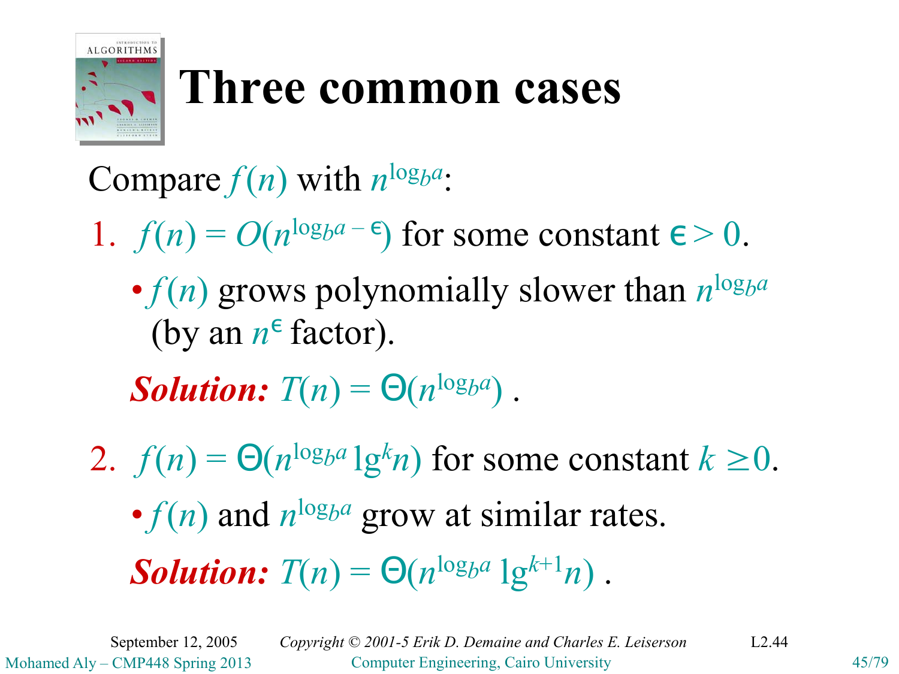# Three common cases

Compare $f(n)$ with $n^{\log_b a}$:

1. $f(n) = O(n^{\log_b a - \epsilon})$ for some constant $\epsilon > 0$.
   - $f(n)$ grows polynomially slower than $n^{\log_b a}$ (by an $n^{\epsilon}$ factor).

   ***Solution:*** $T(n) = \Theta(n^{\log_b a})$ .

2. $f(n) = \Theta(n^{\log_b a} \lg^k n)$ for some constant $k \geq 0$.
   - $f(n)$ and $n^{\log_b a}$ grow at similar rates.

   ***Solution:*** $T(n) = \Theta(n^{\log_b a} \lg^{k+1} n)$ .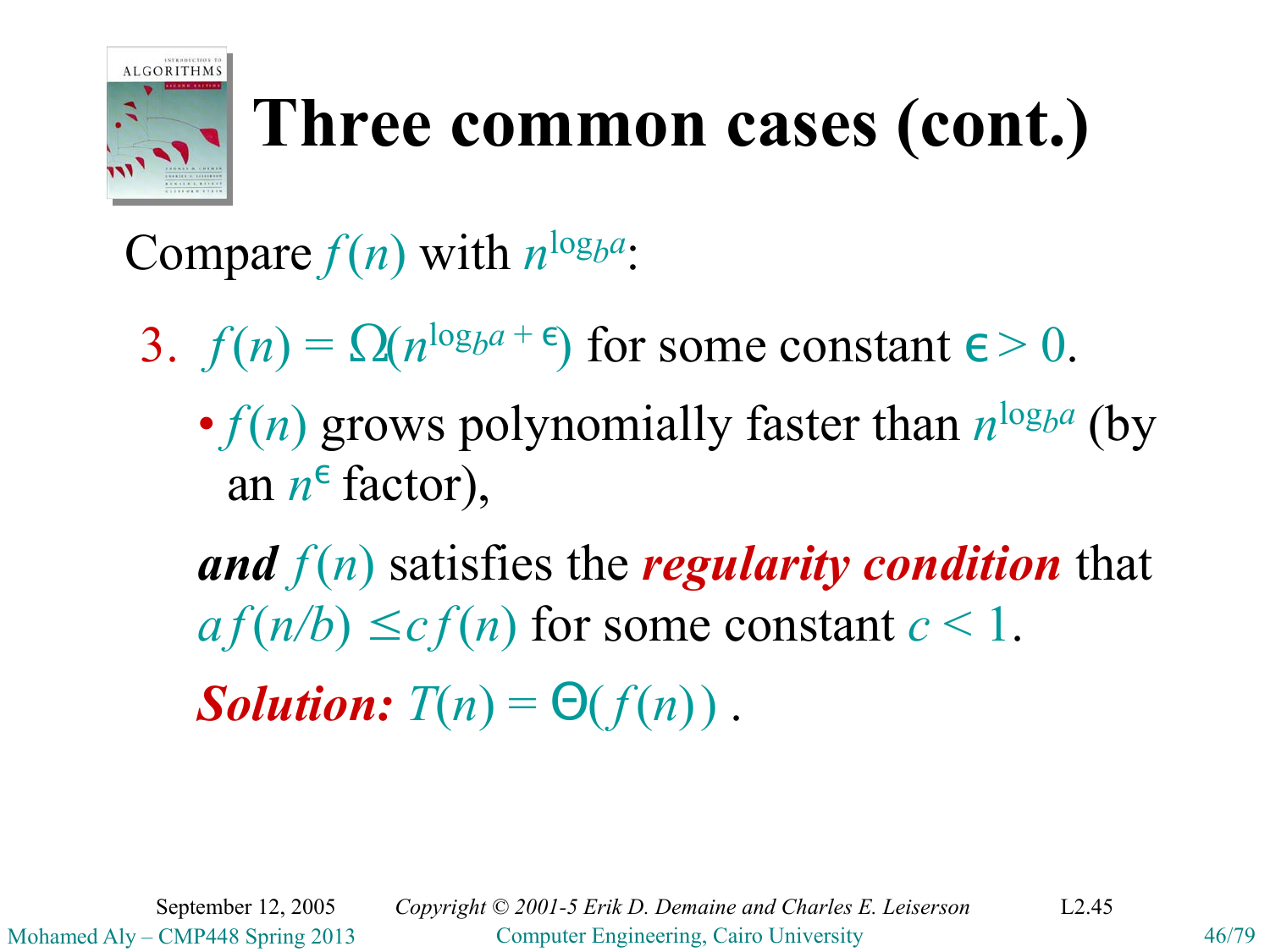# Three common cases (cont.)

Compare $f(n)$ with $n^{\log_b a}$:

3. $f(n) = \Omega(n^{\log_b a + \epsilon})$ for some constant $\epsilon > 0$.
   - $f(n)$ grows polynomially faster than $n^{\log_b a}$ (by an $n^{\epsilon}$ factor),

   ***and*** $f(n)$ satisfies the ***regularity condition*** that $a f(n/b) \leq c f(n)$ for some constant $c < 1$.

   ***Solution:*** $T(n) = \Theta(f(n))$ .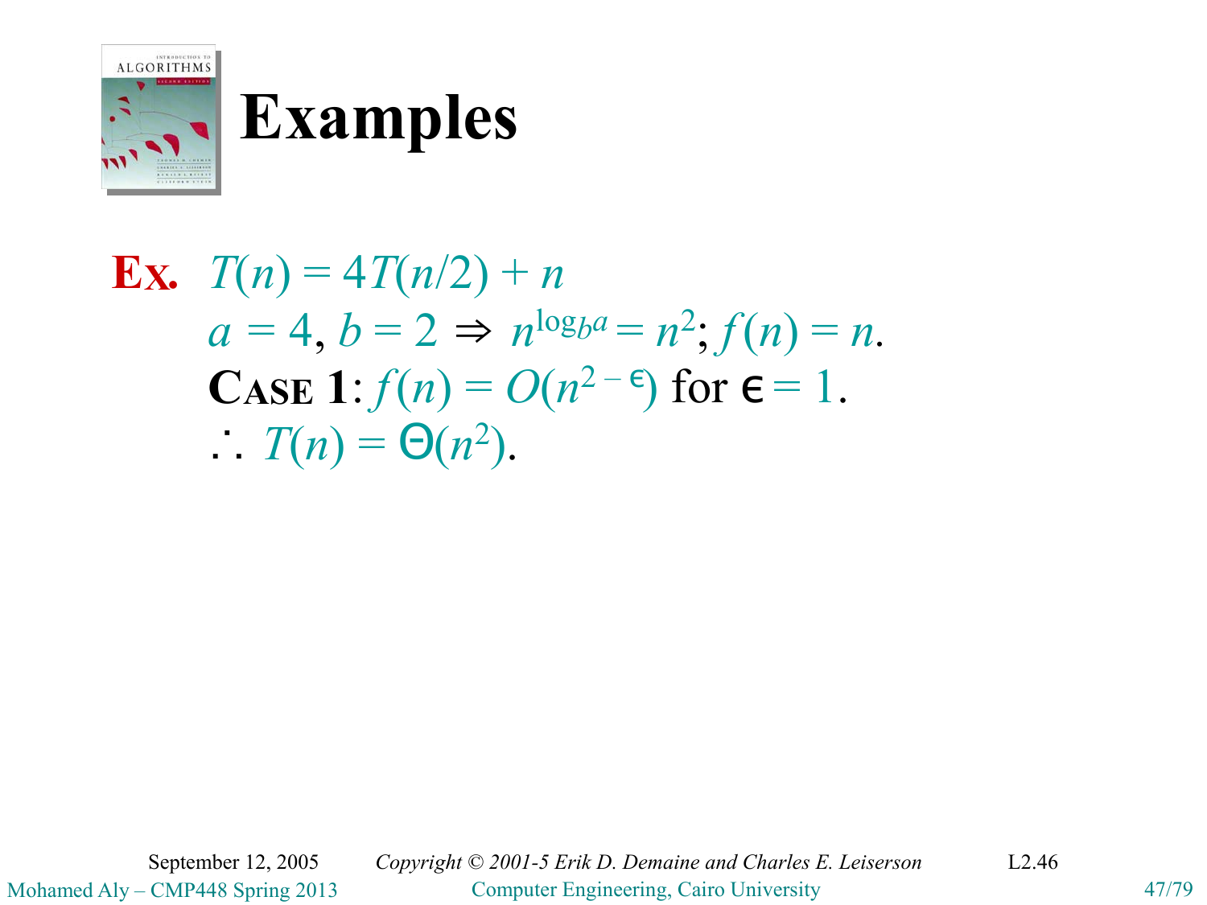# Examples

**Ex.** $T(n) = 4T(n/2) + n$

$a = 4$, $b = 2 \Rightarrow n^{\log_b a} = n^2$; $f(n) = n$.

**CASE 1**: $f(n) = O(n^{2-\epsilon})$ for $\epsilon = 1$.

$\therefore T(n) = \Theta(n^2)$.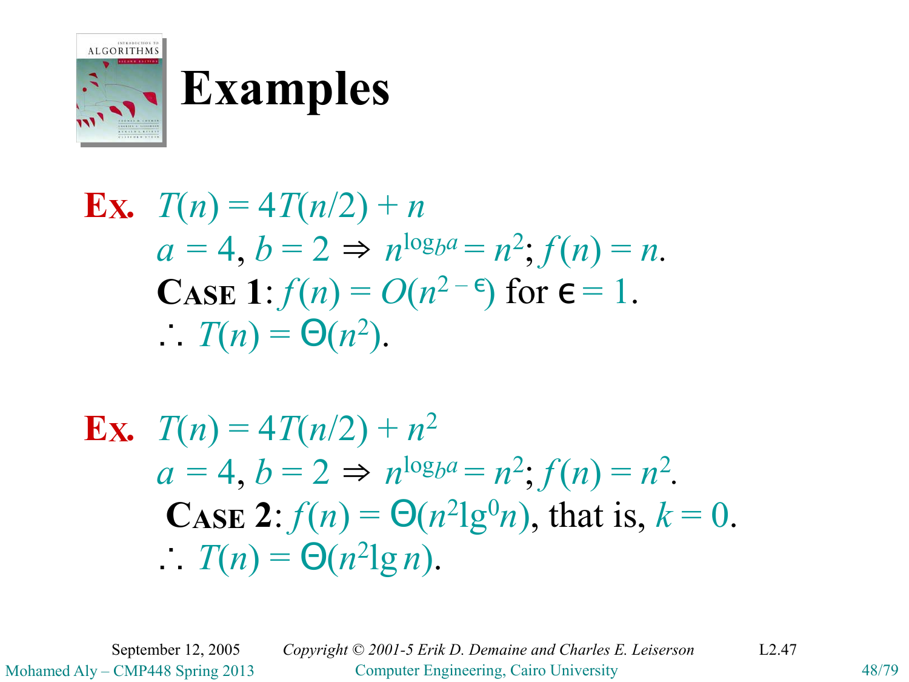# Examples

**Ex.** $T(n) = 4T(n/2) + n$
$a = 4$, $b = 2 \Rightarrow n^{\log_b a} = n^2$; $f(n) = n$.
**CASE 1**: $f(n) = O(n^{2-\epsilon})$ for $\epsilon = 1$.
$\therefore T(n) = \Theta(n^2)$.

**Ex.** $T(n) = 4T(n/2) + n^2$
$a = 4$, $b = 2 \Rightarrow n^{\log_b a} = n^2$; $f(n) = n^2$.
**CASE 2**: $f(n) = \Theta(n^2 \lg^0 n)$, that is, $k = 0$.
$\therefore T(n) = \Theta(n^2 \lg n)$.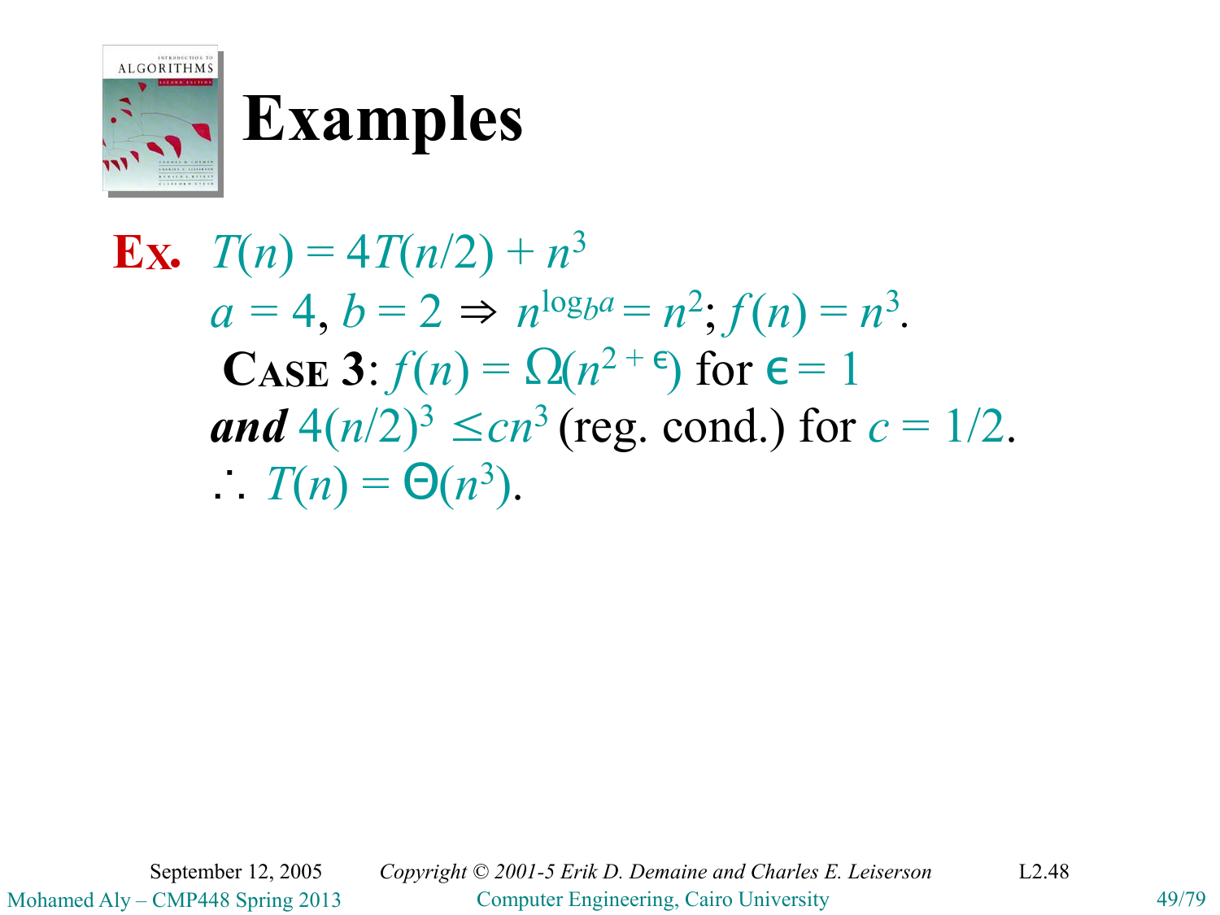# Examples

**Ex.** $T(n) = 4T(n/2) + n^3$

$a = 4,\ b = 2 \Rightarrow n^{\log_b a} = n^2;\ f(n) = n^3.$

**CASE 3**: $f(n) = \Omega(n^{2+\epsilon})$ for $\epsilon = 1$

***and*** $4(n/2)^3 \leq cn^3$ (reg. cond.) for $c = 1/2$.

$\therefore\ T(n) = \Theta(n^3)$.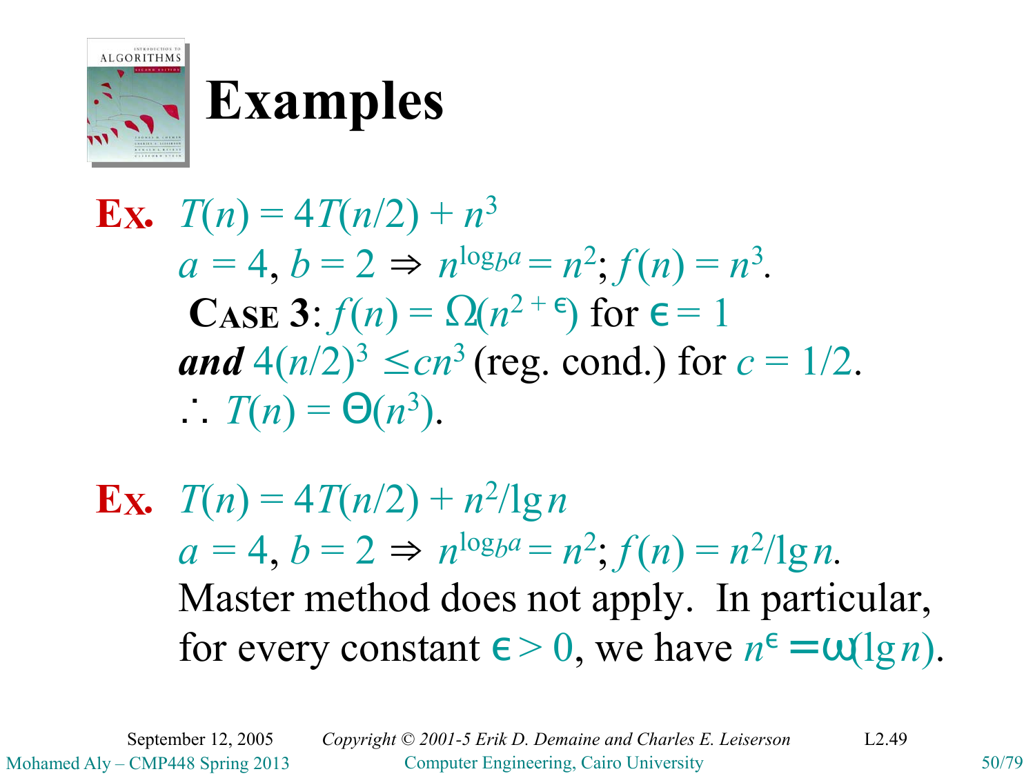# Examples

**Ex.** $T(n) = 4T(n/2) + n^3$
$a = 4$, $b = 2 \Rightarrow n^{\log_b a} = n^2$; $f(n) = n^3$.
**CASE 3**: $f(n) = \Omega(n^{2+\epsilon})$ for $\epsilon = 1$
***and*** $4(n/2)^3 \le cn^3$ (reg. cond.) for $c = 1/2$.
$\therefore T(n) = \Theta(n^3)$.

**Ex.** $T(n) = 4T(n/2) + n^2/\lg n$
$a = 4$, $b = 2 \Rightarrow n^{\log_b a} = n^2$; $f(n) = n^2/\lg n$.
Master method does not apply. In particular, for every constant $\epsilon > 0$, we have $n^\epsilon = \omega(\lg n)$.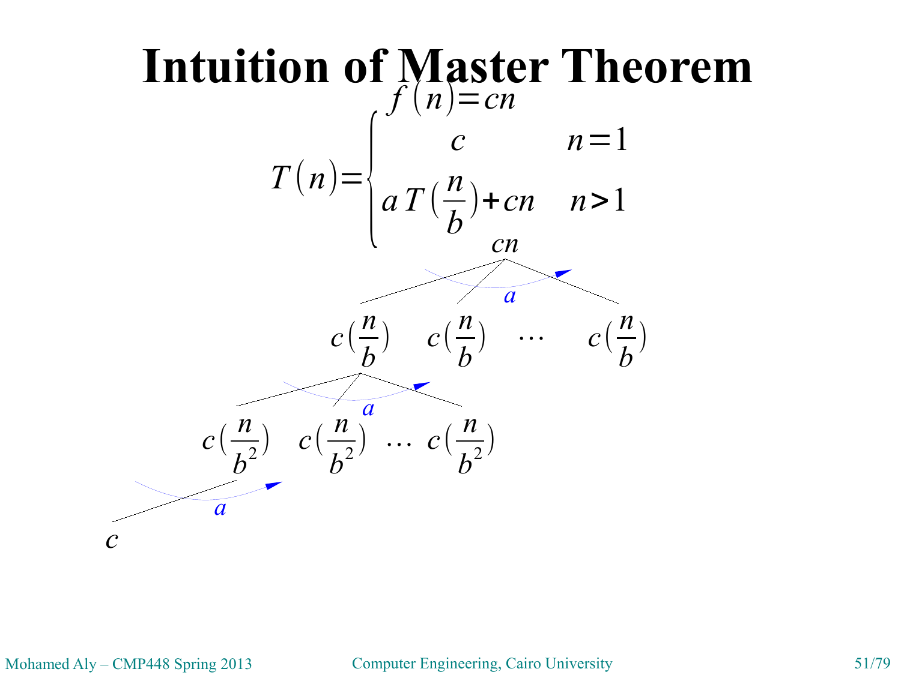# Intuition of Master Theorem

$$f(n) = cn$$

$$T(n) = \begin{cases} c & n = 1 \\ a\,T\left(\frac{n}{b}\right) + cn & n > 1 \end{cases}$$

$$cn$$

$a$

$$c\left(\frac{n}{b}\right) \quad c\left(\frac{n}{b}\right) \quad \cdots \quad c\left(\frac{n}{b}\right)$$

$a$

$$c\left(\frac{n}{b^2}\right) \quad c\left(\frac{n}{b^2}\right) \quad \cdots \quad c\left(\frac{n}{b^2}\right)$$

$a$

$$c$$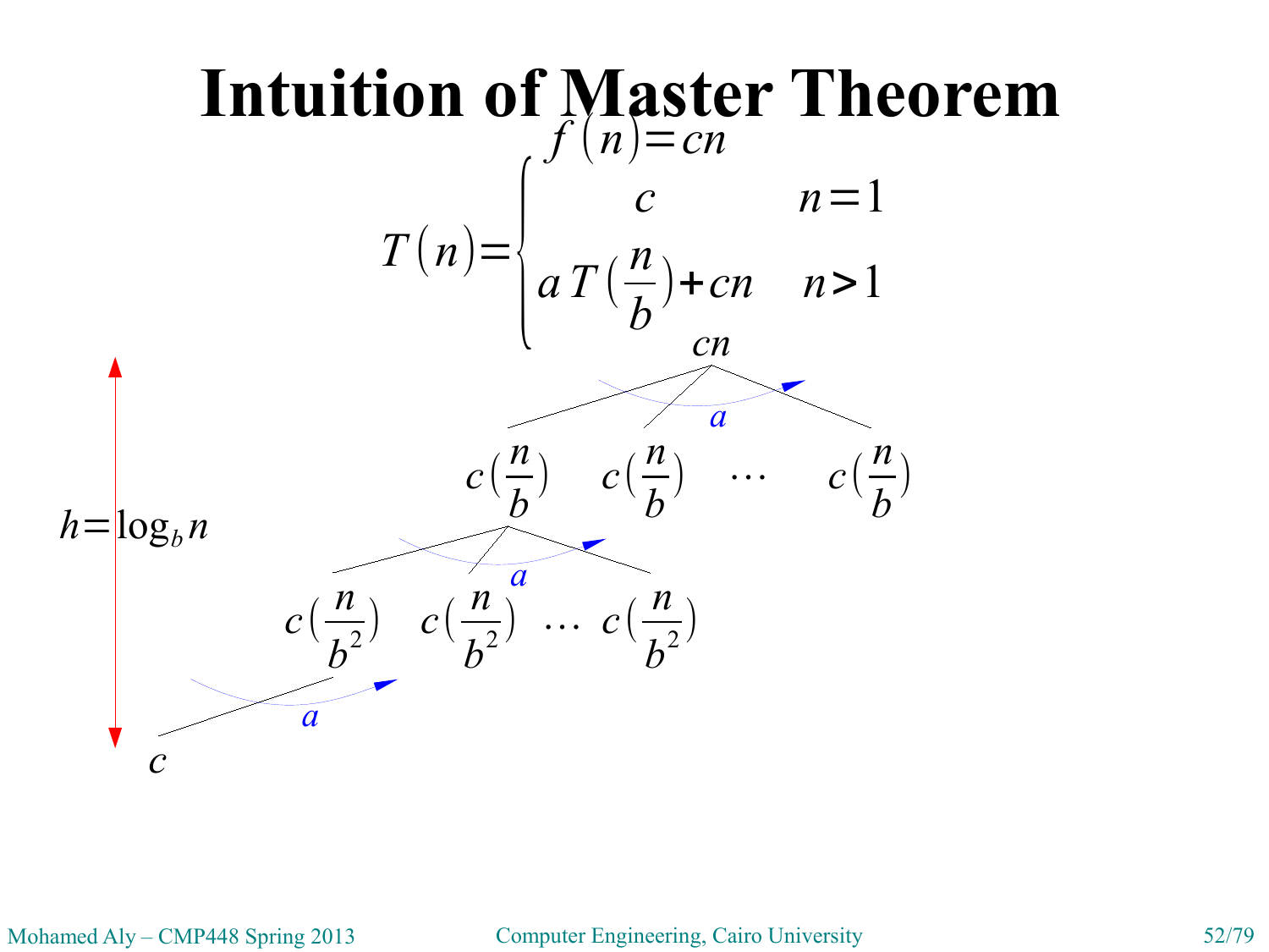# Intuition of Master Theorem

$$f(n) = cn$$

$$T(n) = \begin{cases} c & n=1 \\ aT\left(\frac{n}{b}\right) + cn & n>1 \end{cases}$$

$cn$

$a$

$c\left(\frac{n}{b}\right)$ $c\left(\frac{n}{b}\right)$ $\cdots$ $c\left(\frac{n}{b}\right)$

$h = \log_b n$

$a$

$c\left(\frac{n}{b^2}\right)$ $c\left(\frac{n}{b^2}\right)$ $\cdots$ $c\left(\frac{n}{b^2}\right)$

$a$

$c$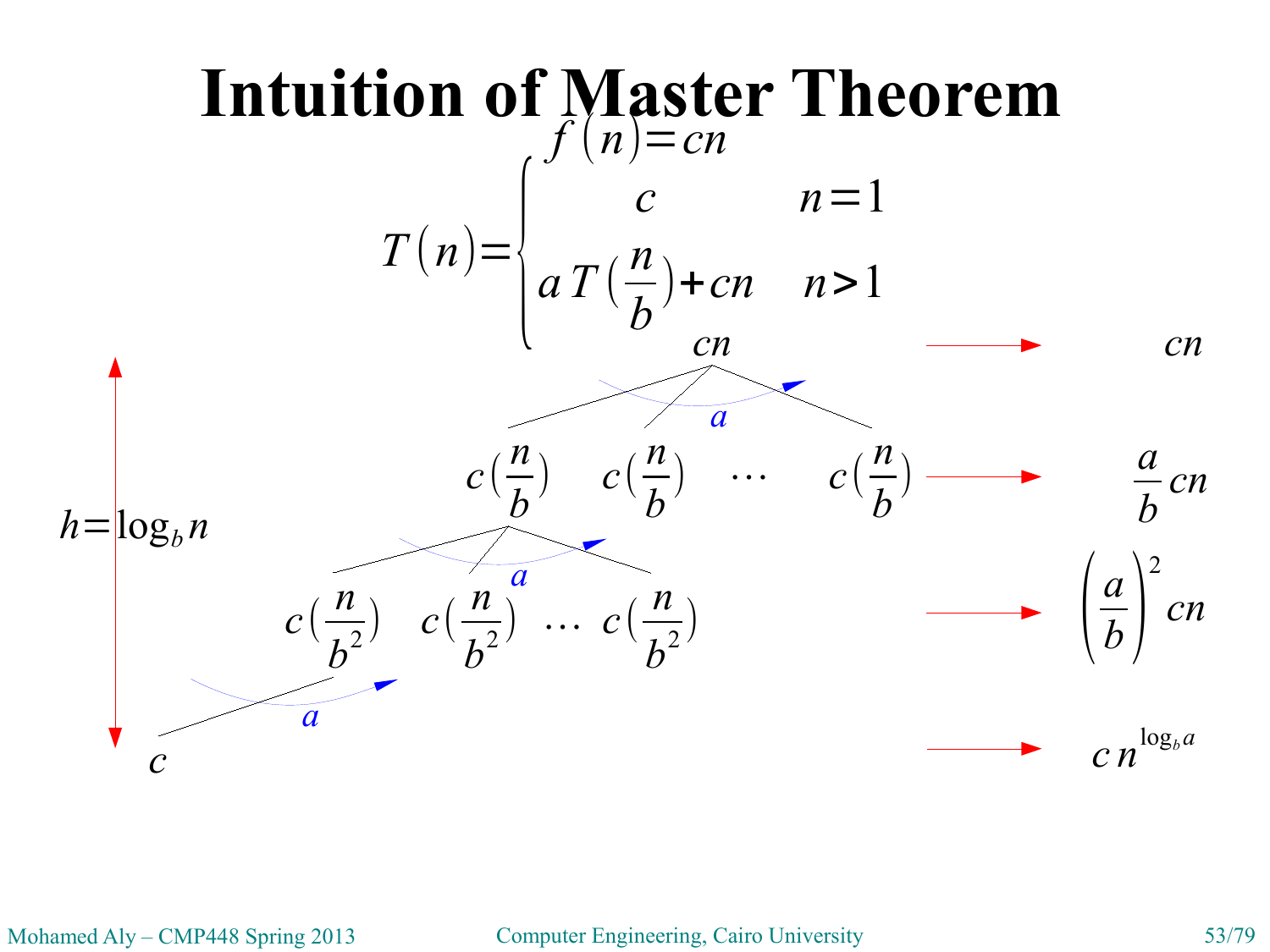# Intuition of Master Theorem

$$f(n) = cn$$

$$T(n) = \begin{cases} c & n = 1 \\ a\,T\left(\frac{n}{b}\right) + cn & n > 1 \end{cases}$$

$h = \log_b n$

| Level | Nodes | Level cost |
|---|---|---|
| 0 | $cn$ | $cn$ |
| 1 | $c\left(\frac{n}{b}\right)$ $c\left(\frac{n}{b}\right)$ $\cdots$ $c\left(\frac{n}{b}\right)$ | $\frac{a}{b}cn$ |
| 2 | $c\left(\frac{n}{b^2}\right)$ $c\left(\frac{n}{b^2}\right)$ $\cdots$ $c\left(\frac{n}{b^2}\right)$ | $\left(\frac{a}{b}\right)^2 cn$ |
| $h$ | $c$ | $c\,n^{\log_b a}$ |

Each node has $a$ children.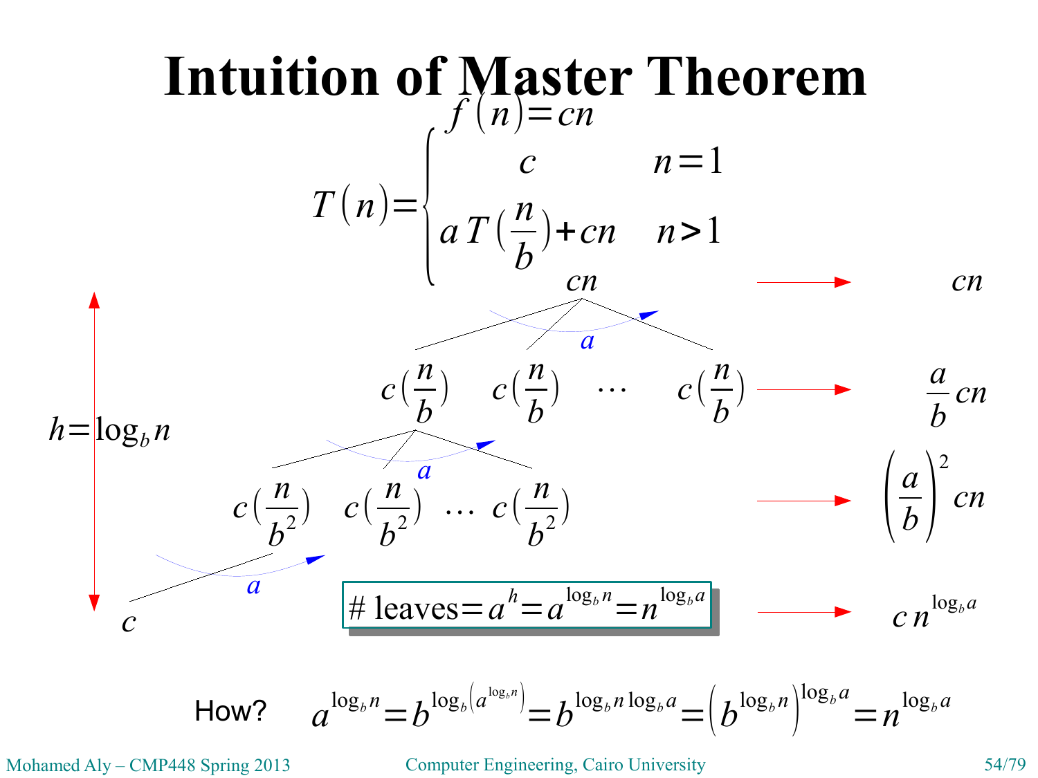# Intuition of Master Theorem

$f(n) = cn$

$$T(n) = \begin{cases} c & n = 1 \\ a\,T\left(\frac{n}{b}\right) + cn & n > 1 \end{cases}$$

$h = \log_b n$

| Level | Nodes | Cost per level |
|---|---|---|
| 0 | $cn$ | $cn$ |
| 1 | $c\left(\frac{n}{b}\right) \quad c\left(\frac{n}{b}\right) \quad \cdots \quad c\left(\frac{n}{b}\right)$ ($a$ children) | $\frac{a}{b}cn$ |
| 2 | $c\left(\frac{n}{b^2}\right) \quad c\left(\frac{n}{b^2}\right) \quad \cdots \quad c\left(\frac{n}{b^2}\right)$ ($a$ children) | $\left(\frac{a}{b}\right)^2 cn$ |
| leaves | $c$ | $c\,n^{\log_b a}$ |

$$\#\ \text{leaves} = a^h = a^{\log_b n} = n^{\log_b a}$$

How? $$a^{\log_b n} = b^{\log_b\left(a^{\log_b n}\right)} = b^{\log_b n \log_b a} = \left(b^{\log_b n}\right)^{\log_b a} = n^{\log_b a}$$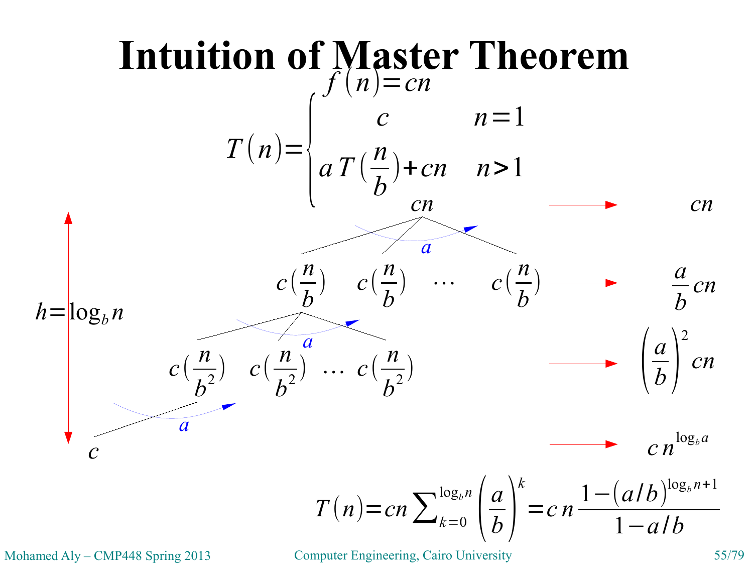# Intuition of Master Theorem

$$f(n) = cn$$

$$T(n) = \begin{cases} c & n = 1 \\ aT\left(\frac{n}{b}\right) + cn & n > 1 \end{cases}$$

$cn$ → $cn$

$c\left(\frac{n}{b}\right)$ $c\left(\frac{n}{b}\right)$ $\cdots$ $c\left(\frac{n}{b}\right)$ → $\frac{a}{b}cn$

$c\left(\frac{n}{b^2}\right)$ $c\left(\frac{n}{b^2}\right)$ $\cdots$ $c\left(\frac{n}{b^2}\right)$ → $\left(\frac{a}{b}\right)^2 cn$

$c$ → $cn^{\log_b a}$

$h = \log_b n$

$$T(n) = cn \sum_{k=0}^{\log_b n} \left(\frac{a}{b}\right)^k = cn \frac{1 - (a/b)^{\log_b n + 1}}{1 - a/b}$$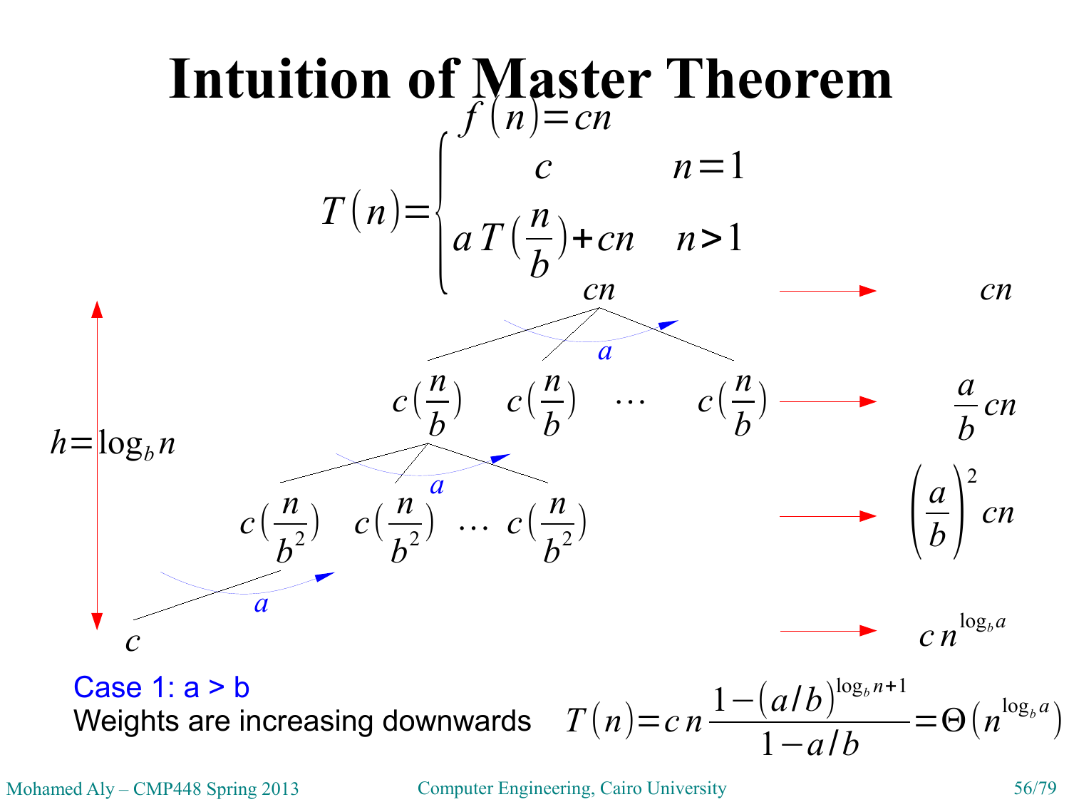# Intuition of Master Theorem

$$f(n) = cn$$

$$T(n) = \begin{cases} c & n = 1 \\ a\,T\left(\frac{n}{b}\right) + cn & n > 1 \end{cases}$$

$cn \rightarrow cn$

$c\left(\frac{n}{b}\right) \quad c\left(\frac{n}{b}\right) \quad \cdots \quad c\left(\frac{n}{b}\right) \rightarrow \frac{a}{b}cn$

$c\left(\frac{n}{b^2}\right) \quad c\left(\frac{n}{b^2}\right) \quad \cdots \quad c\left(\frac{n}{b^2}\right) \rightarrow \left(\frac{a}{b}\right)^2 cn$

$c \rightarrow c\,n^{\log_b a}$

$a$ (branching factor at each level)

$h = \log_b n$

Case 1: a > b

Weights are increasing downwards

$$T(n) = c\,n\,\frac{1 - (a/b)^{\log_b n + 1}}{1 - a/b} = \Theta\left(n^{\log_b a}\right)$$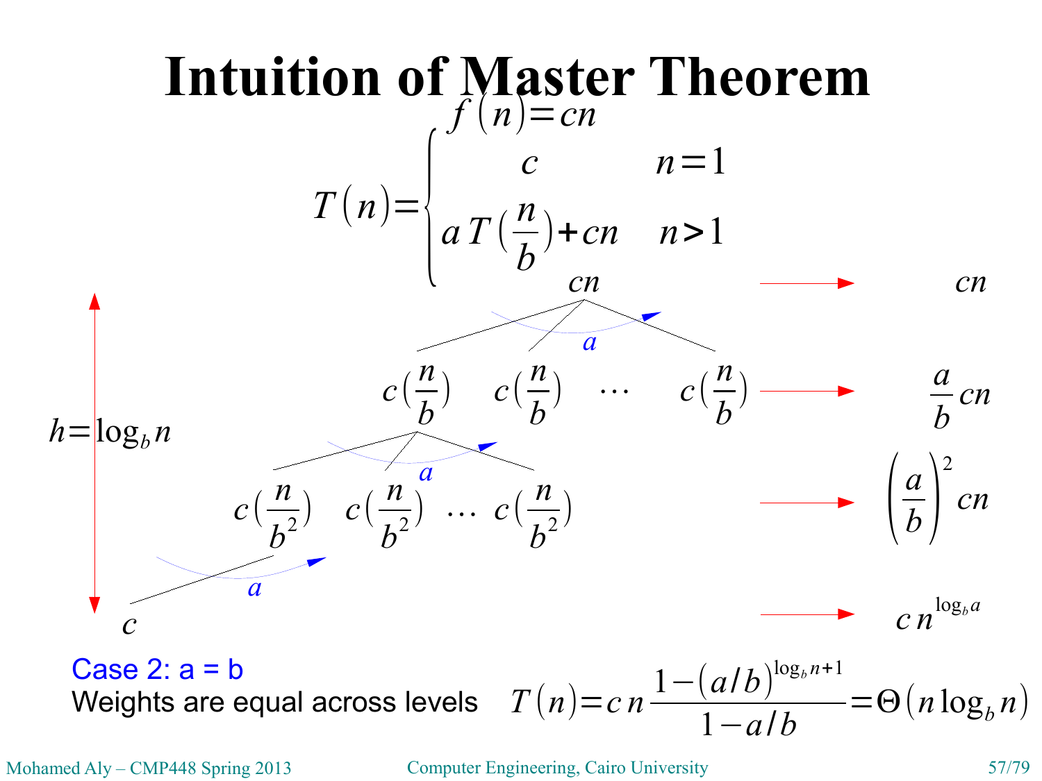# Intuition of Master Theorem

$$f(n) = cn$$

$$T(n) = \begin{cases} c & n = 1 \\ a\,T\left(\frac{n}{b}\right) + cn & n > 1 \end{cases}$$

$h = \log_b n$

$cn \rightarrow cn$

$c\left(\frac{n}{b}\right) \quad c\left(\frac{n}{b}\right) \quad \cdots \quad c\left(\frac{n}{b}\right) \rightarrow \frac{a}{b} cn$

$c\left(\frac{n}{b^2}\right) \quad c\left(\frac{n}{b^2}\right) \quad \cdots \quad c\left(\frac{n}{b^2}\right) \rightarrow \left(\frac{a}{b}\right)^2 cn$

$c \rightarrow c\,n^{\log_b a}$

Case 2: a = b

Weights are equal across levels

$$T(n) = c\,n \frac{1 - (a/b)^{\log_b n + 1}}{1 - a/b} = \Theta(n \log_b n)$$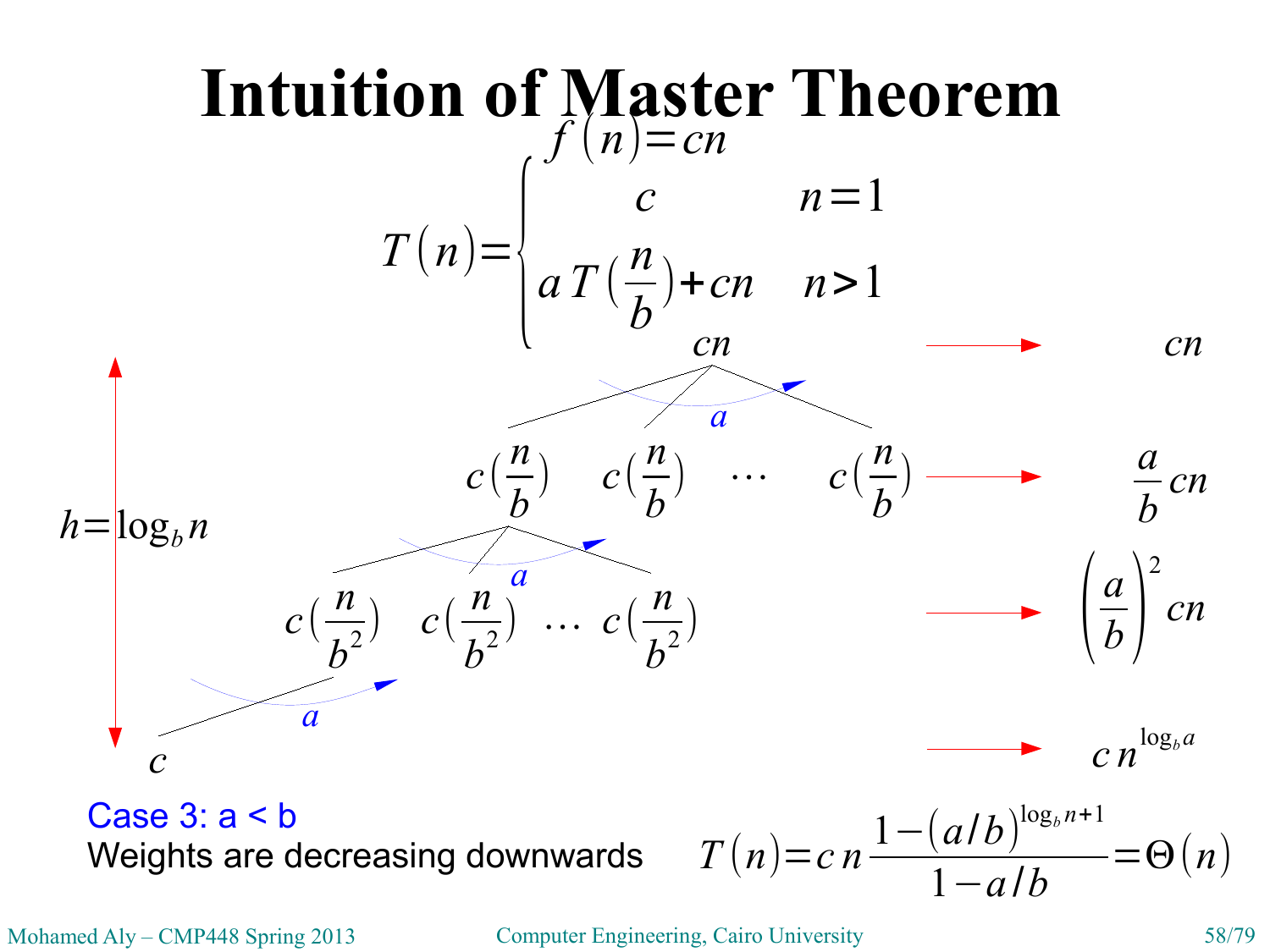# Intuition of Master Theorem

$$f(n) = cn$$

$$T(n) = \begin{cases} c & n = 1 \\ a\,T\left(\frac{n}{b}\right) + cn & n > 1 \end{cases}$$

$$h = \log_b n$$

| Level | Nodes | Level total |
|---|---|---|
| 0 | $cn$ | $cn$ |
| 1 | $c\left(\frac{n}{b}\right) \quad c\left(\frac{n}{b}\right) \quad \cdots \quad c\left(\frac{n}{b}\right)$ ($a$ children) | $\frac{a}{b} cn$ |
| 2 | $c\left(\frac{n}{b^2}\right) \quad c\left(\frac{n}{b^2}\right) \quad \cdots \quad c\left(\frac{n}{b^2}\right)$ ($a$ children) | $\left(\frac{a}{b}\right)^2 cn$ |
| $h$ | $c$ | $c\,n^{\log_b a}$ |

Case 3: a < b

Weights are decreasing downwards

$$T(n) = c\,n\,\frac{1 - (a/b)^{\log_b n + 1}}{1 - a/b} = \Theta(n)$$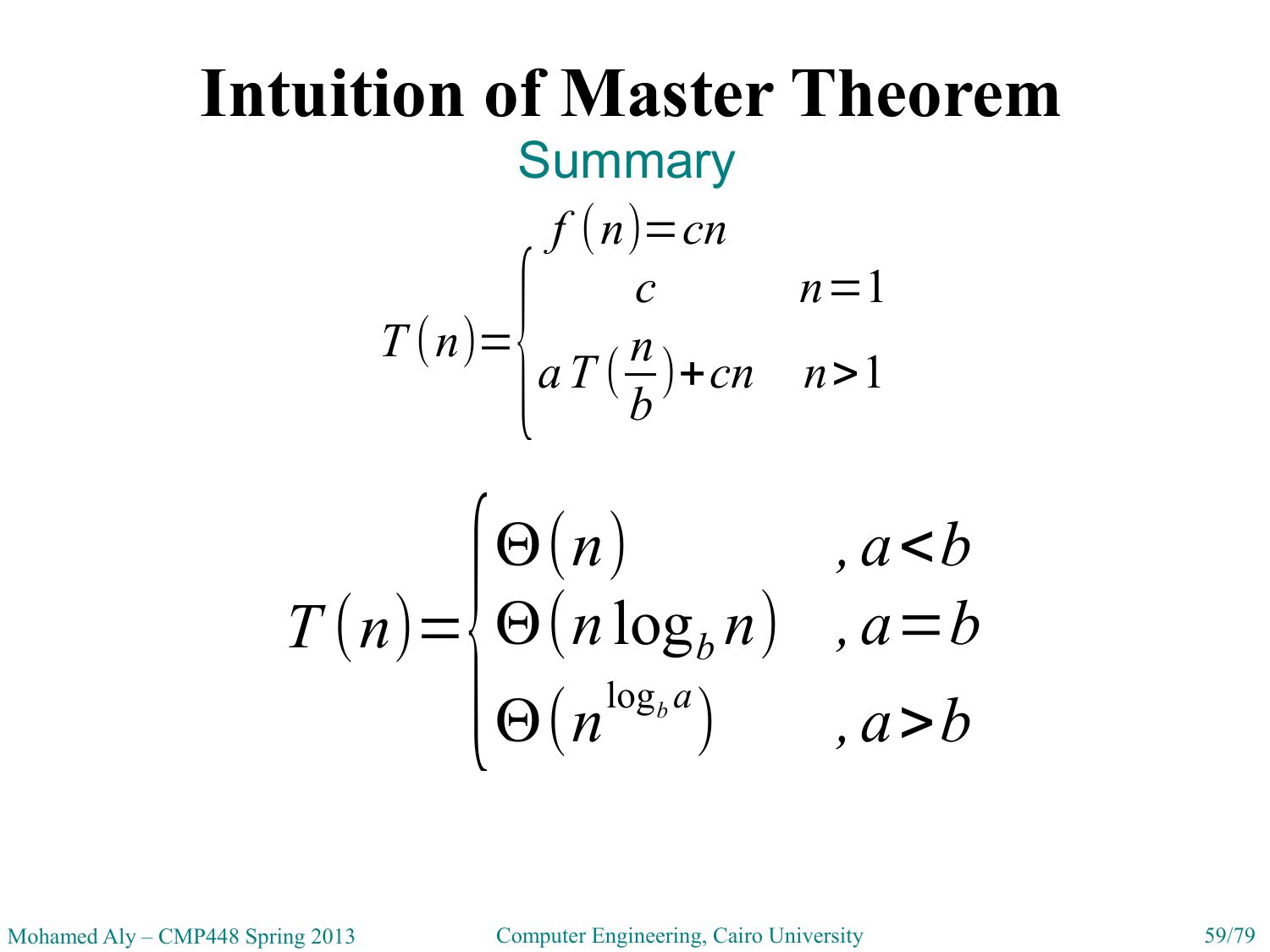# Intuition of Master Theorem

## Summary

$$f(n) = cn$$

$$T(n) = \begin{cases} c & n = 1 \\ a\,T\left(\frac{n}{b}\right) + cn & n > 1 \end{cases}$$

$$T(n) = \begin{cases} \Theta(n) & , a < b \\ \Theta(n \log_b n) & , a = b \\ \Theta\left(n^{\log_b a}\right) & , a > b \end{cases}$$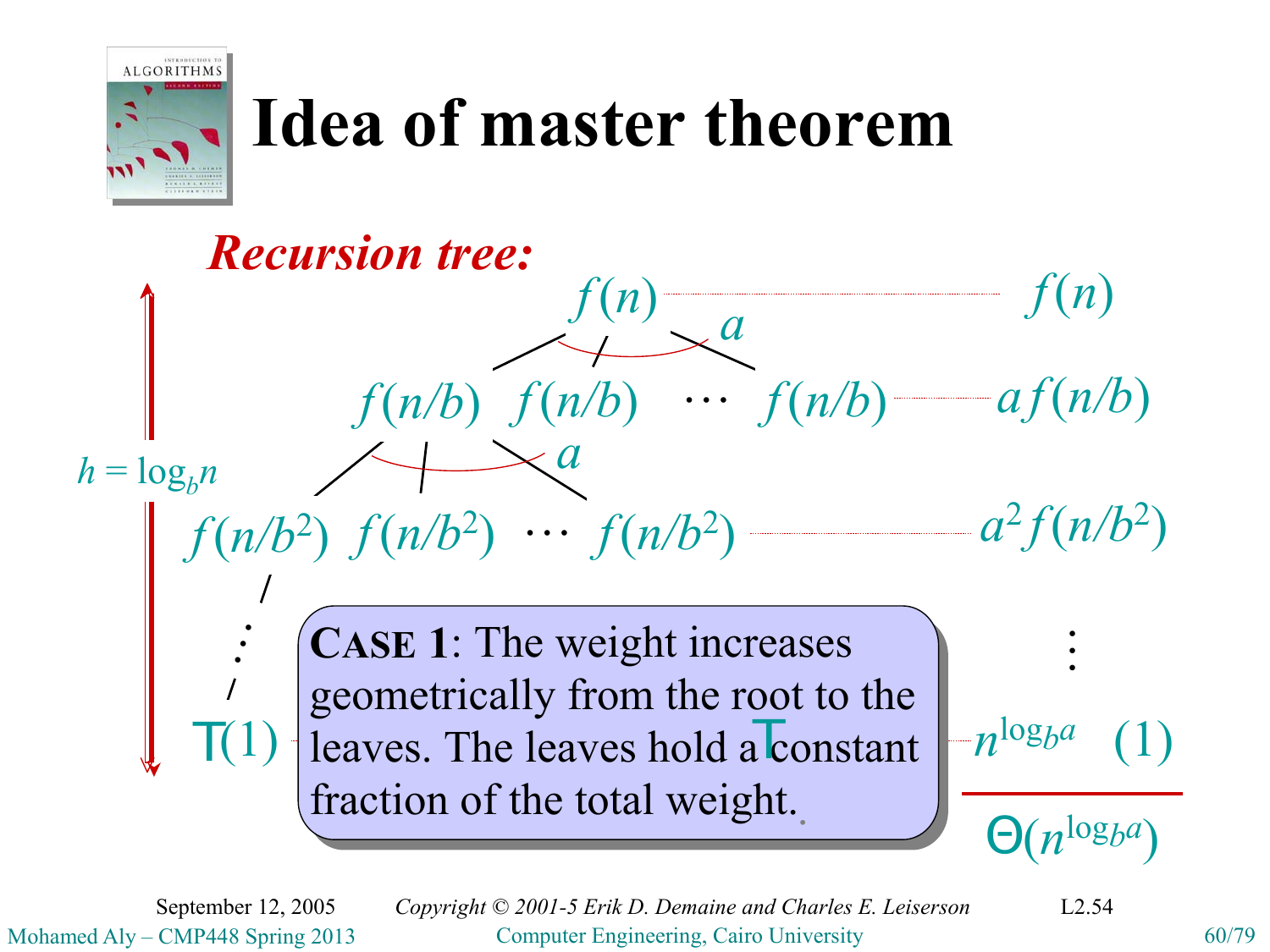# Idea of master theorem

***Recursion tree:***

$h = \log_b n$

| Level | Nodes | Level weight |
|---|---|---|
| root | $f(n)$ | $f(n)$ |
| $a$ children | $f(n/b)$ $f(n/b)$ $\cdots$ $f(n/b)$ | $af(n/b)$ |
| $a$ children each | $f(n/b^2)$ $f(n/b^2)$ $\cdots$ $f(n/b^2)$ | $a^2 f(n/b^2)$ |
| $\vdots$ | $\vdots$ | $\vdots$ |
| leaves | $T(1)$ | $n^{\log_b a} T(1)$ |

$$\Theta(n^{\log_b a})$$

**CASE 1**: The weight increases geometrically from the root to the leaves. The leaves hold a constant fraction of the total weight.

September 12, 2005 *Copyright © 2001-5 Erik D. Demaine and Charles E. Leiserson* L2.54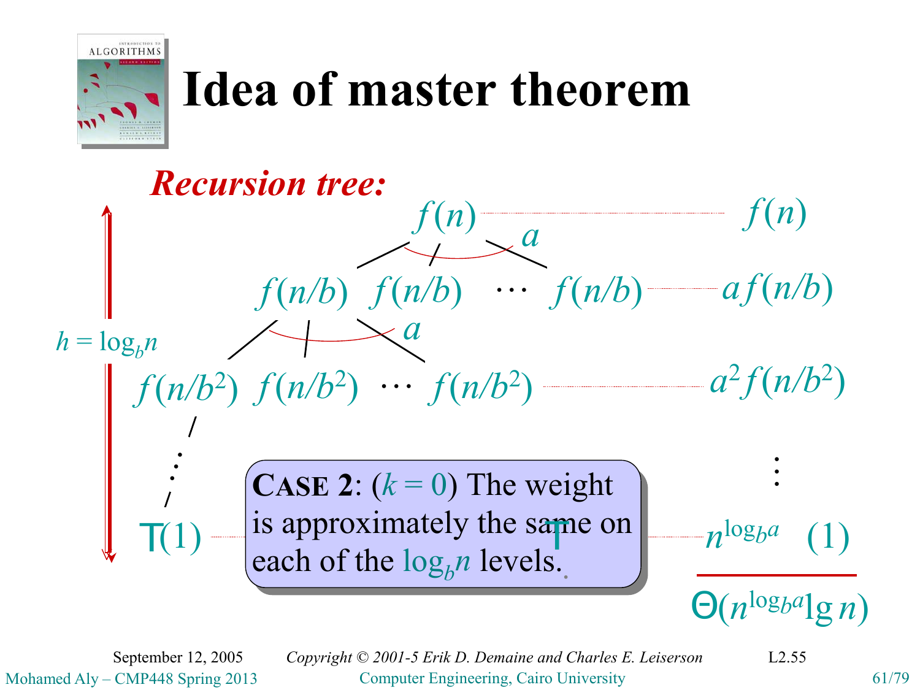# Idea of master theorem

***Recursion tree:***

$h = \log_b n$

$$f(n) \quad \cdots\cdots \quad f(n)$$

$$f(n/b) \quad f(n/b) \quad \cdots \quad f(n/b) \quad \cdots\cdots \quad a f(n/b)$$

$$f(n/b^2) \quad f(n/b^2) \quad \cdots \quad f(n/b^2) \quad \cdots\cdots \quad a^2 f(n/b^2)$$

$$\vdots$$

$$T(1) \quad \cdots\cdots \quad n^{\log_b a} \; T(1)$$

$$\Theta(n^{\log_b a} \lg n)$$

**CASE 2**: ($k = 0$) The weight is approximately the same on each of the $\log_b n$ levels.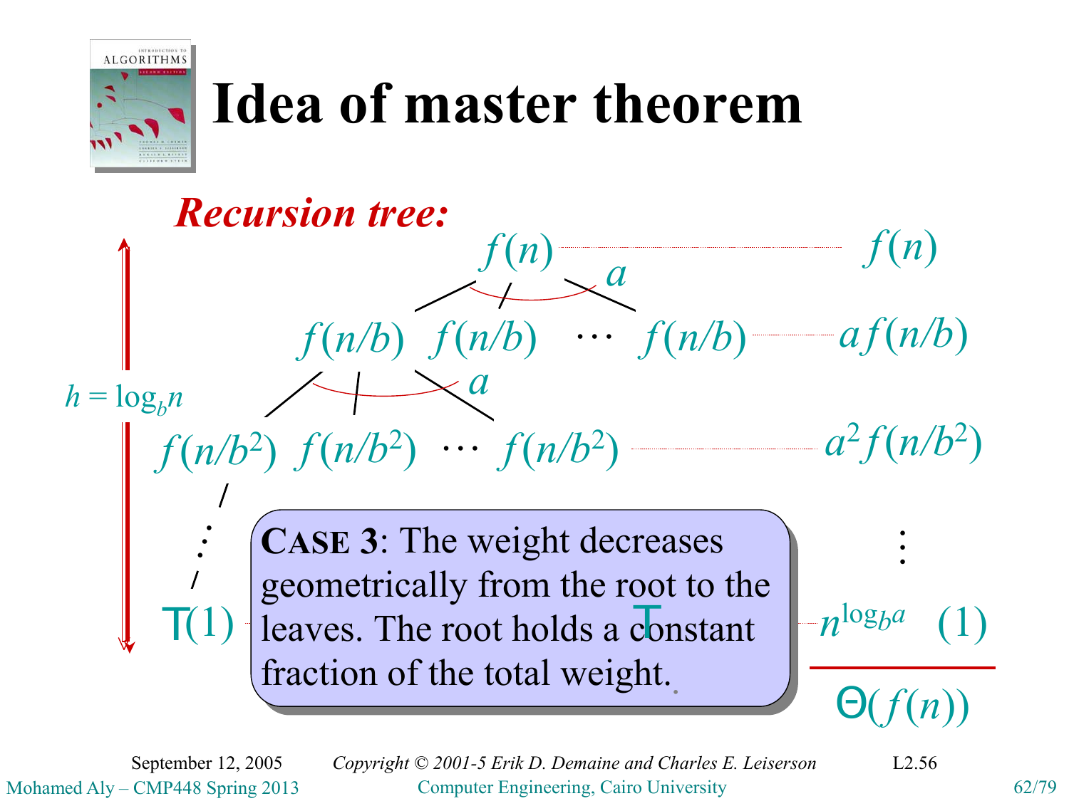# Idea of master theorem

***Recursion tree:***

$h = \log_b n$

| Tree level | Level sum |
|---|---|
| $f(n)$ | $f(n)$ |
| $f(n/b)$ $f(n/b)$ $\cdots$ $f(n/b)$ (branching factor $a$) | $a f(n/b)$ |
| $f(n/b^2)$ $f(n/b^2)$ $\cdots$ $f(n/b^2)$ (branching factor $a$) | $a^2 f(n/b^2)$ |
| $\vdots$ | $\vdots$ |
| $T(1)$ | $n^{\log_b a} T(1)$ |
| | $\Theta(f(n))$ |

**CASE 3**: The weight decreases geometrically from the root to the leaves. The root holds a constant fraction of the total weight.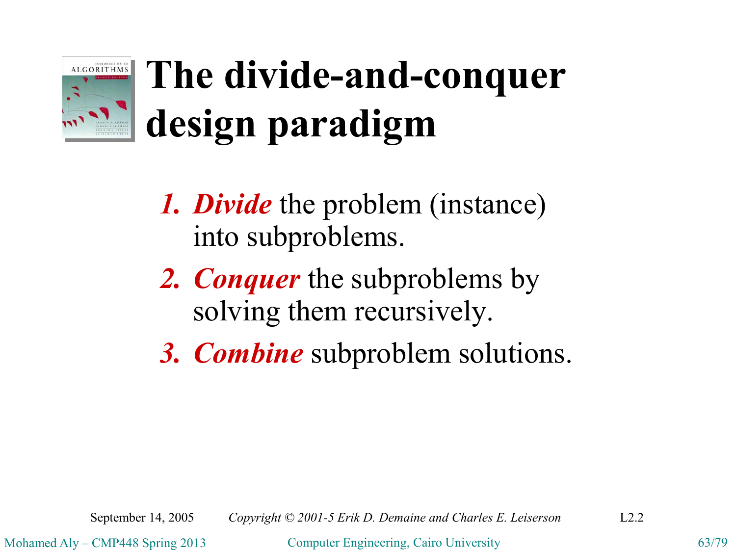# The divide-and-conquer design paradigm

1. ***Divide*** the problem (instance) into subproblems.
2. ***Conquer*** the subproblems by solving them recursively.
3. ***Combine*** subproblem solutions.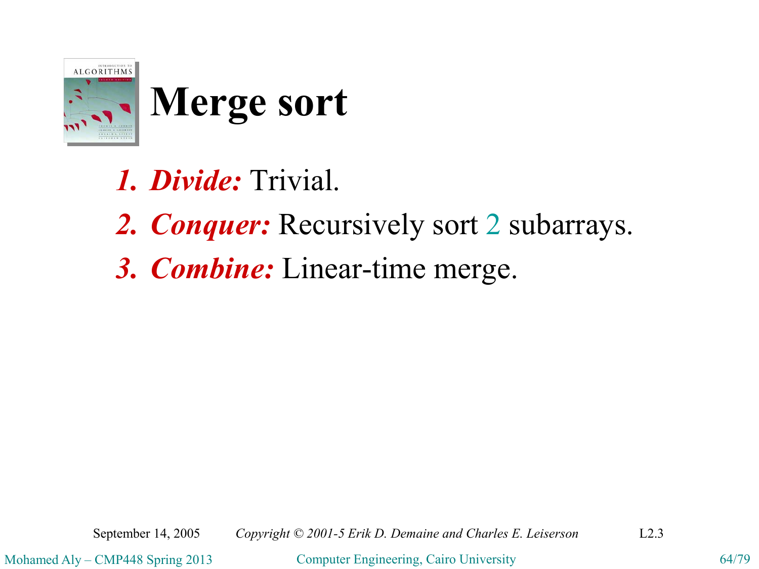# Merge sort

1. ***Divide:*** Trivial.
2. ***Conquer:*** Recursively sort 2 subarrays.
3. ***Combine:*** Linear-time merge.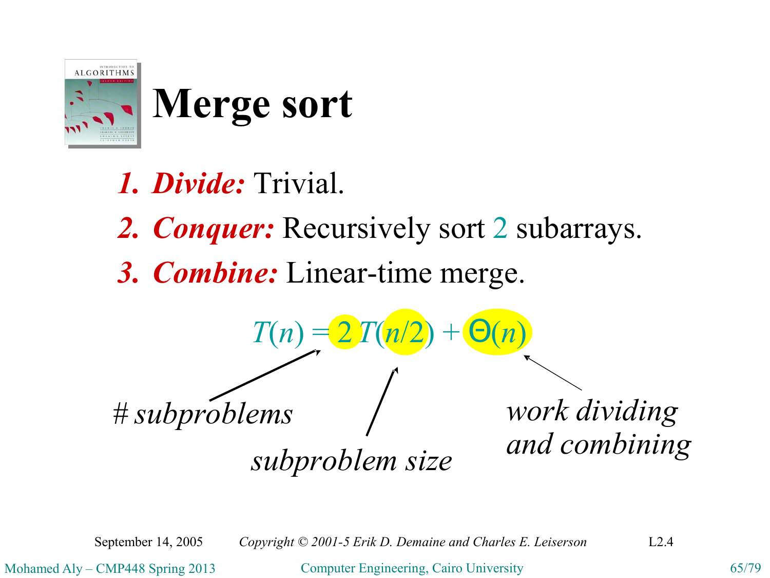# Merge sort

1. ***Divide:*** Trivial.
2. ***Conquer:*** Recursively sort 2 subarrays.
3. ***Combine:*** Linear-time merge.

$$T(n) = 2\,T(n/2) + \Theta(n)$$

*# subproblems* (2)

*subproblem size* ($n/2$)

*work dividing and combining* ($\Theta(n)$)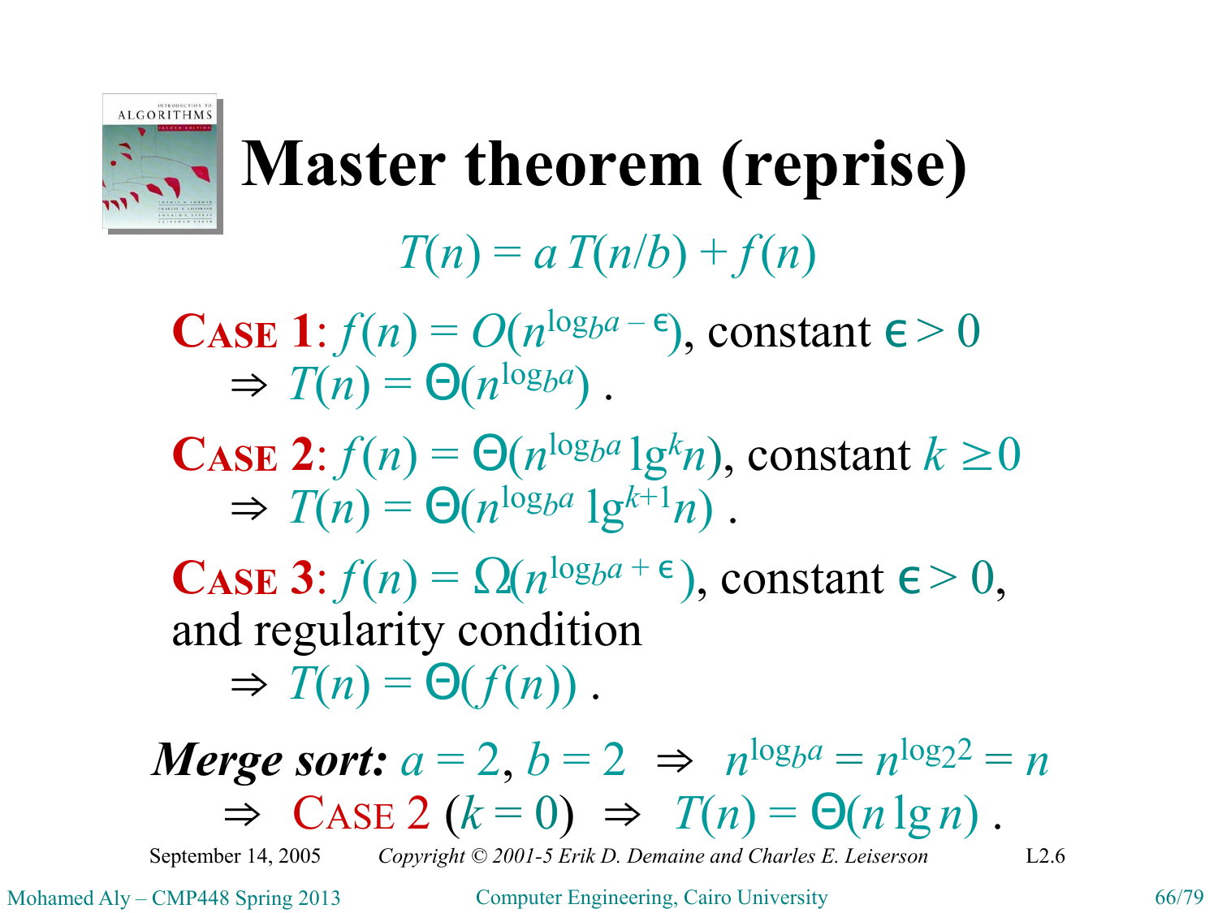# Master theorem (reprise)

$$T(n) = a\,T(n/b) + f(n)$$

**CASE 1**: $f(n) = O(n^{\log_b a - \epsilon})$, constant $\epsilon > 0$

$\Rightarrow T(n) = \Theta(n^{\log_b a})$ .

**CASE 2**: $f(n) = \Theta(n^{\log_b a} \lg^k n)$, constant $k \geq 0$

$\Rightarrow T(n) = \Theta(n^{\log_b a} \lg^{k+1} n)$ .

**CASE 3**: $f(n) = \Omega(n^{\log_b a + \epsilon})$, constant $\epsilon > 0$, and regularity condition

$\Rightarrow T(n) = \Theta(f(n))$ .

***Merge sort:*** $a = 2, b = 2 \;\Rightarrow\; n^{\log_b a} = n^{\log_2 2} = n$

$\Rightarrow$ CASE 2 $(k = 0) \;\Rightarrow\; T(n) = \Theta(n \lg n)$ .

September 14, 2005 — *Copyright © 2001-5 Erik D. Demaine and Charles E. Leiserson* — L2.6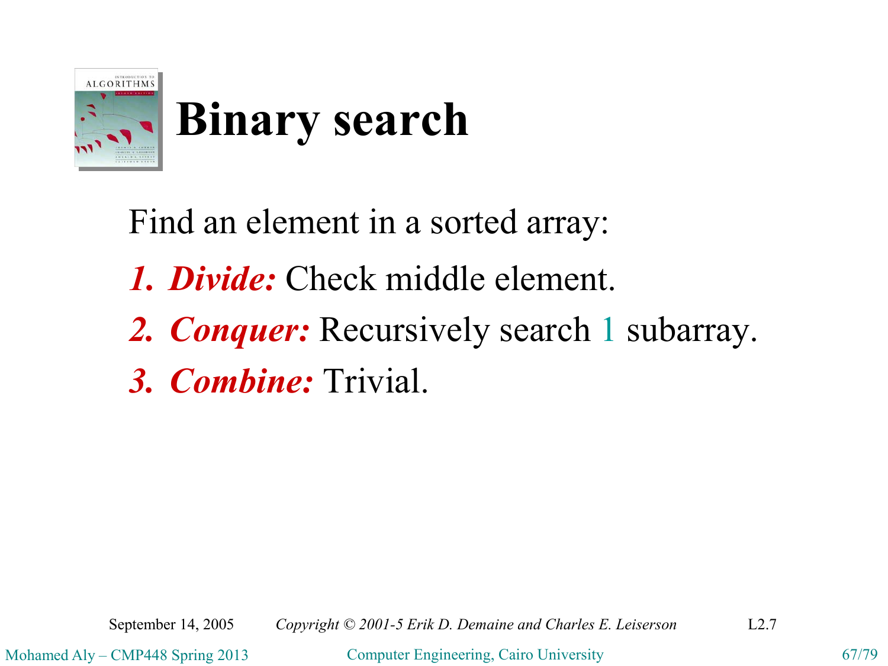# Binary search

Find an element in a sorted array:

1. ***Divide:*** Check middle element.
2. ***Conquer:*** Recursively search 1 subarray.
3. ***Combine:*** Trivial.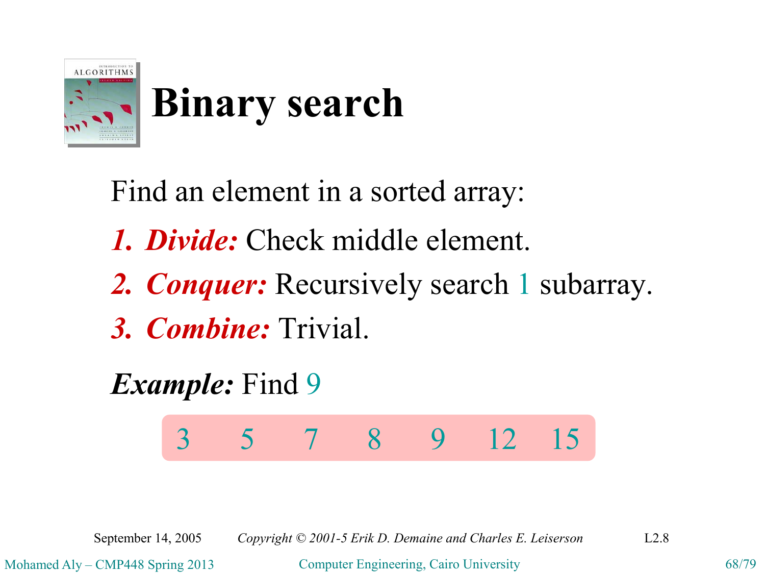# Binary search

Find an element in a sorted array:

1. ***Divide:*** Check middle element.
2. ***Conquer:*** Recursively search 1 subarray.
3. ***Combine:*** Trivial.

***Example:*** Find 9

| 3 | 5 | 7 | 8 | 9 | 12 | 15 |
|---|---|---|---|---|---|---|

September 14, 2005 *Copyright © 2001-5 Erik D. Demaine and Charles E. Leiserson* L2.8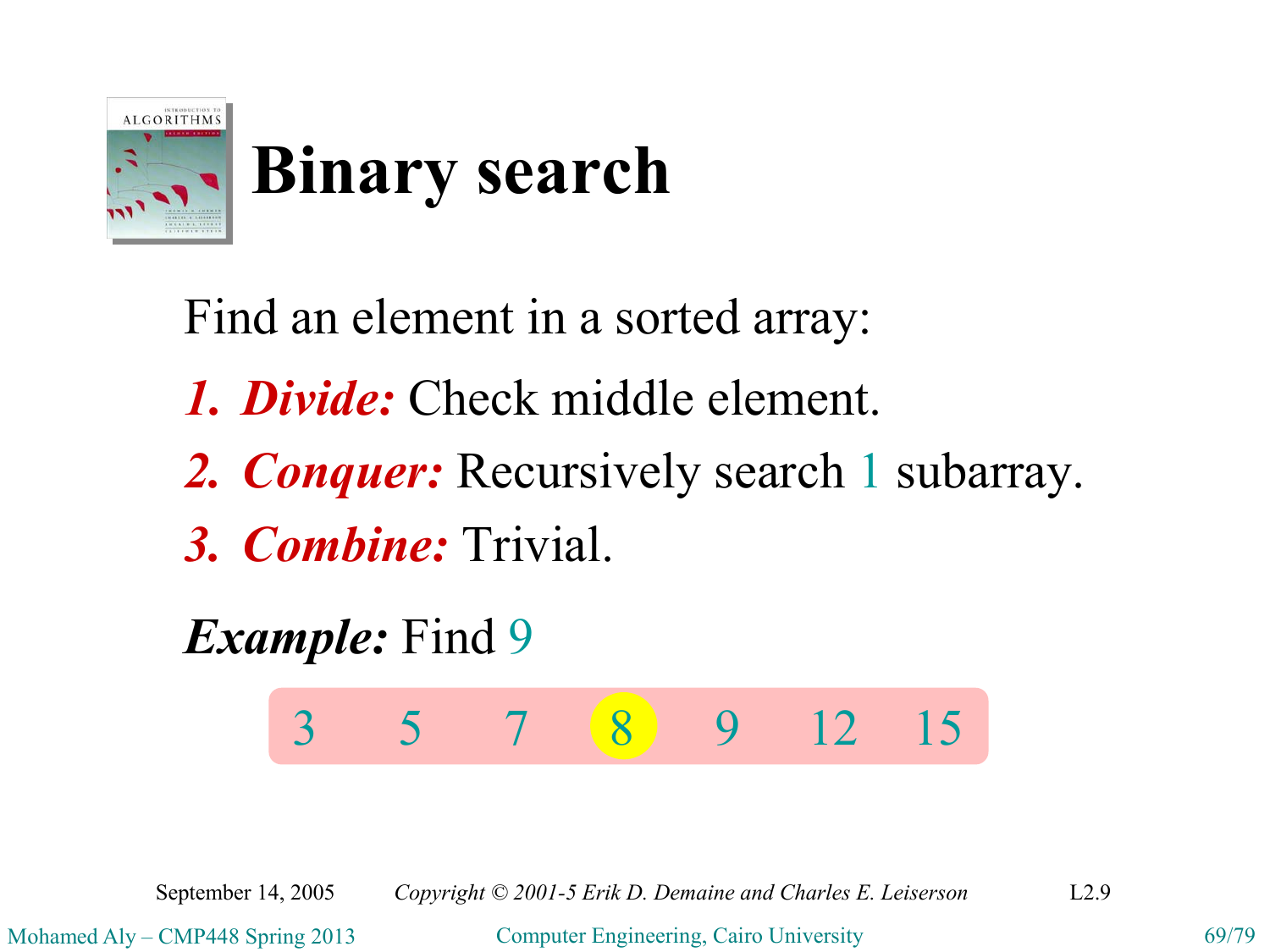# Binary search

Find an element in a sorted array:

1. ***Divide:*** Check middle element.
2. ***Conquer:*** Recursively search 1 subarray.
3. ***Combine:*** Trivial.

***Example:*** Find 9

| 3 | 5 | 7 | 8 | 9 | 12 | 15 |
|---|---|---|---|---|---|---|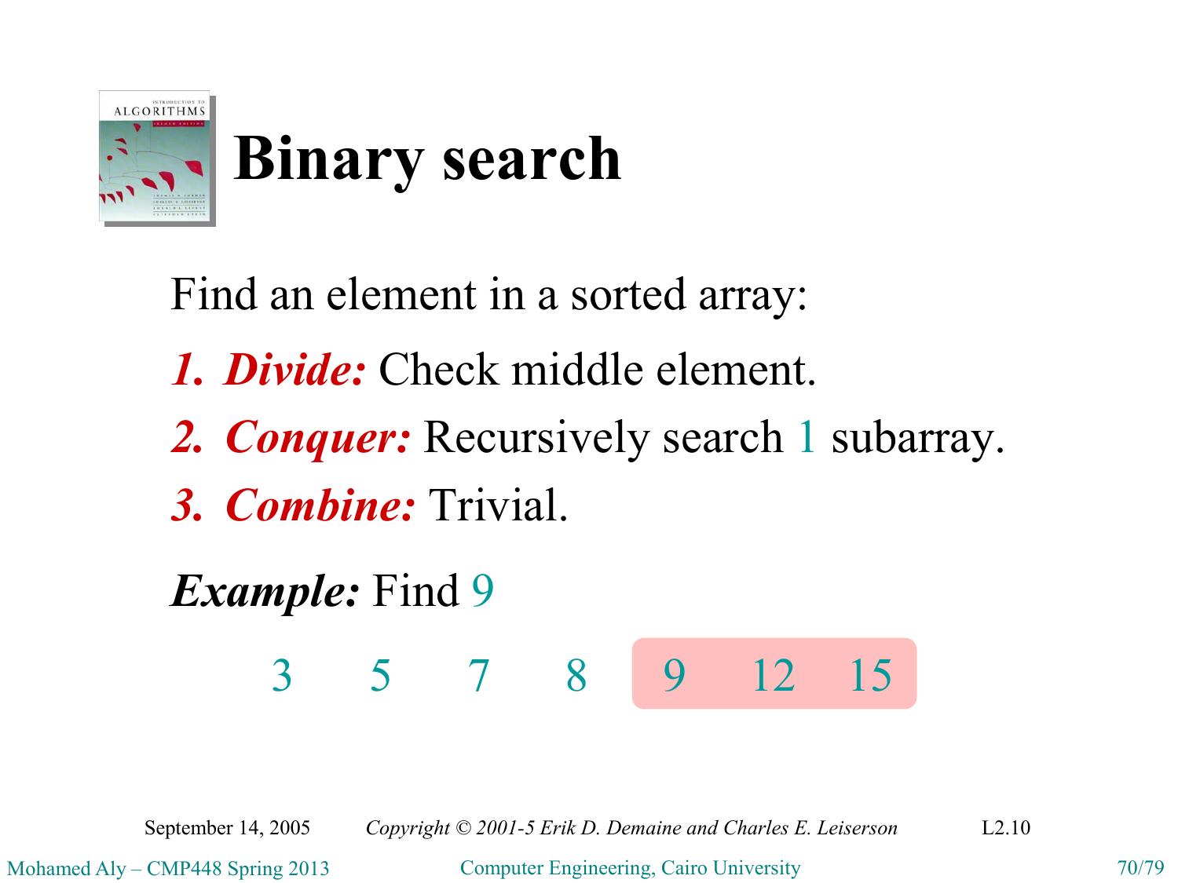# Binary search

Find an element in a sorted array:

1. ***Divide:*** Check middle element.
2. ***Conquer:*** Recursively search 1 subarray.
3. ***Combine:*** Trivial.

***Example:*** Find 9

3 5 7 8 9 12 15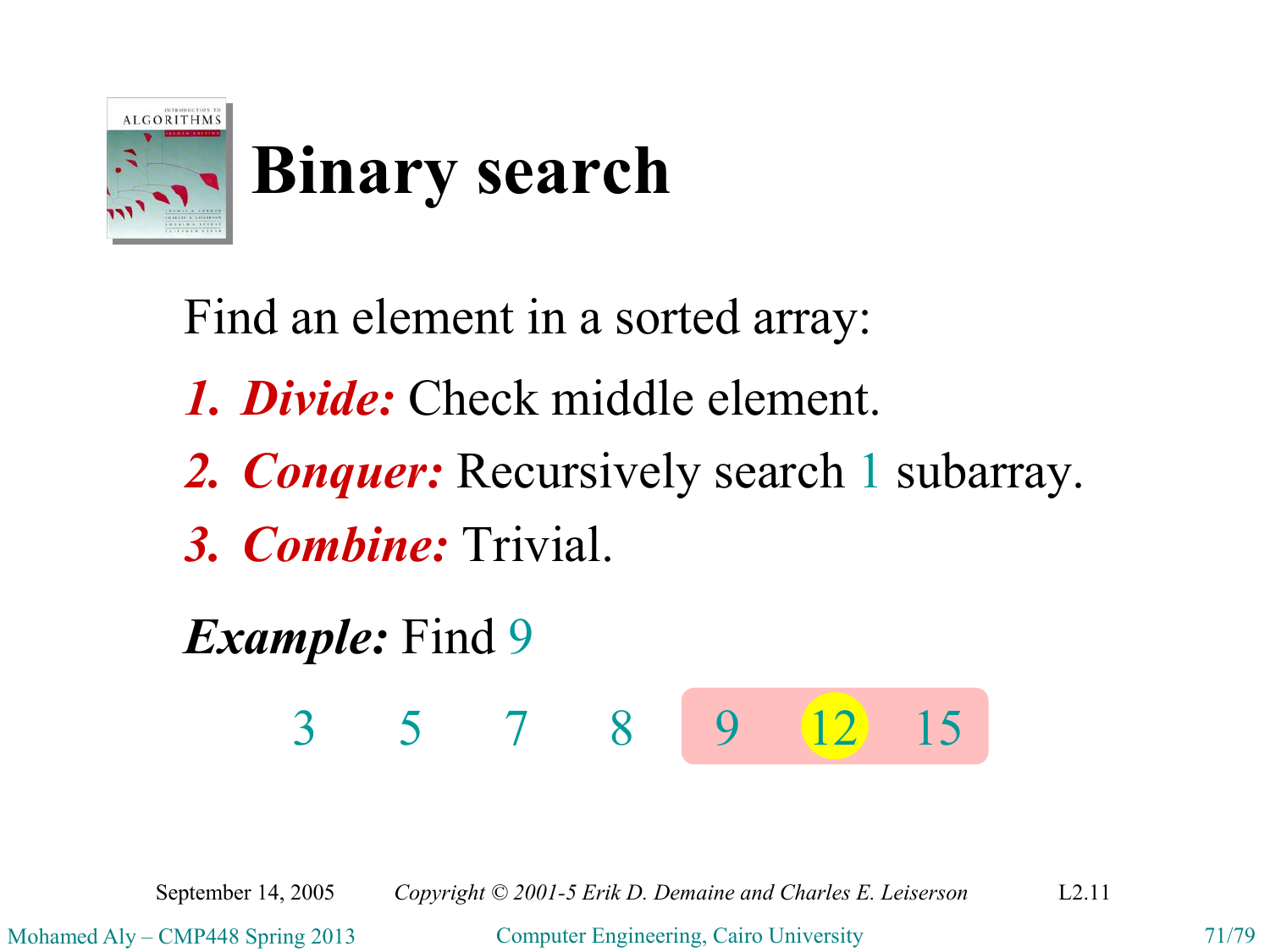# Binary search

Find an element in a sorted array:

1. ***Divide:*** Check middle element.
2. ***Conquer:*** Recursively search 1 subarray.
3. ***Combine:*** Trivial.

***Example:*** Find 9

3 5 7 8 9 12 15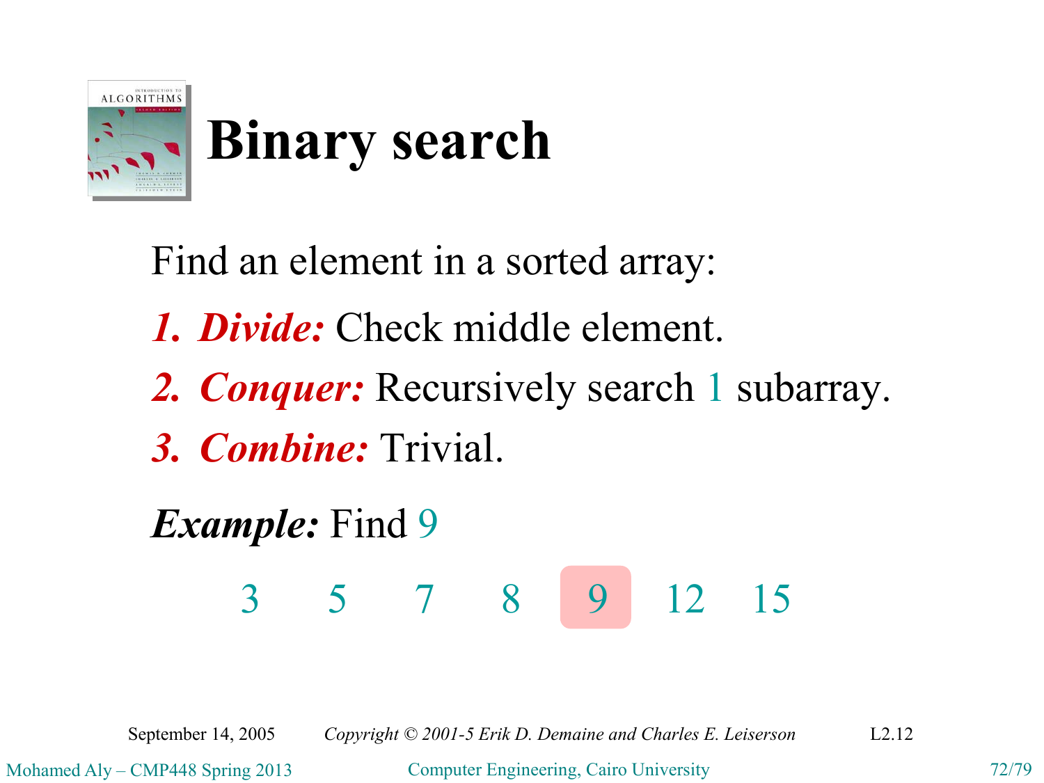# Binary search

Find an element in a sorted array:

1. ***Divide:*** Check middle element.
2. ***Conquer:*** Recursively search 1 subarray.
3. ***Combine:*** Trivial.

***Example:*** Find 9

3 5 7 8 9 12 15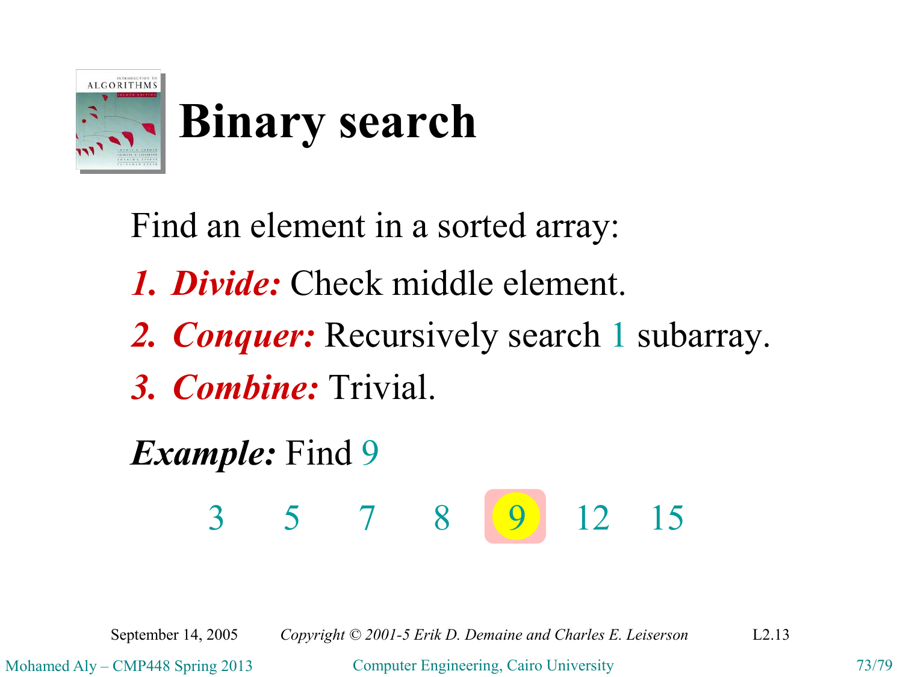# Binary search

Find an element in a sorted array:

1. ***Divide:*** Check middle element.
2. ***Conquer:*** Recursively search 1 subarray.
3. ***Combine:*** Trivial.

***Example:*** Find 9

3 5 7 8 9 12 15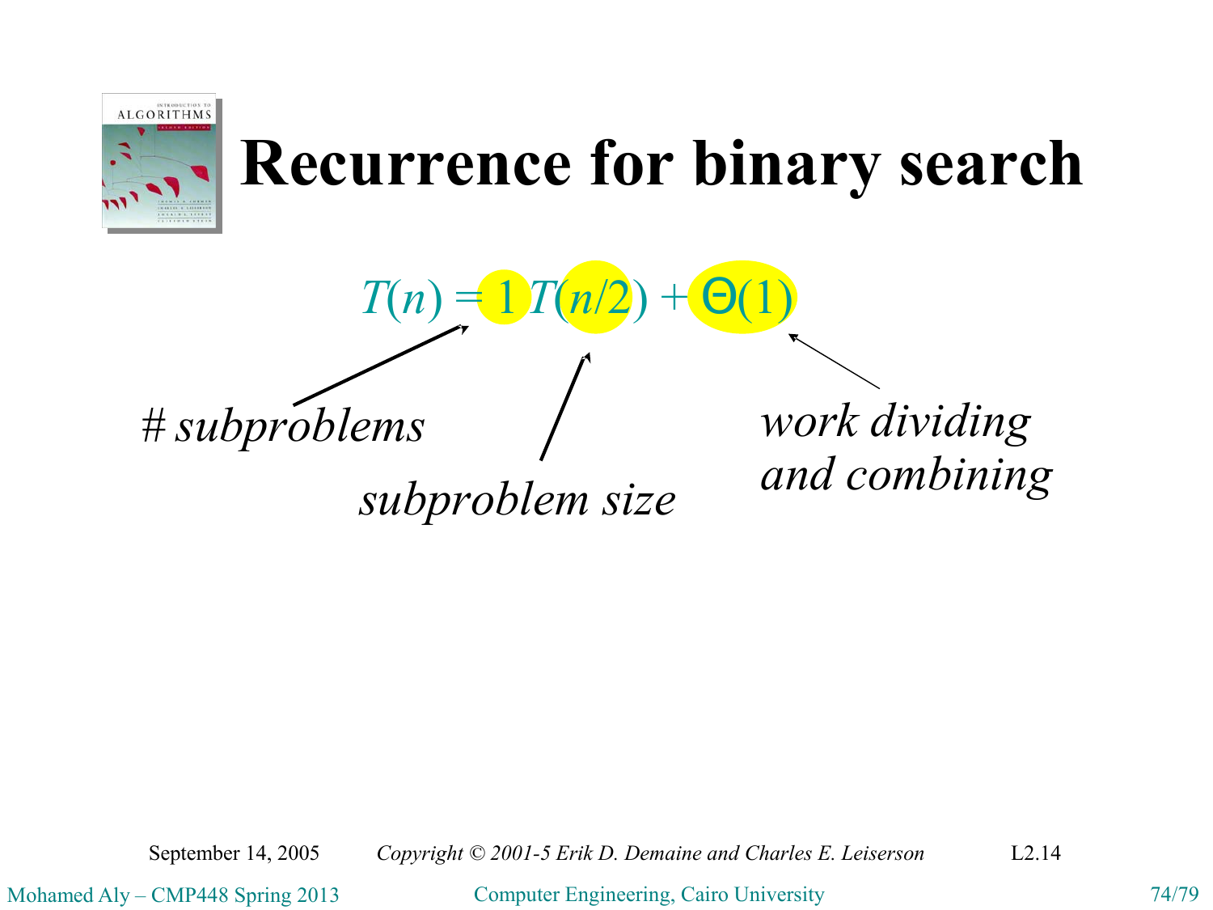# Recurrence for binary search

$$T(n) = 1\, T(n/2) + \Theta(1)$$

*# subproblems*

*subproblem size*

*work dividing and combining*

September 14, 2005 *Copyright © 2001-5 Erik D. Demaine and Charles E. Leiserson* L2.14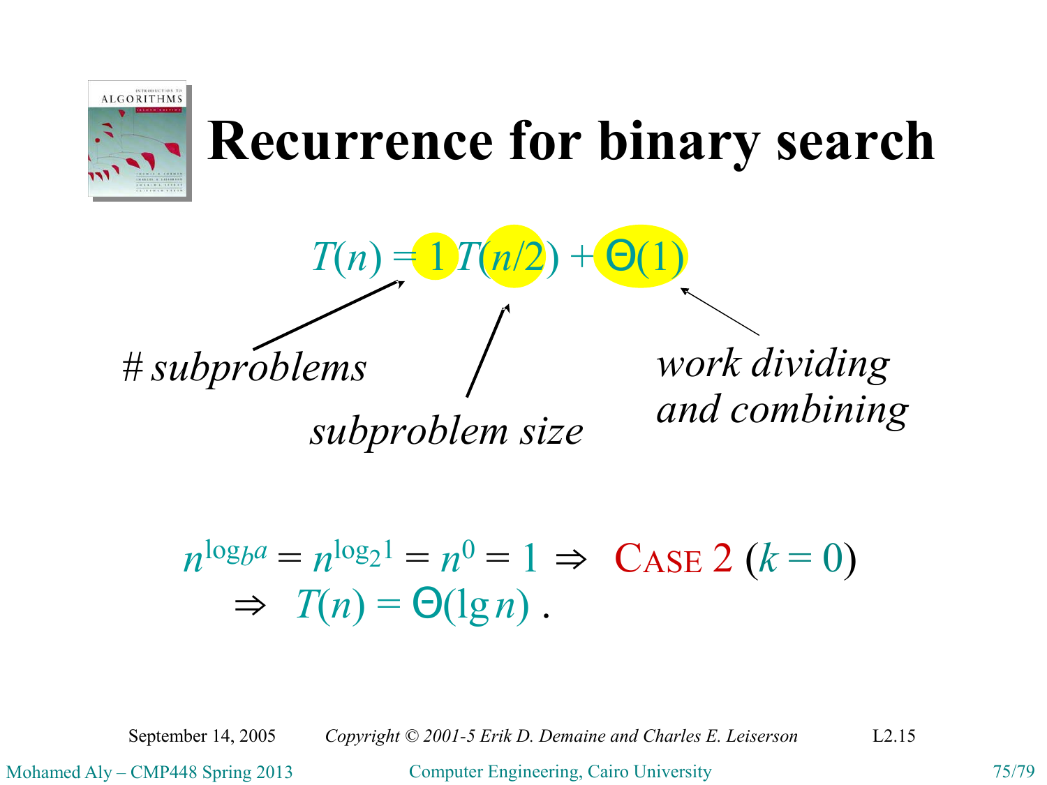# Recurrence for binary search

$$T(n) = 1\, T(n/2) + \Theta(1)$$

*# subproblems* — $1$

*subproblem size* — $n/2$

*work dividing and combining* — $\Theta(1)$

$$n^{\log_b a} = n^{\log_2 1} = n^0 = 1 \Rightarrow \text{CASE 2 } (k = 0)$$

$$\Rightarrow T(n) = \Theta(\lg n)\ .$$

September 14, 2005 *Copyright © 2001-5 Erik D. Demaine and Charles E. Leiserson* L2.15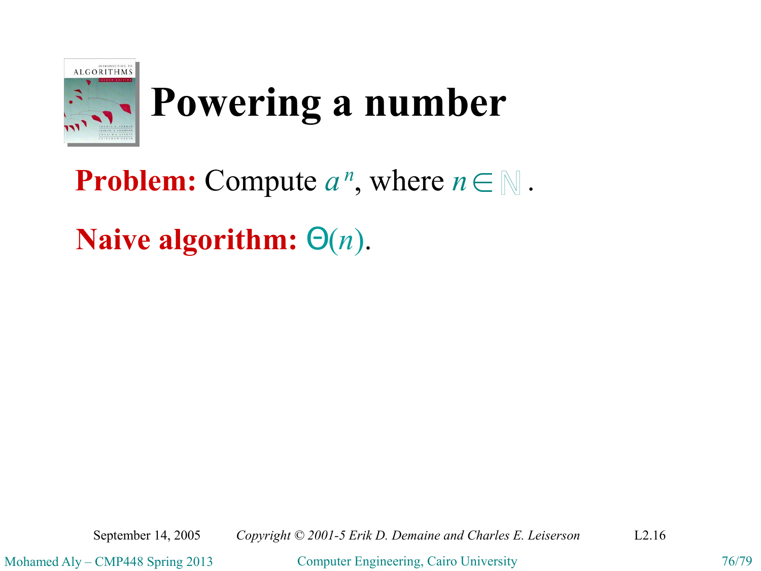# Powering a number

**Problem:** Compute $a^n$, where $n \in \mathbb{N}$.

**Naive algorithm:** $\Theta(n)$.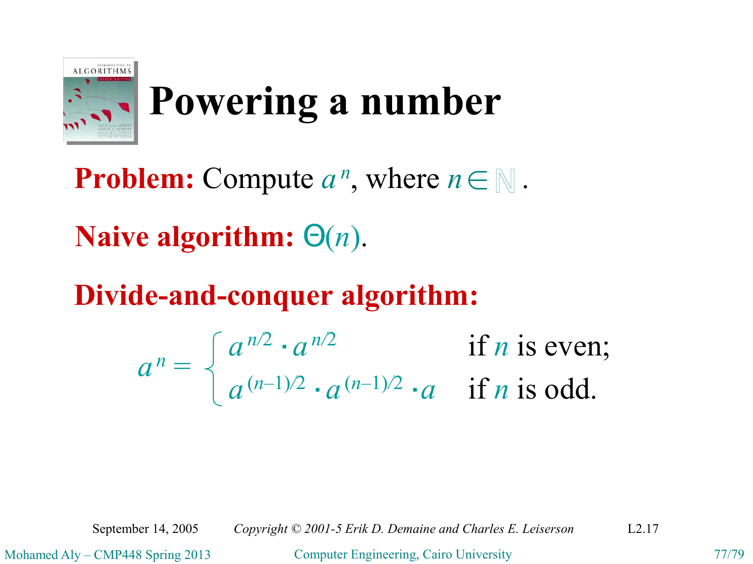# Powering a number

**Problem:** Compute $a^n$, where $n \in \mathbb{N}$.

**Naive algorithm:** $\Theta(n)$.

**Divide-and-conquer algorithm:**

$$a^n = \begin{cases} a^{n/2} \cdot a^{n/2} & \text{if } n \text{ is even;} \\ a^{(n-1)/2} \cdot a^{(n-1)/2} \cdot a & \text{if } n \text{ is odd.} \end{cases}$$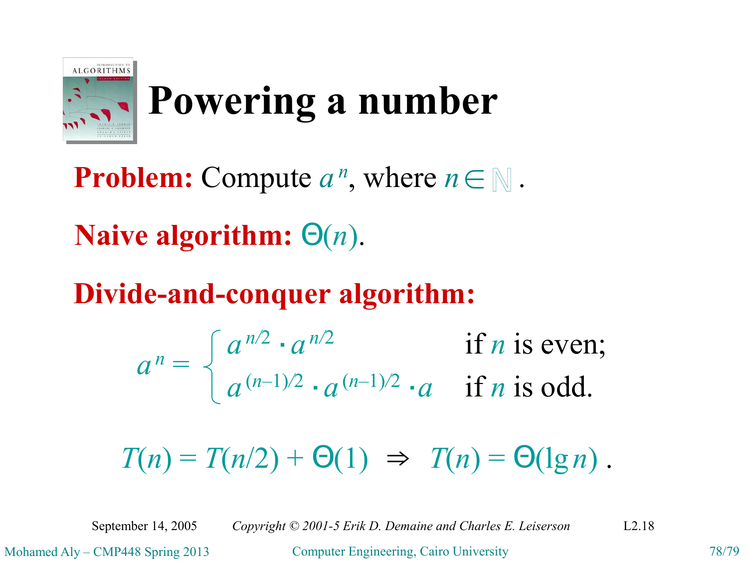# Powering a number

**Problem:** Compute $a^n$, where $n \in \mathbb{N}$.

**Naive algorithm:** $\Theta(n)$.

**Divide-and-conquer algorithm:**

$$a^n = \begin{cases} a^{n/2} \cdot a^{n/2} & \text{if } n \text{ is even;} \\ a^{(n-1)/2} \cdot a^{(n-1)/2} \cdot a & \text{if } n \text{ is odd.} \end{cases}$$

$$T(n) = T(n/2) + \Theta(1) \Rightarrow T(n) = \Theta(\lg n) .$$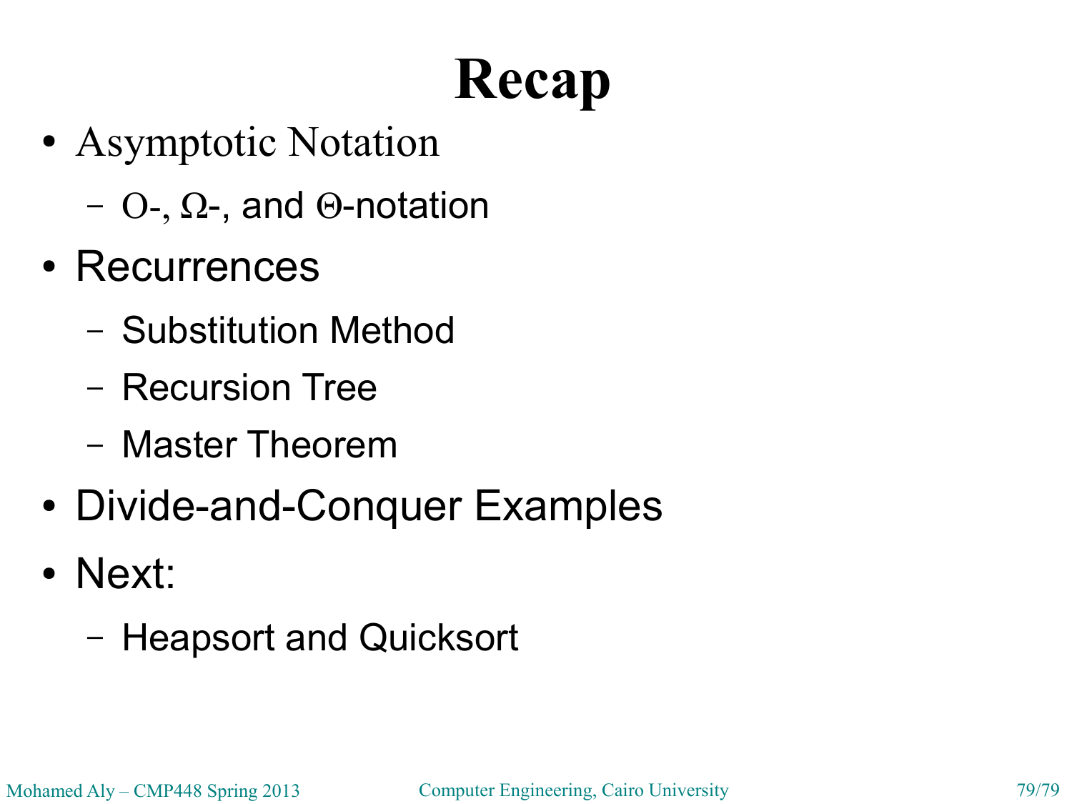# Recap

- Asymptotic Notation
  - $O$-, $\Omega$-, and $\Theta$-notation
- Recurrences
  - Substitution Method
  - Recursion Tree
  - Master Theorem
- Divide-and-Conquer Examples
- Next:
  - Heapsort and Quicksort